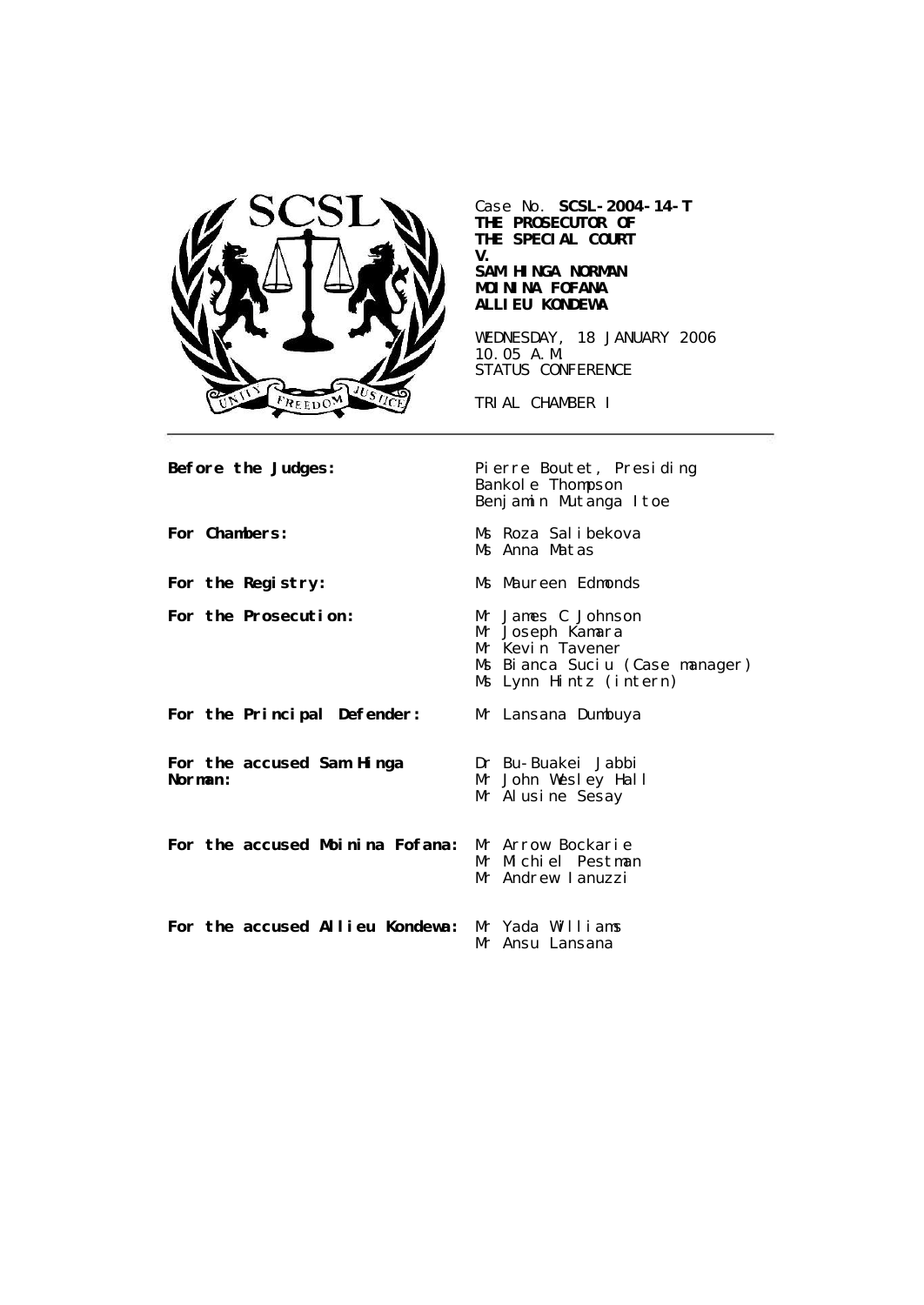Case No. **SCSL-2004-14-T**
**THE PROSECUTOR OF**
**THE SPECIAL COURT**
**V.**
**SAM HINGA NORMAN**
**MOININA FOFANA**
**ALLIEU KONDEWA**

WEDNESDAY, 18 JANUARY 2006
10.05 A.M.
STATUS CONFERENCE

TRIAL CHAMBER I

| | |
|---|---|
| **Before the Judges:** | Pierre Boutet, Presiding<br>Bankole Thompson<br>Benjamin Mutanga Itoe |
| **For Chambers:** | Ms Roza Salibekova<br>Ms Anna Matas |
| **For the Registry:** | Ms Maureen Edmonds |
| **For the Prosecution:** | Mr James C Johnson<br>Mr Joseph Kamara<br>Mr Kevin Tavener<br>Ms Bianca Suciu (Case manager)<br>Ms Lynn Hintz (intern) |
| **For the Principal Defender:** | Mr Lansana Dumbuya |
| **For the accused Sam Hinga Norman:** | Dr Bu-Buakei Jabbi<br>Mr John Wesley Hall<br>Mr Alusine Sesay |
| **For the accused Moinina Fofana:** | Mr Arrow Bockarie<br>Mr Michiel Pestman<br>Mr Andrew Ianuzzi |
| **For the accused Allieu Kondewa:** | Mr Yada Williams<br>Mr Ansu Lansana |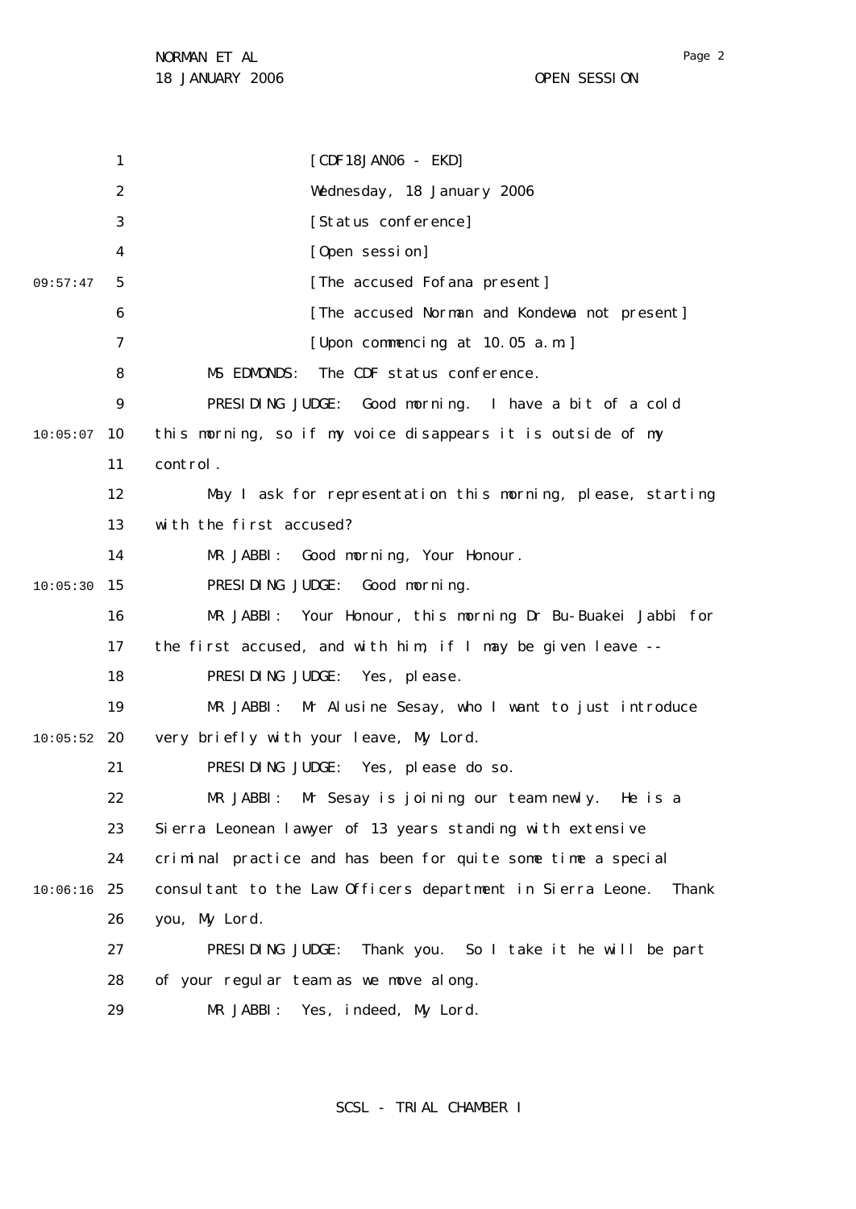[CDF18JAN06 - EKD]

Wednesday, 18 January 2006

[Status conference]

[Open session]

[The accused Fofana present]

[The accused Norman and Kondewa not present]

[Upon commencing at 10.05 a.m.]

MS EDMONDS: The CDF status conference.

PRESIDING JUDGE: Good morning. I have a bit of a cold this morning, so if my voice disappears it is outside of my control.

May I ask for representation this morning, please, starting with the first accused?

MR JABBI: Good morning, Your Honour.

PRESIDING JUDGE: Good morning.

MR JABBI: Your Honour, this morning Dr Bu-Buakei Jabbi for the first accused, and with him, if I may be given leave --

PRESIDING JUDGE: Yes, please.

MR JABBI: Mr Alusine Sesay, who I want to just introduce very briefly with your leave, My Lord.

PRESIDING JUDGE: Yes, please do so.

MR JABBI: Mr Sesay is joining our team newly. He is a Sierra Leonean lawyer of 13 years standing with extensive criminal practice and has been for quite some time a special consultant to the Law Officers department in Sierra Leone. Thank you, My Lord.

PRESIDING JUDGE: Thank you. So I take it he will be part of your regular team as we move along.

MR JABBI: Yes, indeed, My Lord.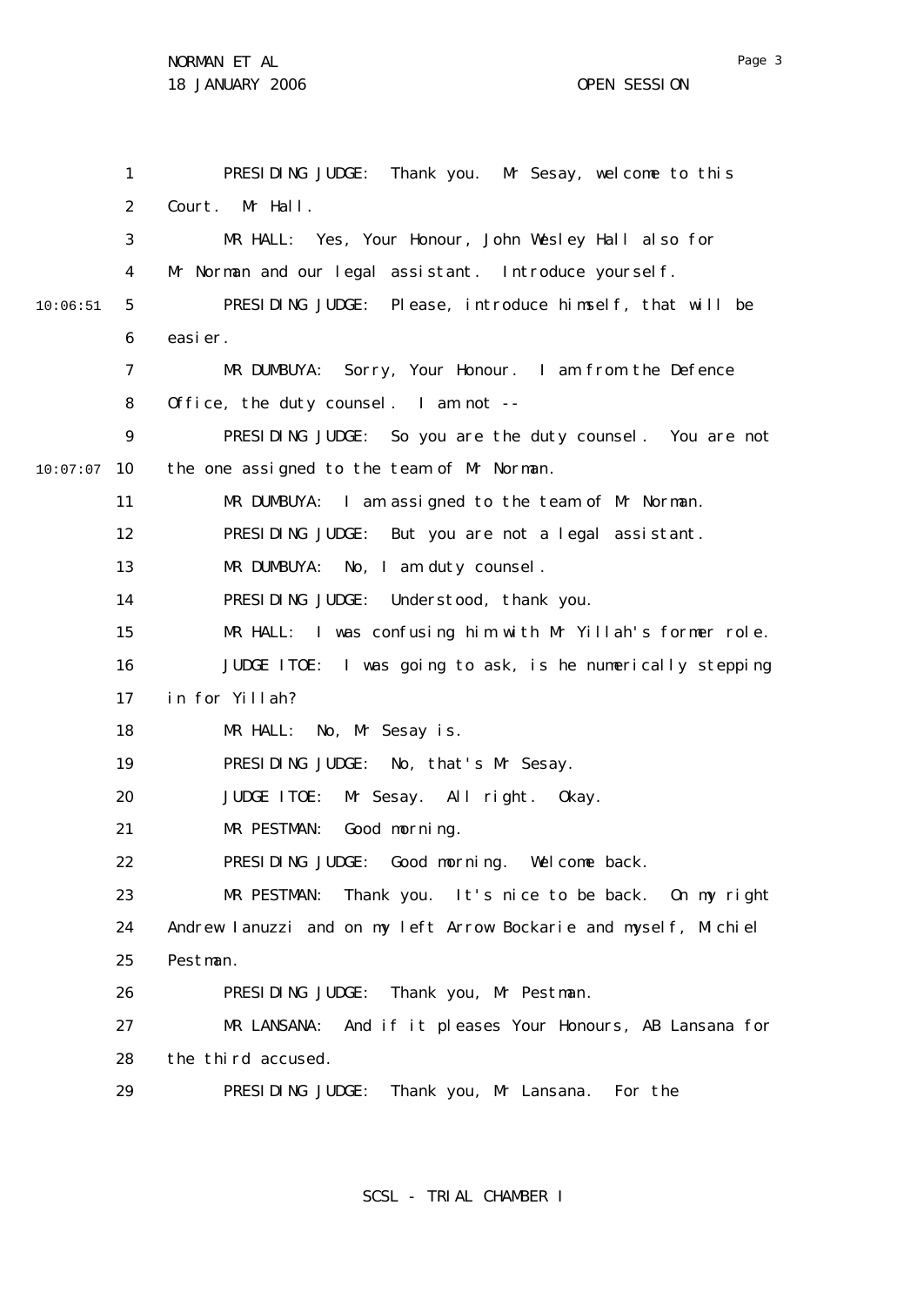PRESIDING JUDGE: Thank you. Mr Sesay, welcome to this Court. Mr Hall.

MR HALL: Yes, Your Honour, John Wesley Hall also for Mr Norman and our legal assistant. Introduce yourself.

PRESIDING JUDGE: Please, introduce himself, that will be easier.

MR DUMBUYA: Sorry, Your Honour. I am from the Defence Office, the duty counsel. I am not --

PRESIDING JUDGE: So you are the duty counsel. You are not the one assigned to the team of Mr Norman.

MR DUMBUYA: I am assigned to the team of Mr Norman.

PRESIDING JUDGE: But you are not a legal assistant.

MR DUMBUYA: No, I am duty counsel.

PRESIDING JUDGE: Understood, thank you.

MR HALL: I was confusing him with Mr Yillah's former role.

JUDGE ITOE: I was going to ask, is he numerically stepping in for Yillah?

MR HALL: No, Mr Sesay is.

PRESIDING JUDGE: No, that's Mr Sesay.

JUDGE ITOE: Mr Sesay. All right. Okay.

MR PESTMAN: Good morning.

PRESIDING JUDGE: Good morning. Welcome back.

MR PESTMAN: Thank you. It's nice to be back. On my right Andrew Ianuzzi and on my left Arrow Bockarie and myself, Michiel Pestman.

PRESIDING JUDGE: Thank you, Mr Pestman.

MR LANSANA: And if it pleases Your Honours, AB Lansana for the third accused.

PRESIDING JUDGE: Thank you, Mr Lansana. For the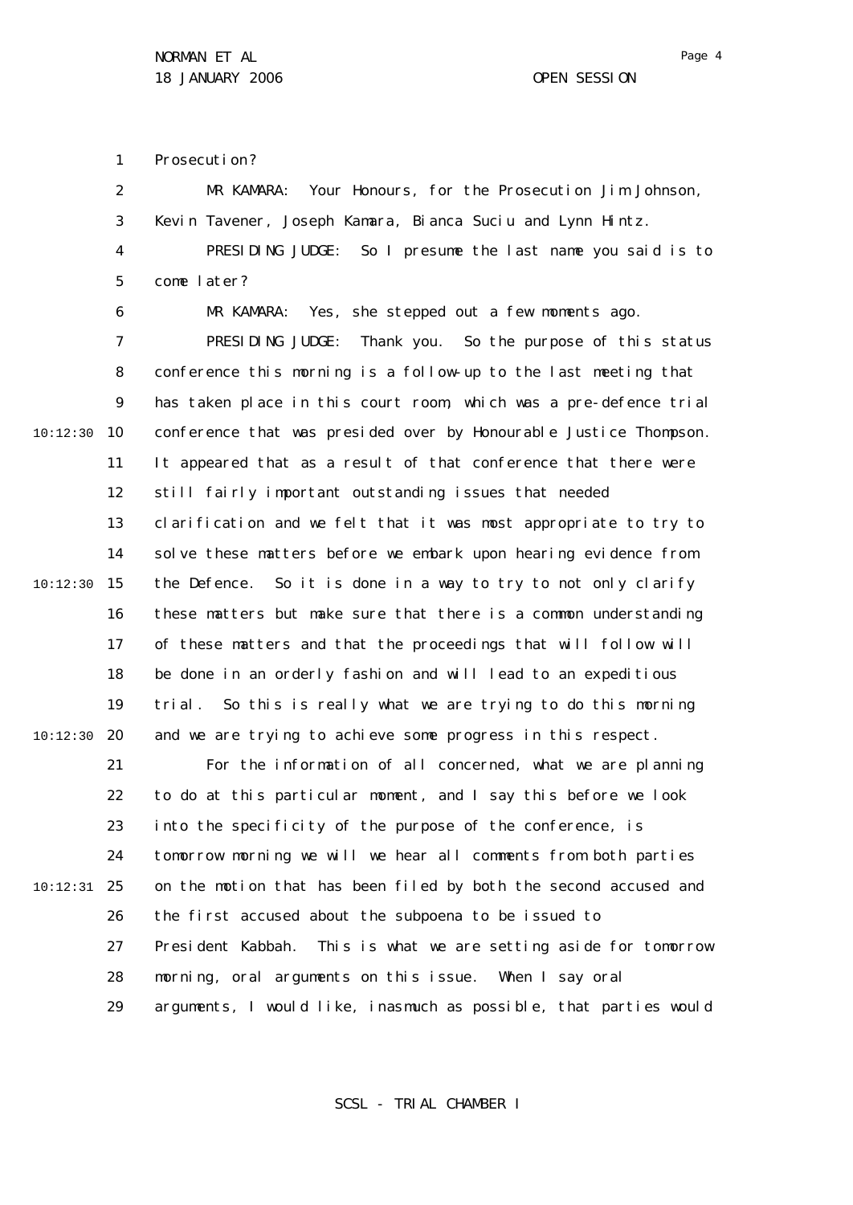Prosecution?

MR KAMARA: Your Honours, for the Prosecution Jim Johnson, Kevin Tavener, Joseph Kamara, Bianca Suciu and Lynn Hintz.

PRESIDING JUDGE: So I presume the last name you said is to come later?

MR KAMARA: Yes, she stepped out a few moments ago.

PRESIDING JUDGE: Thank you. So the purpose of this status conference this morning is a follow-up to the last meeting that has taken place in this court room, which was a pre-defence trial conference that was presided over by Honourable Justice Thompson. It appeared that as a result of that conference that there were still fairly important outstanding issues that needed clarification and we felt that it was most appropriate to try to solve these matters before we embark upon hearing evidence from the Defence. So it is done in a way to try to not only clarify these matters but make sure that there is a common understanding of these matters and that the proceedings that will follow will be done in an orderly fashion and will lead to an expeditious trial. So this is really what we are trying to do this morning and we are trying to achieve some progress in this respect.

For the information of all concerned, what we are planning to do at this particular moment, and I say this before we look into the specificity of the purpose of the conference, is tomorrow morning we will we hear all comments from both parties on the motion that has been filed by both the second accused and the first accused about the subpoena to be issued to President Kabbah. This is what we are setting aside for tomorrow morning, oral arguments on this issue. When I say oral arguments, I would like, inasmuch as possible, that parties would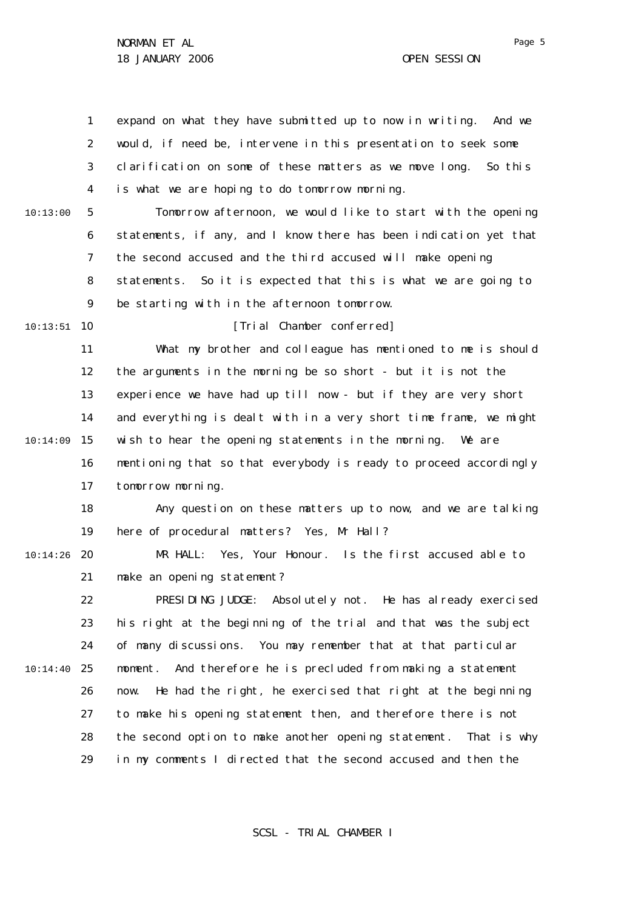expand on what they have submitted up to now in writing. And we would, if need be, intervene in this presentation to seek some clarification on some of these matters as we move long. So this is what we are hoping to do tomorrow morning.

Tomorrow afternoon, we would like to start with the opening statements, if any, and I know there has been indication yet that the second accused and the third accused will make opening statements. So it is expected that this is what we are going to be starting with in the afternoon tomorrow.

[Trial Chamber conferred]

What my brother and colleague has mentioned to me is should the arguments in the morning be so short - but it is not the experience we have had up till now - but if they are very short and everything is dealt with in a very short time frame, we might wish to hear the opening statements in the morning. We are mentioning that so that everybody is ready to proceed accordingly tomorrow morning.

Any question on these matters up to now, and we are talking here of procedural matters? Yes, Mr Hall?

MR HALL: Yes, Your Honour. Is the first accused able to make an opening statement?

PRESIDING JUDGE: Absolutely not. He has already exercised his right at the beginning of the trial and that was the subject of many discussions. You may remember that at that particular moment. And therefore he is precluded from making a statement now. He had the right, he exercised that right at the beginning to make his opening statement then, and therefore there is not the second option to make another opening statement. That is why in my comments I directed that the second accused and then the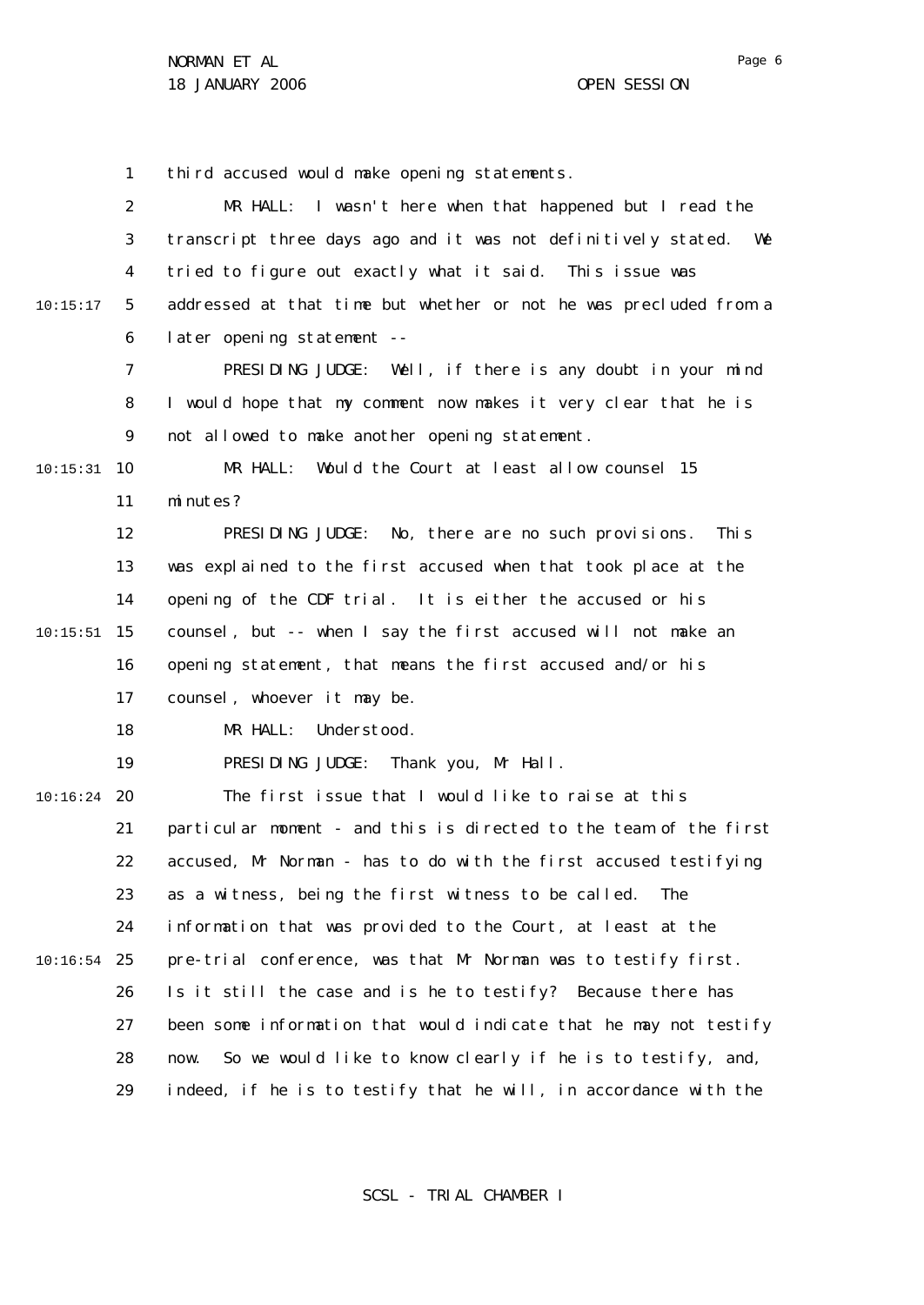third accused would make opening statements.

MR HALL: I wasn't here when that happened but I read the transcript three days ago and it was not definitively stated. We tried to figure out exactly what it said. This issue was addressed at that time but whether or not he was precluded from a later opening statement --

PRESIDING JUDGE: Well, if there is any doubt in your mind I would hope that my comment now makes it very clear that he is not allowed to make another opening statement.

MR HALL: Would the Court at least allow counsel 15 minutes?

PRESIDING JUDGE: No, there are no such provisions. This was explained to the first accused when that took place at the opening of the CDF trial. It is either the accused or his counsel, but -- when I say the first accused will not make an opening statement, that means the first accused and/or his counsel, whoever it may be.

MR HALL: Understood.

PRESIDING JUDGE: Thank you, Mr Hall.

The first issue that I would like to raise at this particular moment - and this is directed to the team of the first accused, Mr Norman - has to do with the first accused testifying as a witness, being the first witness to be called. The information that was provided to the Court, at least at the pre-trial conference, was that Mr Norman was to testify first. Is it still the case and is he to testify? Because there has been some information that would indicate that he may not testify now. So we would like to know clearly if he is to testify, and, indeed, if he is to testify that he will, in accordance with the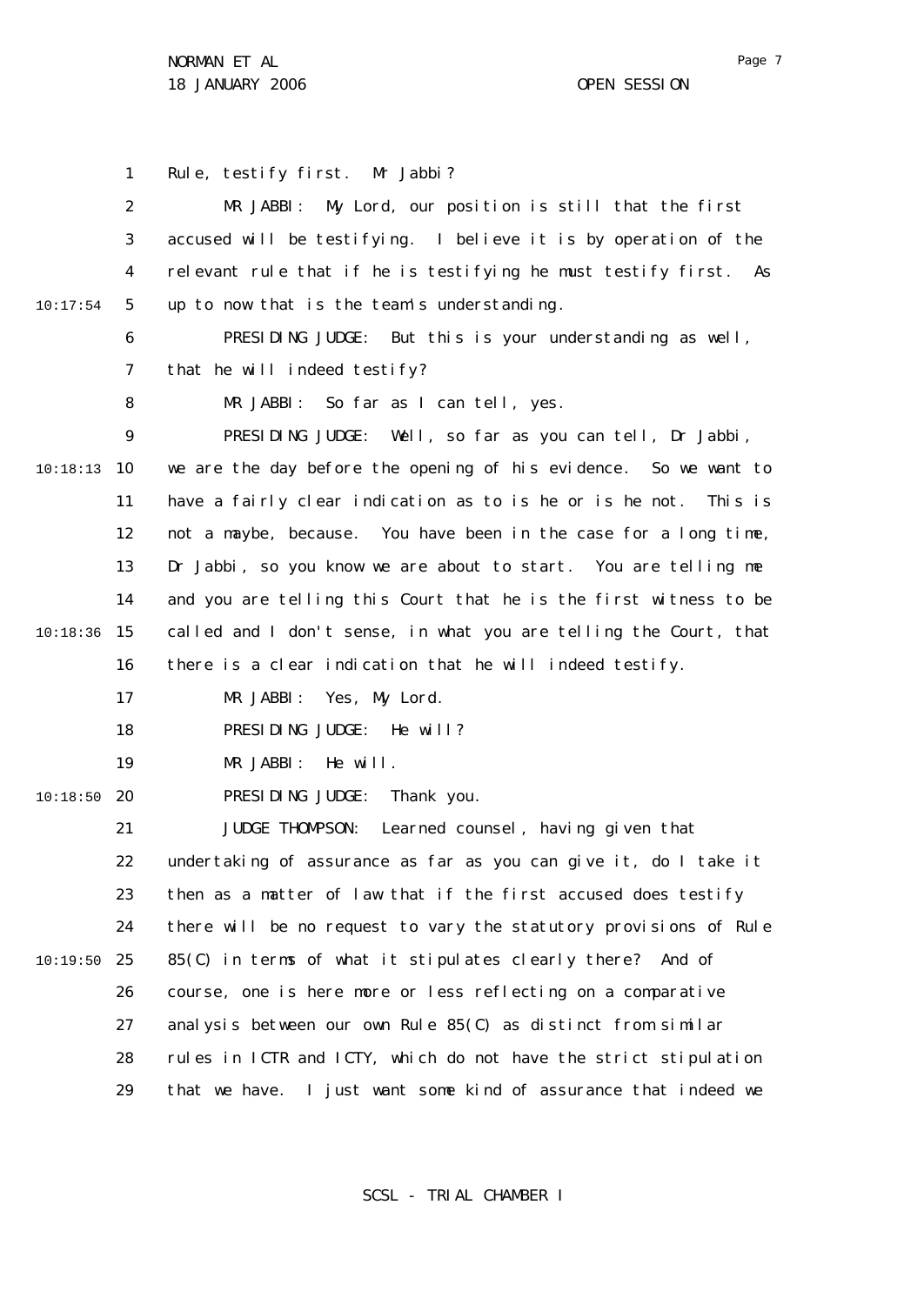Rule, testify first. Mr Jabbi?

MR JABBI: My Lord, our position is still that the first accused will be testifying. I believe it is by operation of the relevant rule that if he is testifying he must testify first. As up to now that is the team's understanding.

PRESIDING JUDGE: But this is your understanding as well, that he will indeed testify?

MR JABBI: So far as I can tell, yes.

PRESIDING JUDGE: Well, so far as you can tell, Dr Jabbi, we are the day before the opening of his evidence. So we want to have a fairly clear indication as to is he or is he not. This is not a maybe, because. You have been in the case for a long time, Dr Jabbi, so you know we are about to start. You are telling me and you are telling this Court that he is the first witness to be called and I don't sense, in what you are telling the Court, that there is a clear indication that he will indeed testify.

MR JABBI: Yes, My Lord.

PRESIDING JUDGE: He will?

MR JABBI: He will.

PRESIDING JUDGE: Thank you.

JUDGE THOMPSON: Learned counsel, having given that undertaking of assurance as far as you can give it, do I take it then as a matter of law that if the first accused does testify there will be no request to vary the statutory provisions of Rule 85(C) in terms of what it stipulates clearly there? And of course, one is here more or less reflecting on a comparative analysis between our own Rule 85(C) as distinct from similar rules in ICTR and ICTY, which do not have the strict stipulation that we have. I just want some kind of assurance that indeed we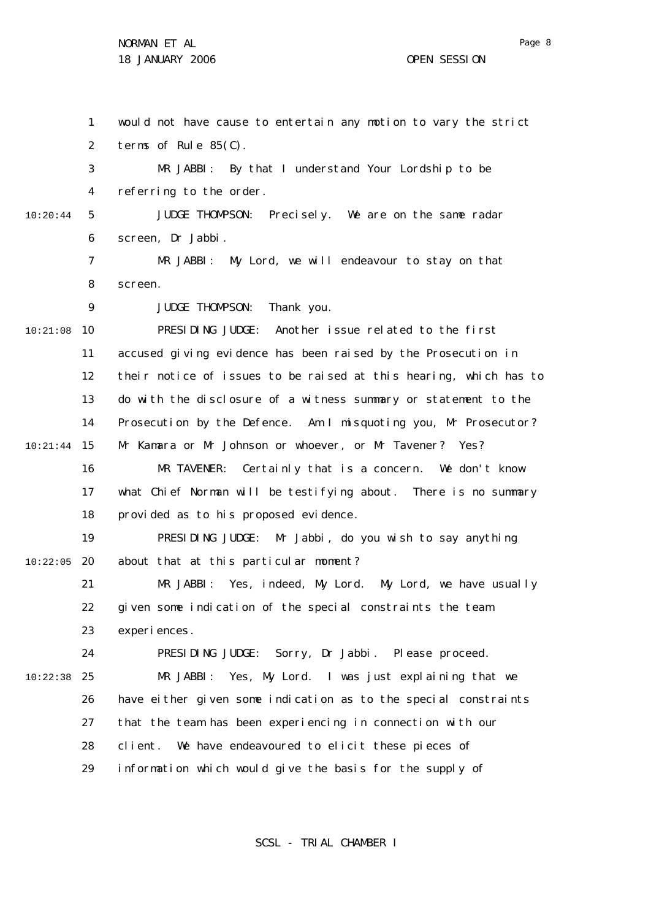would not have cause to entertain any motion to vary the strict terms of Rule 85(C).

MR JABBI: By that I understand Your Lordship to be referring to the order.

JUDGE THOMPSON: Precisely. We are on the same radar screen, Dr Jabbi.

MR JABBI: My Lord, we will endeavour to stay on that screen.

JUDGE THOMPSON: Thank you.

PRESIDING JUDGE: Another issue related to the first accused giving evidence has been raised by the Prosecution in their notice of issues to be raised at this hearing, which has to do with the disclosure of a witness summary or statement to the Prosecution by the Defence. Am I misquoting you, Mr Prosecutor? Mr Kamara or Mr Johnson or whoever, or Mr Tavener? Yes?

MR TAVENER: Certainly that is a concern. We don't know what Chief Norman will be testifying about. There is no summary provided as to his proposed evidence.

PRESIDING JUDGE: Mr Jabbi, do you wish to say anything about that at this particular moment?

MR JABBI: Yes, indeed, My Lord. My Lord, we have usually given some indication of the special constraints the team experiences.

PRESIDING JUDGE: Sorry, Dr Jabbi. Please proceed.

MR JABBI: Yes, My Lord. I was just explaining that we have either given some indication as to the special constraints that the team has been experiencing in connection with our client. We have endeavoured to elicit these pieces of information which would give the basis for the supply of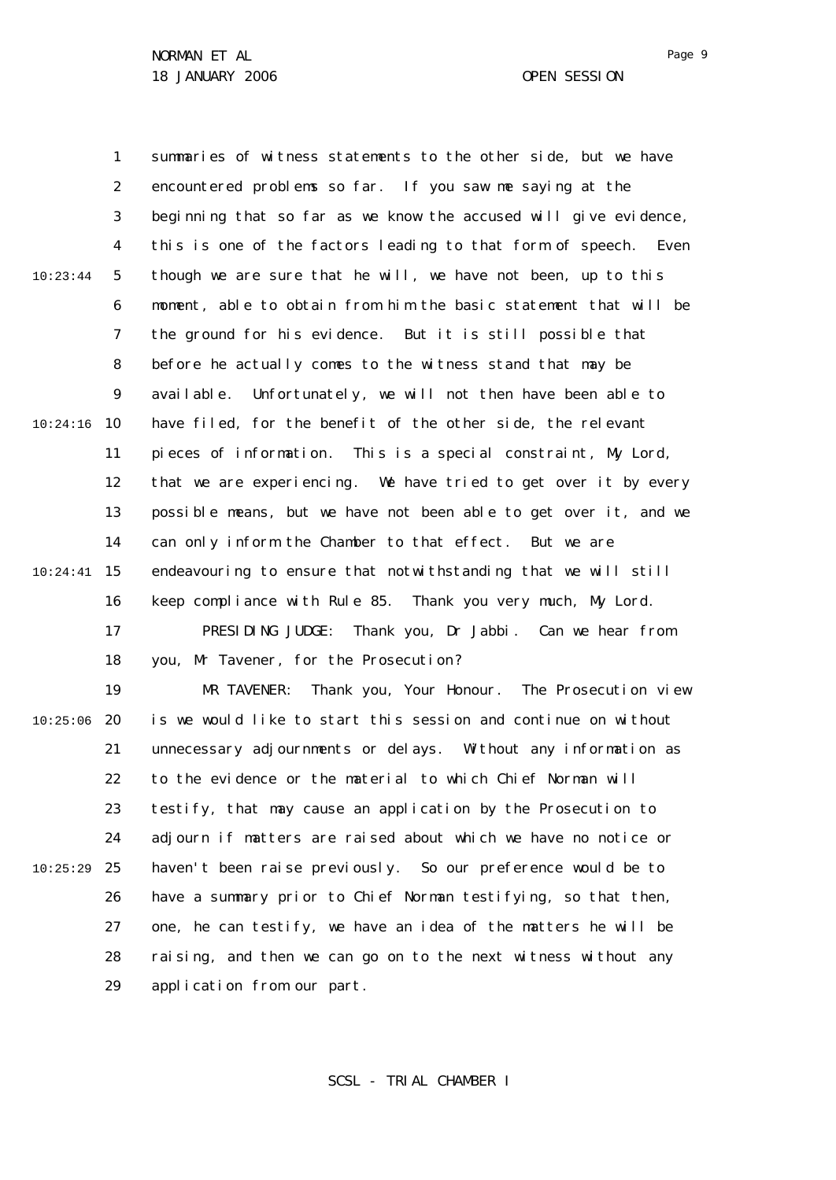summaries of witness statements to the other side, but we have encountered problems so far. If you saw me saying at the beginning that so far as we know the accused will give evidence, this is one of the factors leading to that form of speech. Even though we are sure that he will, we have not been, up to this moment, able to obtain from him the basic statement that will be the ground for his evidence. But it is still possible that before he actually comes to the witness stand that may be available. Unfortunately, we will not then have been able to have filed, for the benefit of the other side, the relevant pieces of information. This is a special constraint, My Lord, that we are experiencing. We have tried to get over it by every possible means, but we have not been able to get over it, and we can only inform the Chamber to that effect. But we are endeavouring to ensure that notwithstanding that we will still keep compliance with Rule 85. Thank you very much, My Lord.

PRESIDING JUDGE: Thank you, Dr Jabbi. Can we hear from you, Mr Tavener, for the Prosecution?

MR TAVENER: Thank you, Your Honour. The Prosecution view is we would like to start this session and continue on without unnecessary adjournments or delays. Without any information as to the evidence or the material to which Chief Norman will testify, that may cause an application by the Prosecution to adjourn if matters are raised about which we have no notice or haven't been raise previously. So our preference would be to have a summary prior to Chief Norman testifying, so that then, one, he can testify, we have an idea of the matters he will be raising, and then we can go on to the next witness without any application from our part.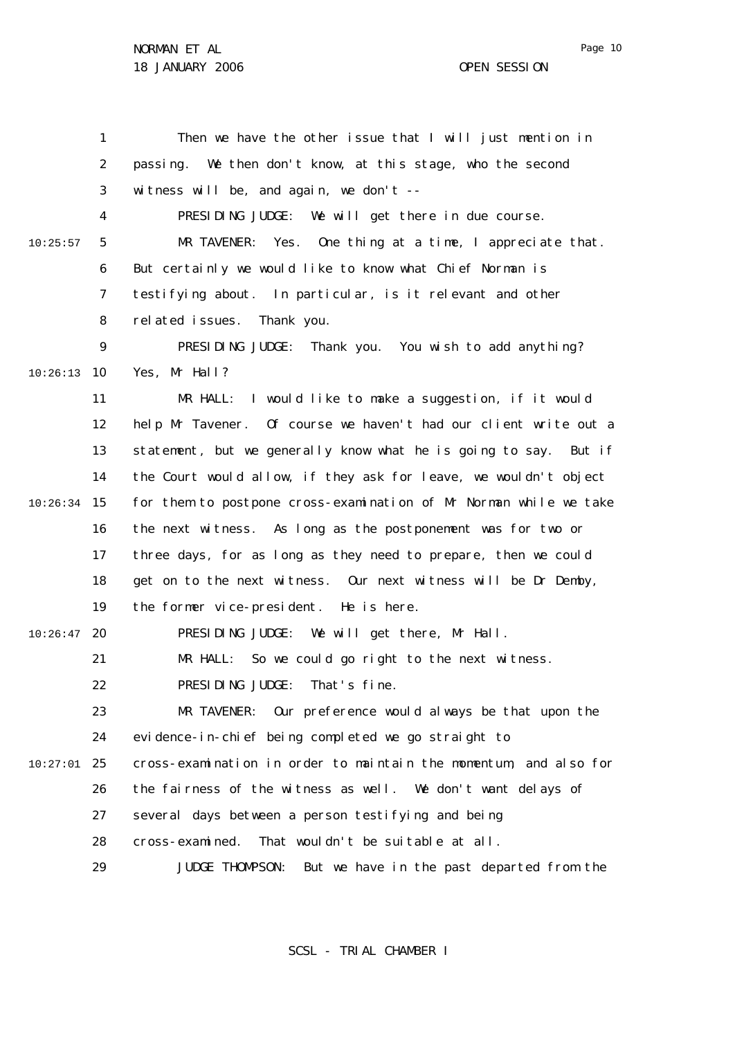Then we have the other issue that I will just mention in passing. We then don't know, at this stage, who the second witness will be, and again, we don't --

PRESIDING JUDGE: We will get there in due course.

MR TAVENER: Yes. One thing at a time, I appreciate that. But certainly we would like to know what Chief Norman is testifying about. In particular, is it relevant and other related issues. Thank you.

PRESIDING JUDGE: Thank you. You wish to add anything? Yes, Mr Hall?

MR HALL: I would like to make a suggestion, if it would help Mr Tavener. Of course we haven't had our client write out a statement, but we generally know what he is going to say. But if the Court would allow, if they ask for leave, we wouldn't object for them to postpone cross-examination of Mr Norman while we take the next witness. As long as the postponement was for two or three days, for as long as they need to prepare, then we could get on to the next witness. Our next witness will be Dr Demby, the former vice-president. He is here.

PRESIDING JUDGE: We will get there, Mr Hall.

MR HALL: So we could go right to the next witness.

PRESIDING JUDGE: That's fine.

MR TAVENER: Our preference would always be that upon the evidence-in-chief being completed we go straight to cross-examination in order to maintain the momentum, and also for the fairness of the witness as well. We don't want delays of several days between a person testifying and being cross-examined. That wouldn't be suitable at all.

JUDGE THOMPSON: But we have in the past departed from the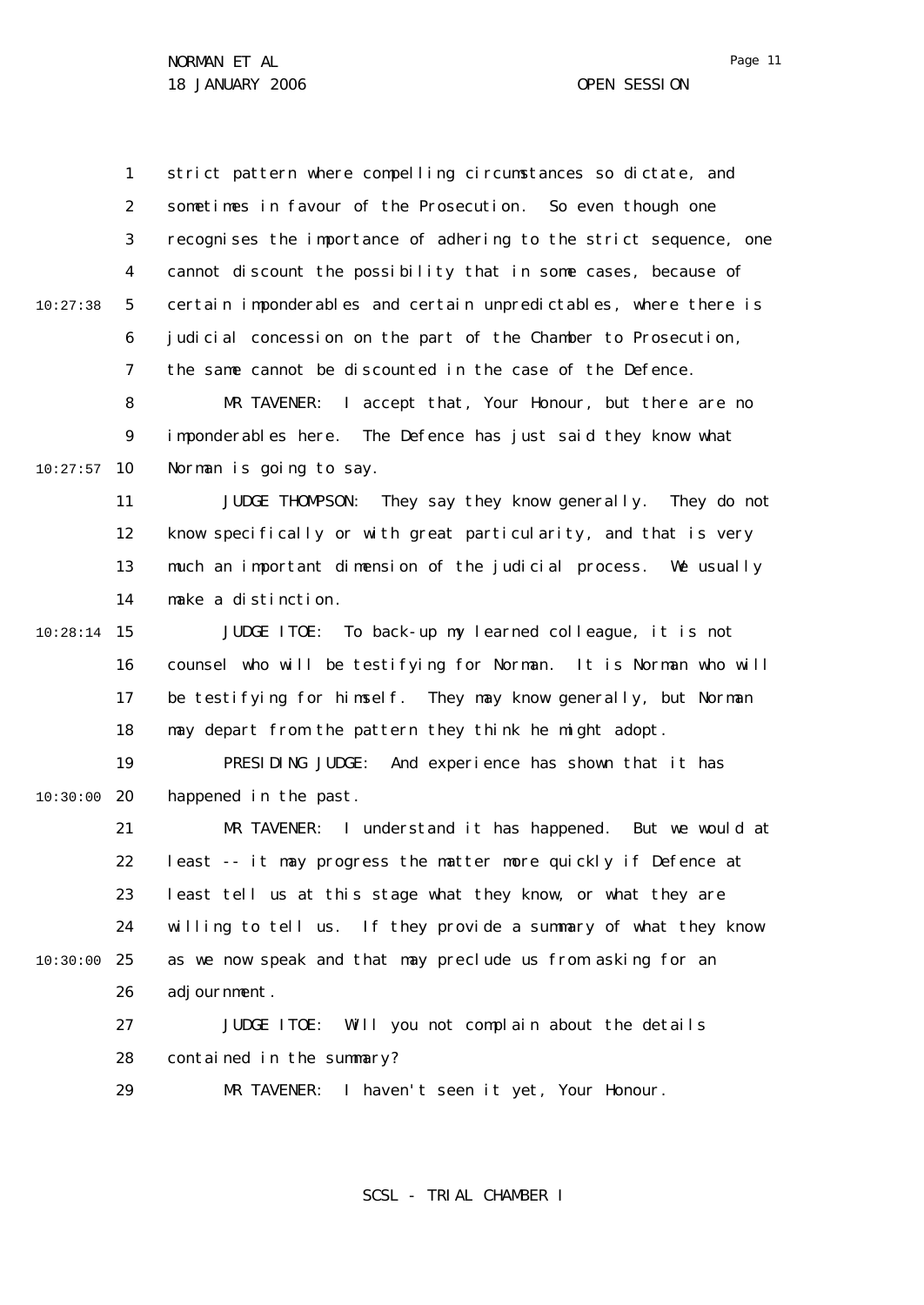strict pattern where compelling circumstances so dictate, and sometimes in favour of the Prosecution. So even though one recognises the importance of adhering to the strict sequence, one cannot discount the possibility that in some cases, because of certain imponderables and certain unpredictables, where there is judicial concession on the part of the Chamber to Prosecution, the same cannot be discounted in the case of the Defence.

MR TAVENER: I accept that, Your Honour, but there are no imponderables here. The Defence has just said they know what Norman is going to say.

JUDGE THOMPSON: They say they know generally. They do not know specifically or with great particularity, and that is very much an important dimension of the judicial process. We usually make a distinction.

JUDGE ITOE: To back-up my learned colleague, it is not counsel who will be testifying for Norman. It is Norman who will be testifying for himself. They may know generally, but Norman may depart from the pattern they think he might adopt.

PRESIDING JUDGE: And experience has shown that it has happened in the past.

MR TAVENER: I understand it has happened. But we would at least -- it may progress the matter more quickly if Defence at least tell us at this stage what they know, or what they are willing to tell us. If they provide a summary of what they know as we now speak and that may preclude us from asking for an adjournment.

JUDGE ITOE: Will you not complain about the details contained in the summary?

MR TAVENER: I haven't seen it yet, Your Honour.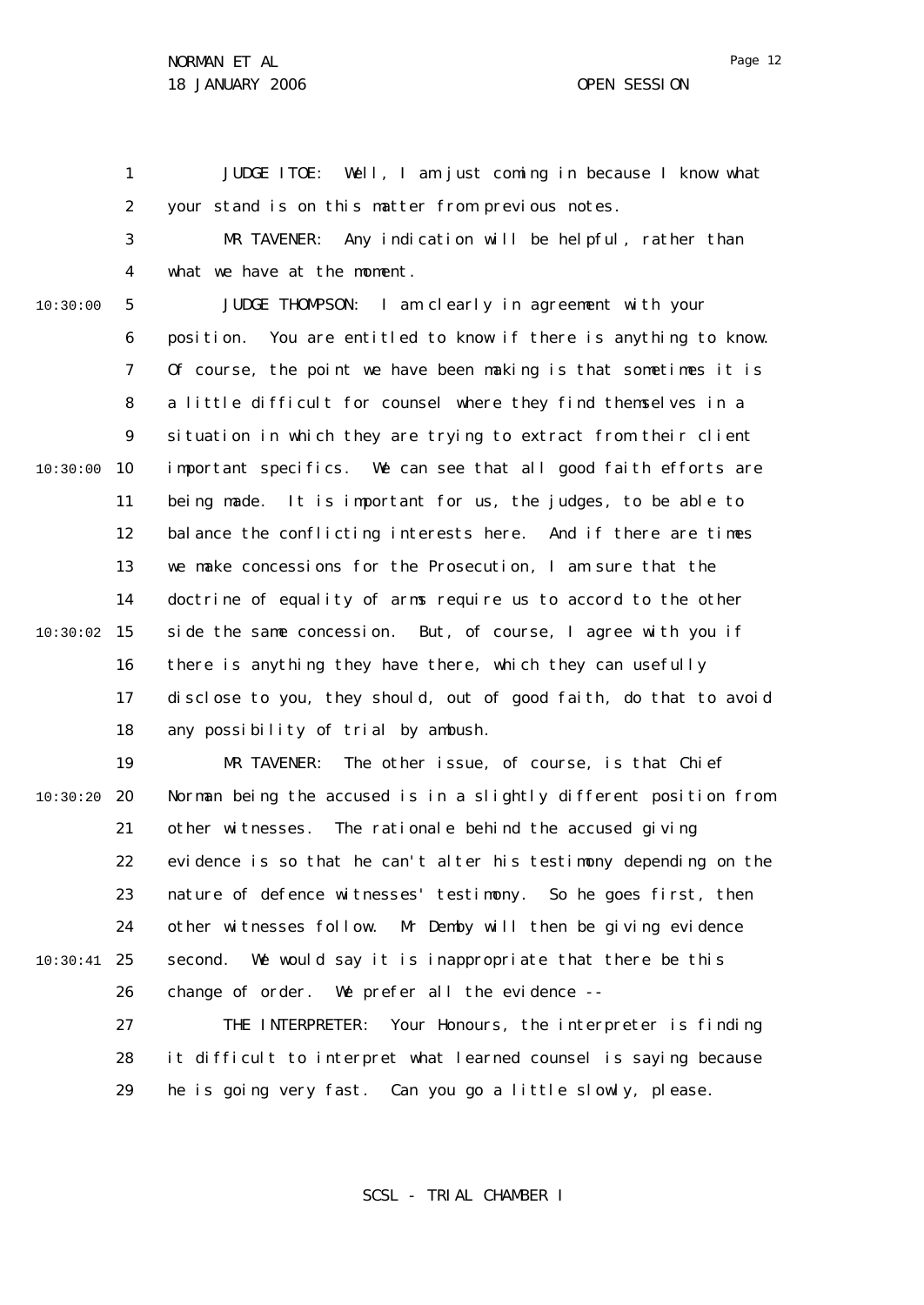JUDGE ITOE: Well, I am just coming in because I know what your stand is on this matter from previous notes.

MR TAVENER: Any indication will be helpful, rather than what we have at the moment.

JUDGE THOMPSON: I am clearly in agreement with your position. You are entitled to know if there is anything to know. Of course, the point we have been making is that sometimes it is a little difficult for counsel where they find themselves in a situation in which they are trying to extract from their client important specifics. We can see that all good faith efforts are being made. It is important for us, the judges, to be able to balance the conflicting interests here. And if there are times we make concessions for the Prosecution, I am sure that the doctrine of equality of arms require us to accord to the other side the same concession. But, of course, I agree with you if there is anything they have there, which they can usefully disclose to you, they should, out of good faith, do that to avoid any possibility of trial by ambush.

MR TAVENER: The other issue, of course, is that Chief Norman being the accused is in a slightly different position from other witnesses. The rationale behind the accused giving evidence is so that he can't alter his testimony depending on the nature of defence witnesses' testimony. So he goes first, then other witnesses follow. Mr Demby will then be giving evidence second. We would say it is inappropriate that there be this change of order. We prefer all the evidence --

THE INTERPRETER: Your Honours, the interpreter is finding it difficult to interpret what learned counsel is saying because he is going very fast. Can you go a little slowly, please.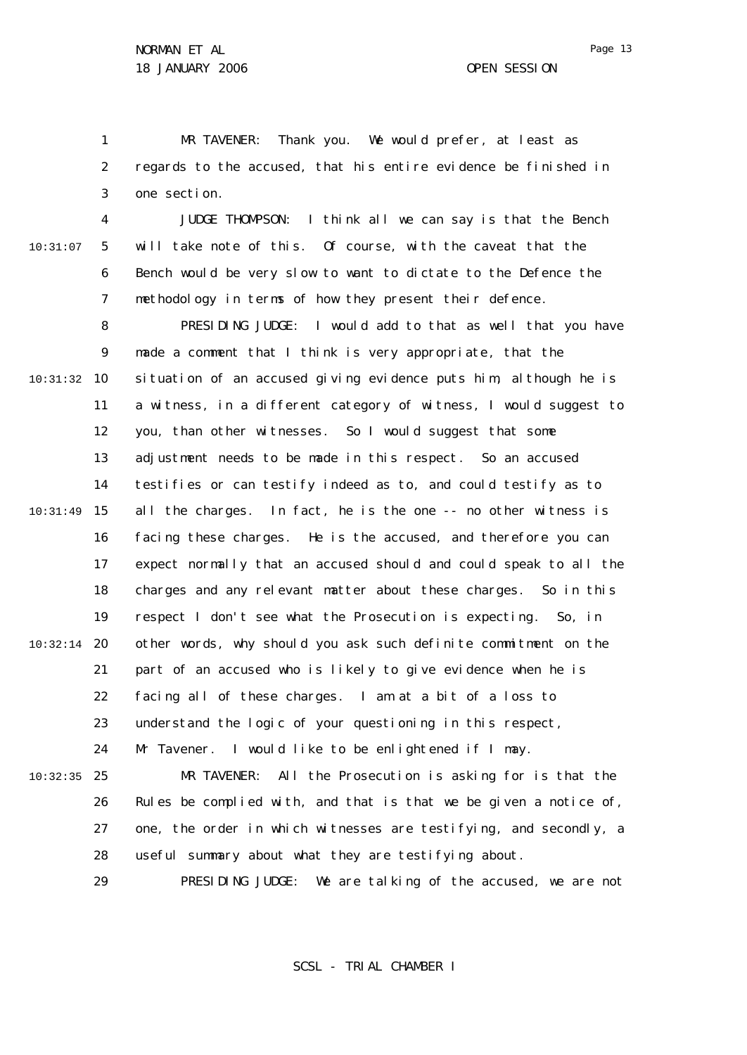MR TAVENER: Thank you. We would prefer, at least as regards to the accused, that his entire evidence be finished in one section.

JUDGE THOMPSON: I think all we can say is that the Bench will take note of this. Of course, with the caveat that the Bench would be very slow to want to dictate to the Defence the methodology in terms of how they present their defence.

PRESIDING JUDGE: I would add to that as well that you have made a comment that I think is very appropriate, that the situation of an accused giving evidence puts him, although he is a witness, in a different category of witness, I would suggest to you, than other witnesses. So I would suggest that some adjustment needs to be made in this respect. So an accused testifies or can testify indeed as to, and could testify as to all the charges. In fact, he is the one -- no other witness is facing these charges. He is the accused, and therefore you can expect normally that an accused should and could speak to all the charges and any relevant matter about these charges. So in this respect I don't see what the Prosecution is expecting. So, in other words, why should you ask such definite commitment on the part of an accused who is likely to give evidence when he is facing all of these charges. I am at a bit of a loss to understand the logic of your questioning in this respect, Mr Tavener. I would like to be enlightened if I may.

MR TAVENER: All the Prosecution is asking for is that the Rules be complied with, and that is that we be given a notice of, one, the order in which witnesses are testifying, and secondly, a useful summary about what they are testifying about.

PRESIDING JUDGE: We are talking of the accused, we are not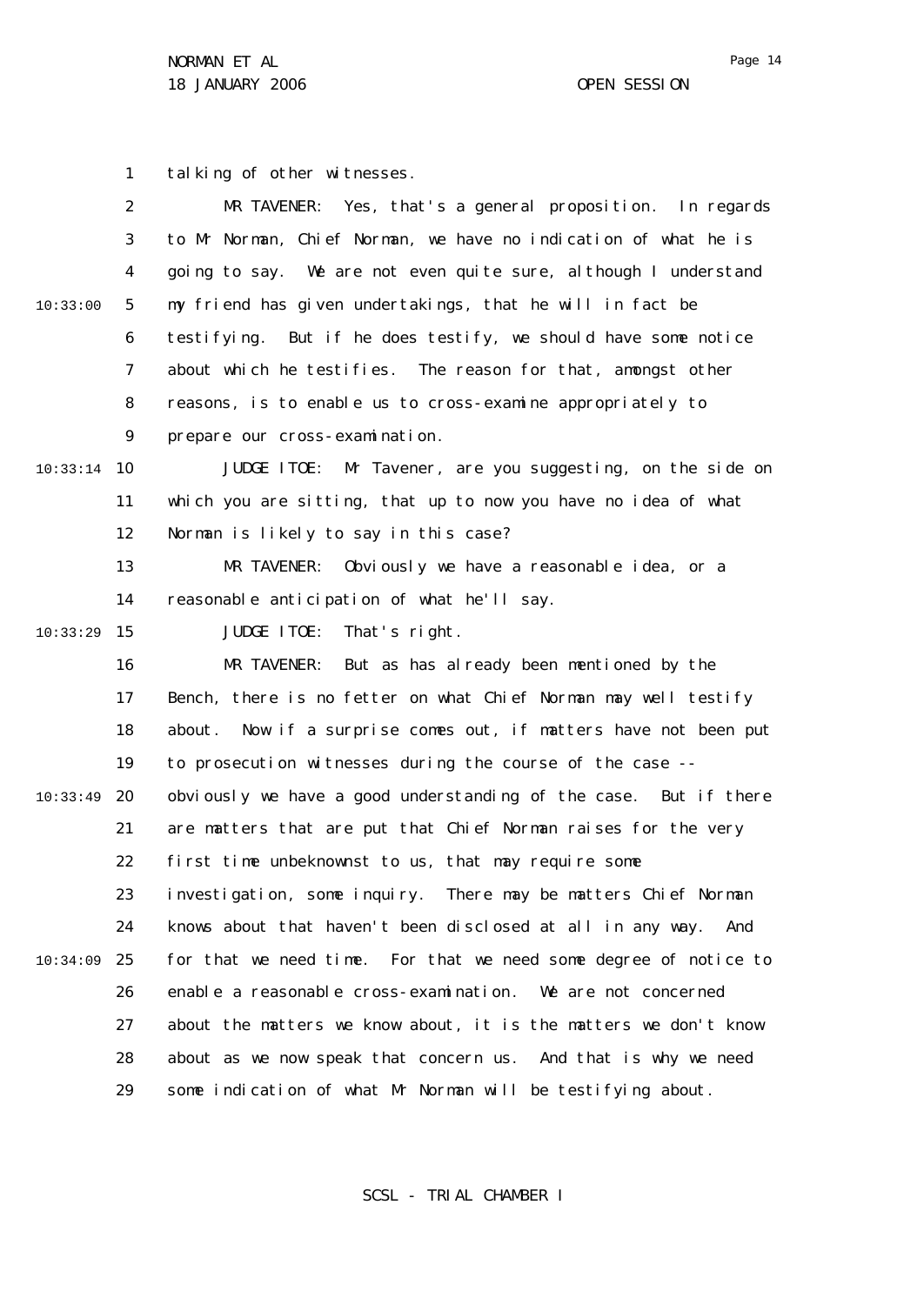talking of other witnesses.

MR TAVENER: Yes, that's a general proposition. In regards to Mr Norman, Chief Norman, we have no indication of what he is going to say. We are not even quite sure, although I understand my friend has given undertakings, that he will in fact be testifying. But if he does testify, we should have some notice about which he testifies. The reason for that, amongst other reasons, is to enable us to cross-examine appropriately to prepare our cross-examination.

JUDGE ITOE: Mr Tavener, are you suggesting, on the side on which you are sitting, that up to now you have no idea of what Norman is likely to say in this case?

MR TAVENER: Obviously we have a reasonable idea, or a reasonable anticipation of what he'll say.

JUDGE ITOE: That's right.

MR TAVENER: But as has already been mentioned by the Bench, there is no fetter on what Chief Norman may well testify about. Now if a surprise comes out, if matters have not been put to prosecution witnesses during the course of the case -- obviously we have a good understanding of the case. But if there are matters that are put that Chief Norman raises for the very first time unbeknownst to us, that may require some investigation, some inquiry. There may be matters Chief Norman knows about that haven't been disclosed at all in any way. And for that we need time. For that we need some degree of notice to enable a reasonable cross-examination. We are not concerned about the matters we know about, it is the matters we don't know about as we now speak that concern us. And that is why we need some indication of what Mr Norman will be testifying about.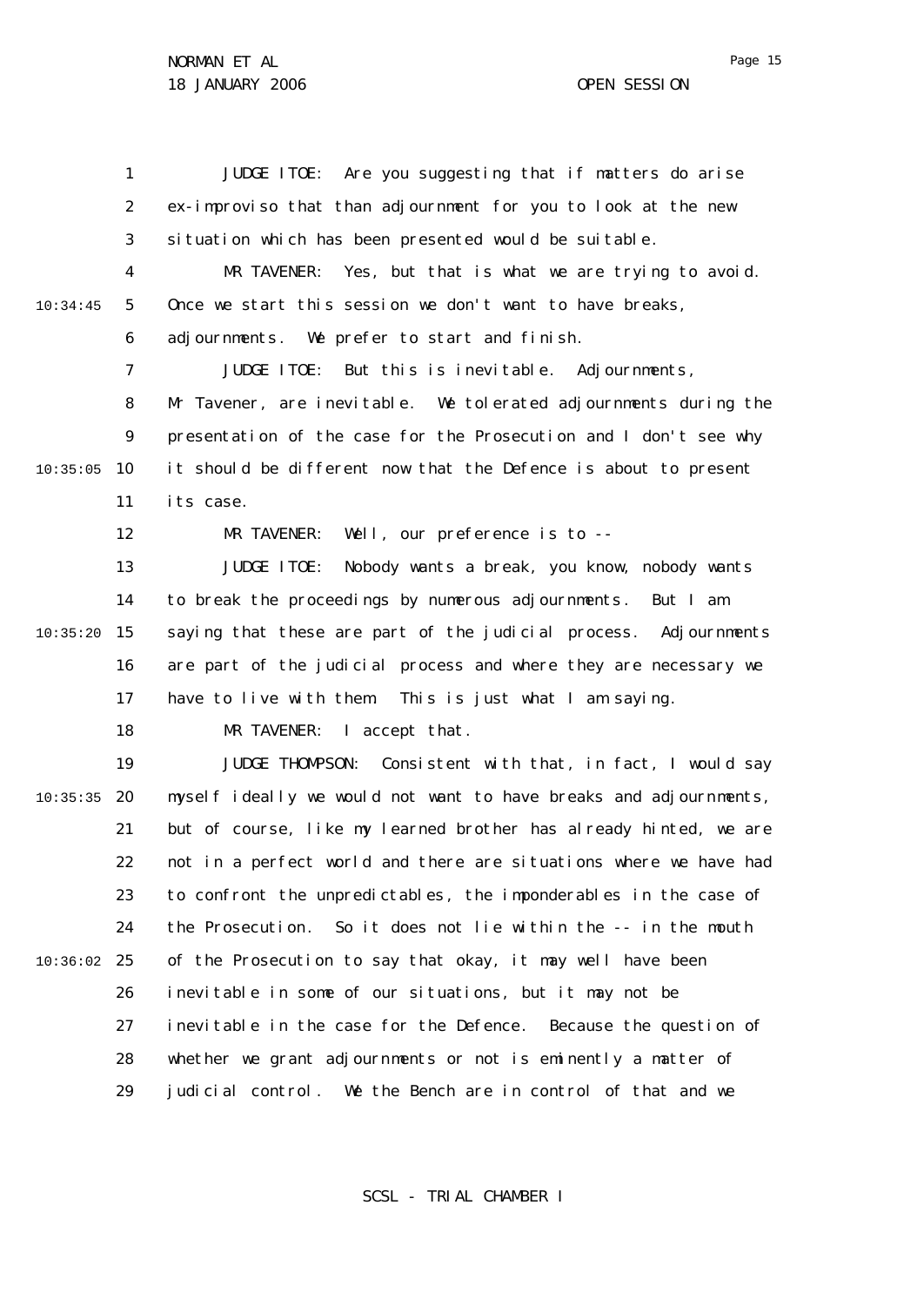JUDGE ITOE: Are you suggesting that if matters do arise ex-improviso that than adjournment for you to look at the new situation which has been presented would be suitable.

MR TAVENER: Yes, but that is what we are trying to avoid. Once we start this session we don't want to have breaks, adjournments. We prefer to start and finish.

JUDGE ITOE: But this is inevitable. Adjournments, Mr Tavener, are inevitable. We tolerated adjournments during the presentation of the case for the Prosecution and I don't see why it should be different now that the Defence is about to present its case.

MR TAVENER: Well, our preference is to --

JUDGE ITOE: Nobody wants a break, you know, nobody wants to break the proceedings by numerous adjournments. But I am saying that these are part of the judicial process. Adjournments are part of the judicial process and where they are necessary we have to live with them. This is just what I am saying.

MR TAVENER: I accept that.

JUDGE THOMPSON: Consistent with that, in fact, I would say myself ideally we would not want to have breaks and adjournments, but of course, like my learned brother has already hinted, we are not in a perfect world and there are situations where we have had to confront the unpredictables, the imponderables in the case of the Prosecution. So it does not lie within the -- in the mouth of the Prosecution to say that okay, it may well have been inevitable in some of our situations, but it may not be inevitable in the case for the Defence. Because the question of whether we grant adjournments or not is eminently a matter of judicial control. We the Bench are in control of that and we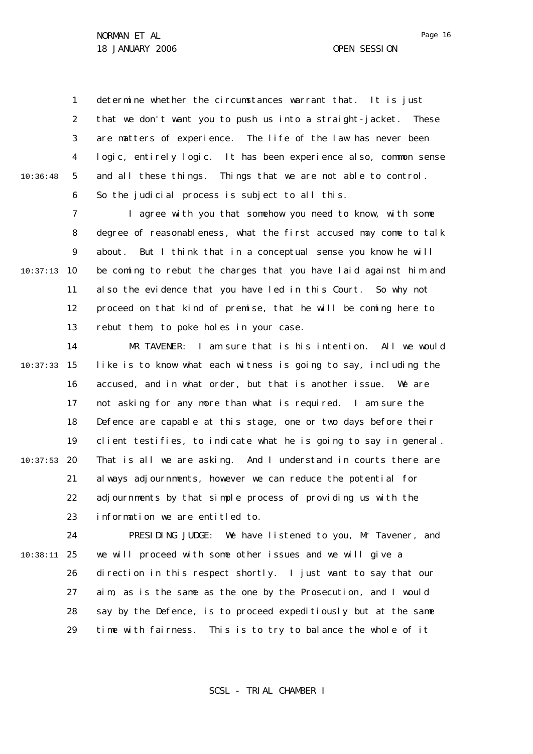determine whether the circumstances warrant that. It is just that we don't want you to push us into a straight-jacket. These are matters of experience. The life of the law has never been logic, entirely logic. It has been experience also, common sense and all these things. Things that we are not able to control. So the judicial process is subject to all this.

I agree with you that somehow you need to know, with some degree of reasonableness, what the first accused may come to talk about. But I think that in a conceptual sense you know he will be coming to rebut the charges that you have laid against him and also the evidence that you have led in this Court. So why not proceed on that kind of premise, that he will be coming here to rebut them, to poke holes in your case.

MR TAVENER: I am sure that is his intention. All we would like is to know what each witness is going to say, including the accused, and in what order, but that is another issue. We are not asking for any more than what is required. I am sure the Defence are capable at this stage, one or two days before their client testifies, to indicate what he is going to say in general. That is all we are asking. And I understand in courts there are always adjournments, however we can reduce the potential for adjournments by that simple process of providing us with the information we are entitled to.

PRESIDING JUDGE: We have listened to you, Mr Tavener, and we will proceed with some other issues and we will give a direction in this respect shortly. I just want to say that our aim, as is the same as the one by the Prosecution, and I would say by the Defence, is to proceed expeditiously but at the same time with fairness. This is to try to balance the whole of it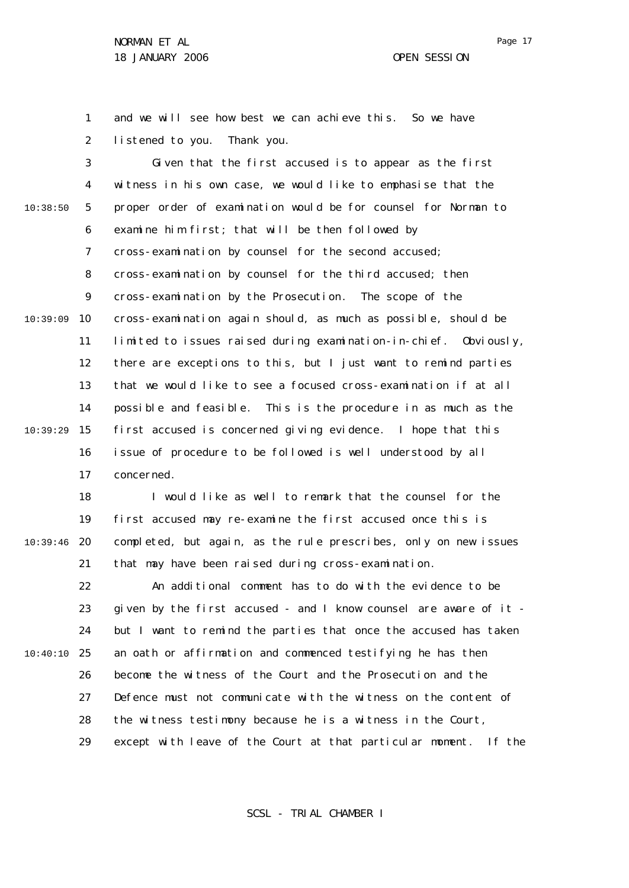and we will see how best we can achieve this. So we have listened to you. Thank you.

Given that the first accused is to appear as the first witness in his own case, we would like to emphasise that the proper order of examination would be for counsel for Norman to examine him first; that will be then followed by cross-examination by counsel for the second accused; cross-examination by counsel for the third accused; then cross-examination by the Prosecution. The scope of the cross-examination again should, as much as possible, should be limited to issues raised during examination-in-chief. Obviously, there are exceptions to this, but I just want to remind parties that we would like to see a focused cross-examination if at all possible and feasible. This is the procedure in as much as the first accused is concerned giving evidence. I hope that this issue of procedure to be followed is well understood by all concerned.

I would like as well to remark that the counsel for the first accused may re-examine the first accused once this is completed, but again, as the rule prescribes, only on new issues that may have been raised during cross-examination.

An additional comment has to do with the evidence to be given by the first accused - and I know counsel are aware of it - but I want to remind the parties that once the accused has taken an oath or affirmation and commenced testifying he has then become the witness of the Court and the Prosecution and the Defence must not communicate with the witness on the content of the witness testimony because he is a witness in the Court, except with leave of the Court at that particular moment. If the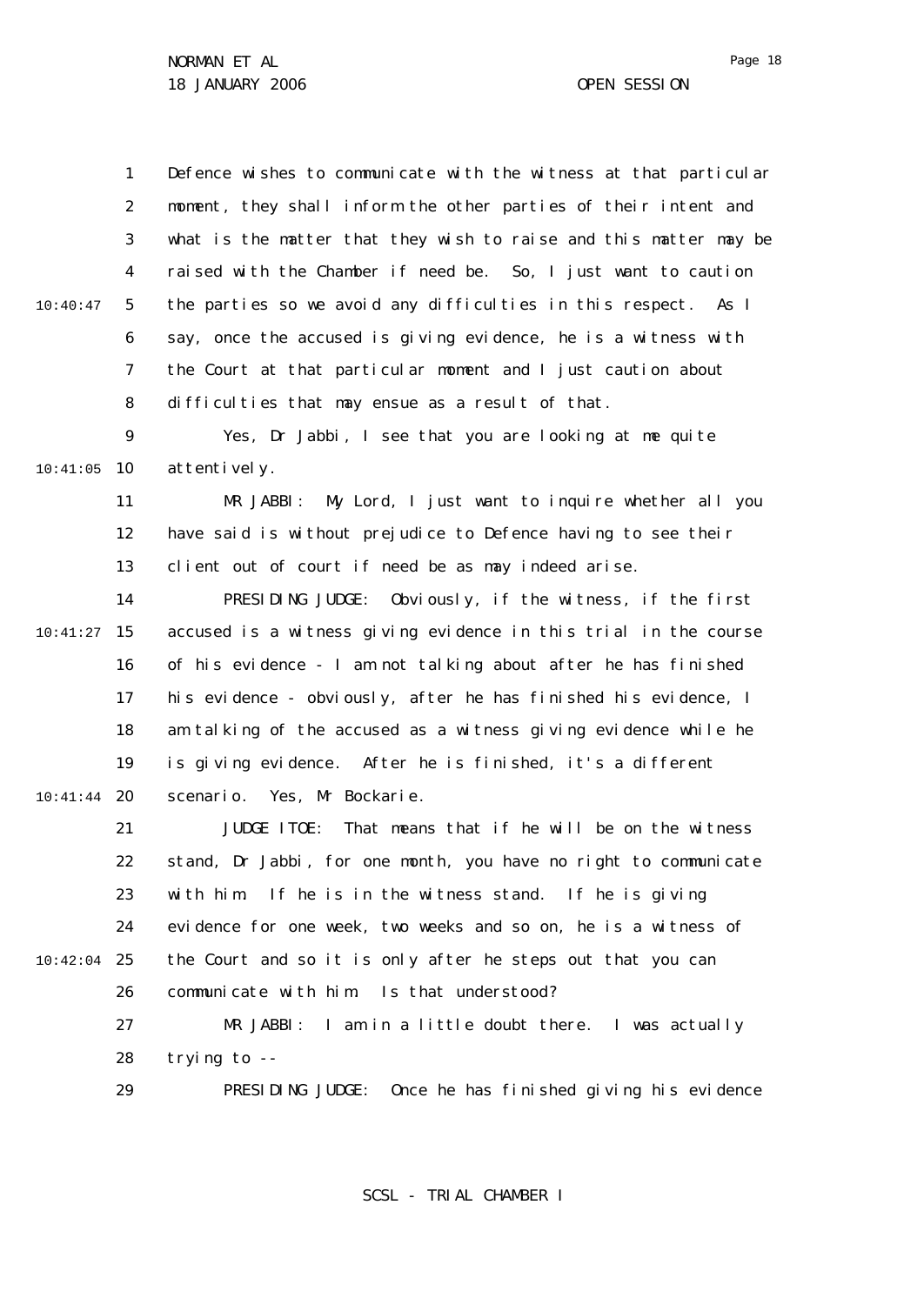Defence wishes to communicate with the witness at that particular moment, they shall inform the other parties of their intent and what is the matter that they wish to raise and this matter may be raised with the Chamber if need be. So, I just want to caution the parties so we avoid any difficulties in this respect. As I say, once the accused is giving evidence, he is a witness with the Court at that particular moment and I just caution about difficulties that may ensue as a result of that.

Yes, Dr Jabbi, I see that you are looking at me quite attentively.

MR JABBI: My Lord, I just want to inquire whether all you have said is without prejudice to Defence having to see their client out of court if need be as may indeed arise.

PRESIDING JUDGE: Obviously, if the witness, if the first accused is a witness giving evidence in this trial in the course of his evidence - I am not talking about after he has finished his evidence - obviously, after he has finished his evidence, I am talking of the accused as a witness giving evidence while he is giving evidence. After he is finished, it's a different scenario. Yes, Mr Bockarie.

JUDGE ITOE: That means that if he will be on the witness stand, Dr Jabbi, for one month, you have no right to communicate with him. If he is in the witness stand. If he is giving evidence for one week, two weeks and so on, he is a witness of the Court and so it is only after he steps out that you can communicate with him. Is that understood?

MR JABBI: I am in a little doubt there. I was actually trying to --

PRESIDING JUDGE: Once he has finished giving his evidence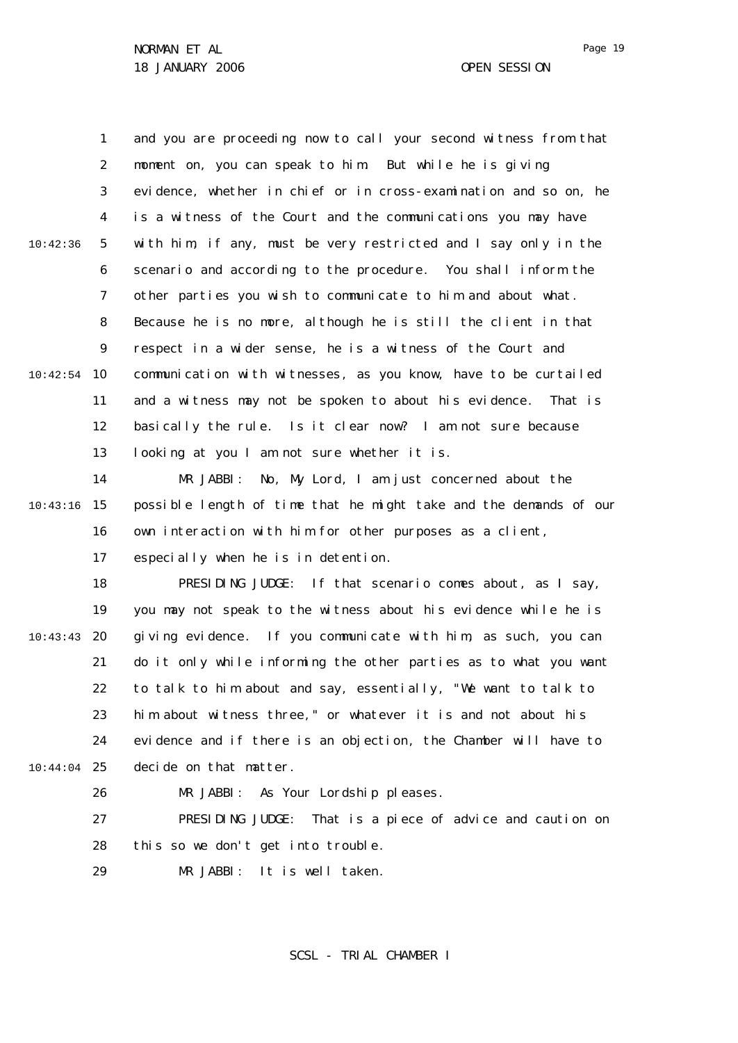and you are proceeding now to call your second witness from that moment on, you can speak to him. But while he is giving evidence, whether in chief or in cross-examination and so on, he is a witness of the Court and the communications you may have with him, if any, must be very restricted and I say only in the scenario and according to the procedure. You shall inform the other parties you wish to communicate to him and about what. Because he is no more, although he is still the client in that respect in a wider sense, he is a witness of the Court and communication with witnesses, as you know, have to be curtailed and a witness may not be spoken to about his evidence. That is basically the rule. Is it clear now? I am not sure because looking at you I am not sure whether it is.

MR JABBI: No, My Lord, I am just concerned about the possible length of time that he might take and the demands of our own interaction with him for other purposes as a client, especially when he is in detention.

PRESIDING JUDGE: If that scenario comes about, as I say, you may not speak to the witness about his evidence while he is giving evidence. If you communicate with him, as such, you can do it only while informing the other parties as to what you want to talk to him about and say, essentially, "We want to talk to him about witness three," or whatever it is and not about his evidence and if there is an objection, the Chamber will have to decide on that matter.

MR JABBI: As Your Lordship pleases.

PRESIDING JUDGE: That is a piece of advice and caution on this so we don't get into trouble.

MR JABBI: It is well taken.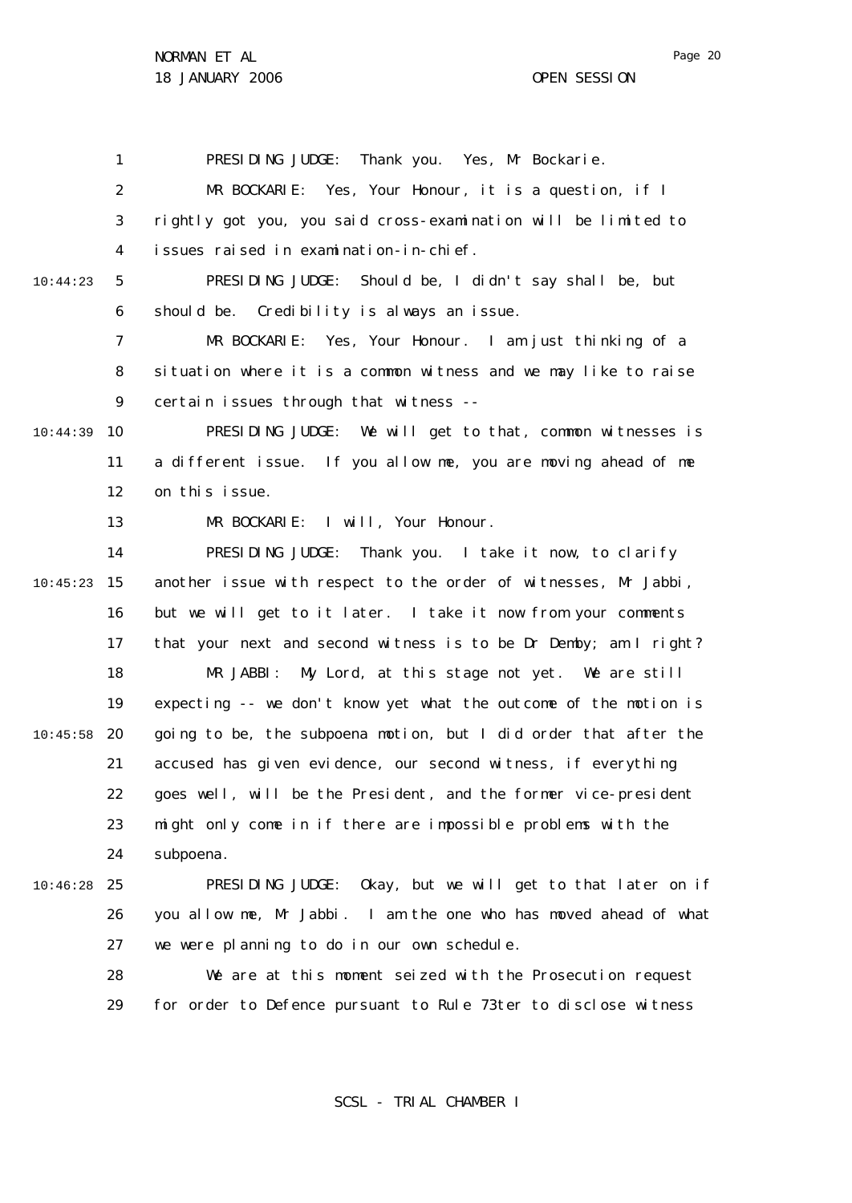PRESIDING JUDGE: Thank you. Yes, Mr Bockarie.

MR BOCKARIE: Yes, Your Honour, it is a question, if I rightly got you, you said cross-examination will be limited to issues raised in examination-in-chief.

PRESIDING JUDGE: Should be, I didn't say shall be, but should be. Credibility is always an issue.

MR BOCKARIE: Yes, Your Honour. I am just thinking of a situation where it is a common witness and we may like to raise certain issues through that witness --

PRESIDING JUDGE: We will get to that, common witnesses is a different issue. If you allow me, you are moving ahead of me on this issue.

MR BOCKARIE: I will, Your Honour.

PRESIDING JUDGE: Thank you. I take it now, to clarify another issue with respect to the order of witnesses, Mr Jabbi, but we will get to it later. I take it now from your comments that your next and second witness is to be Dr Demby; am I right?

MR JABBI: My Lord, at this stage not yet. We are still expecting -- we don't know yet what the outcome of the motion is going to be, the subpoena motion, but I did order that after the accused has given evidence, our second witness, if everything goes well, will be the President, and the former vice-president might only come in if there are impossible problems with the subpoena.

PRESIDING JUDGE: Okay, but we will get to that later on if you allow me, Mr Jabbi. I am the one who has moved ahead of what we were planning to do in our own schedule.

We are at this moment seized with the Prosecution request for order to Defence pursuant to Rule 73ter to disclose witness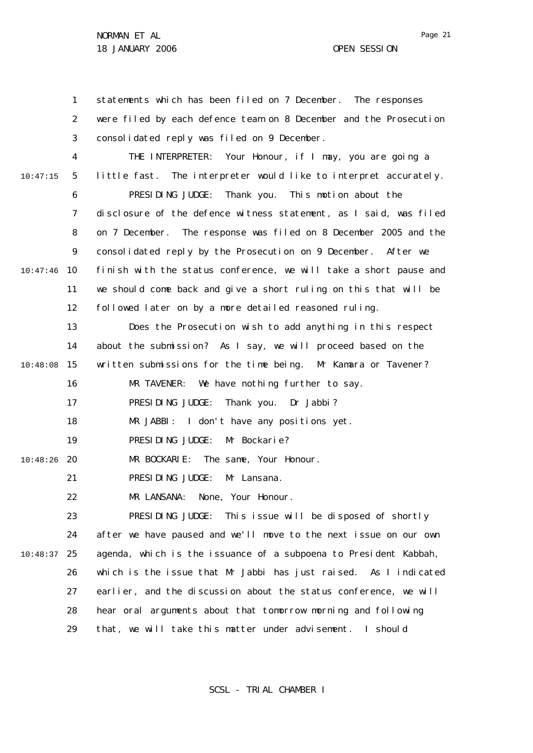statements which has been filed on 7 December. The responses were filed by each defence team on 8 December and the Prosecution consolidated reply was filed on 9 December.

THE INTERPRETER: Your Honour, if I may, you are going a little fast. The interpreter would like to interpret accurately.

PRESIDING JUDGE: Thank you. This motion about the disclosure of the defence witness statement, as I said, was filed on 7 December. The response was filed on 8 December 2005 and the consolidated reply by the Prosecution on 9 December. After we finish with the status conference, we will take a short pause and we should come back and give a short ruling on this that will be followed later on by a more detailed reasoned ruling.

Does the Prosecution wish to add anything in this respect about the submission? As I say, we will proceed based on the written submissions for the time being. Mr Kamara or Tavener?

MR TAVENER: We have nothing further to say.

PRESIDING JUDGE: Thank you. Dr Jabbi?

MR JABBI: I don't have any positions yet.

PRESIDING JUDGE: Mr Bockarie?

MR BOCKARIE: The same, Your Honour.

PRESIDING JUDGE: Mr Lansana.

MR LANSANA: None, Your Honour.

PRESIDING JUDGE: This issue will be disposed of shortly after we have paused and we'll move to the next issue on our own agenda, which is the issuance of a subpoena to President Kabbah, which is the issue that Mr Jabbi has just raised. As I indicated earlier, and the discussion about the status conference, we will hear oral arguments about that tomorrow morning and following that, we will take this matter under advisement. I should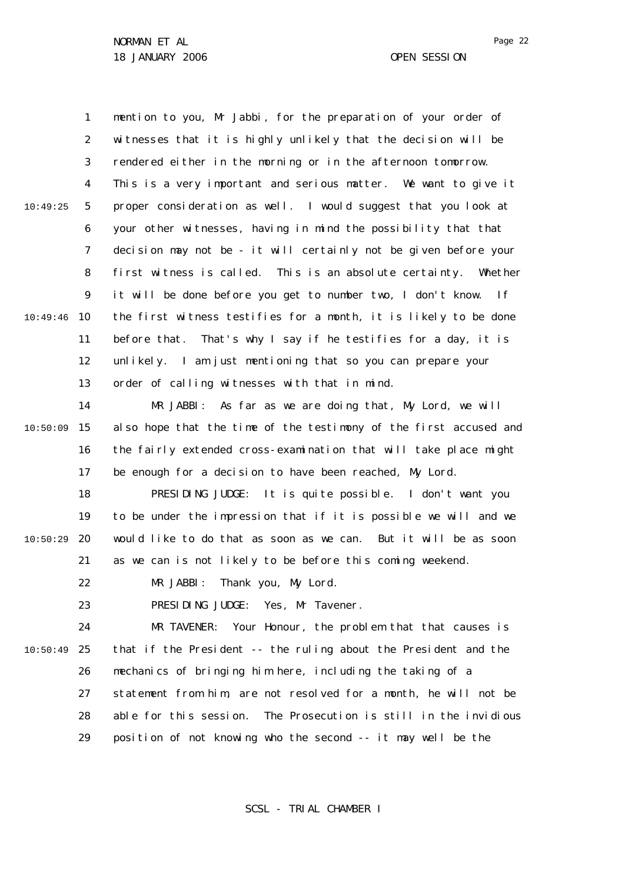mention to you, Mr Jabbi, for the preparation of your order of witnesses that it is highly unlikely that the decision will be rendered either in the morning or in the afternoon tomorrow. This is a very important and serious matter. We want to give it proper consideration as well. I would suggest that you look at your other witnesses, having in mind the possibility that that decision may not be - it will certainly not be given before your first witness is called. This is an absolute certainty. Whether it will be done before you get to number two, I don't know. If the first witness testifies for a month, it is likely to be done before that. That's why I say if he testifies for a day, it is unlikely. I am just mentioning that so you can prepare your order of calling witnesses with that in mind.

MR JABBI: As far as we are doing that, My Lord, we will also hope that the time of the testimony of the first accused and the fairly extended cross-examination that will take place might be enough for a decision to have been reached, My Lord.

PRESIDING JUDGE: It is quite possible. I don't want you to be under the impression that if it is possible we will and we would like to do that as soon as we can. But it will be as soon as we can is not likely to be before this coming weekend.

MR JABBI: Thank you, My Lord.

PRESIDING JUDGE: Yes, Mr Tavener.

MR TAVENER: Your Honour, the problem that that causes is that if the President -- the ruling about the President and the mechanics of bringing him here, including the taking of a statement from him, are not resolved for a month, he will not be able for this session. The Prosecution is still in the invidious position of not knowing who the second -- it may well be the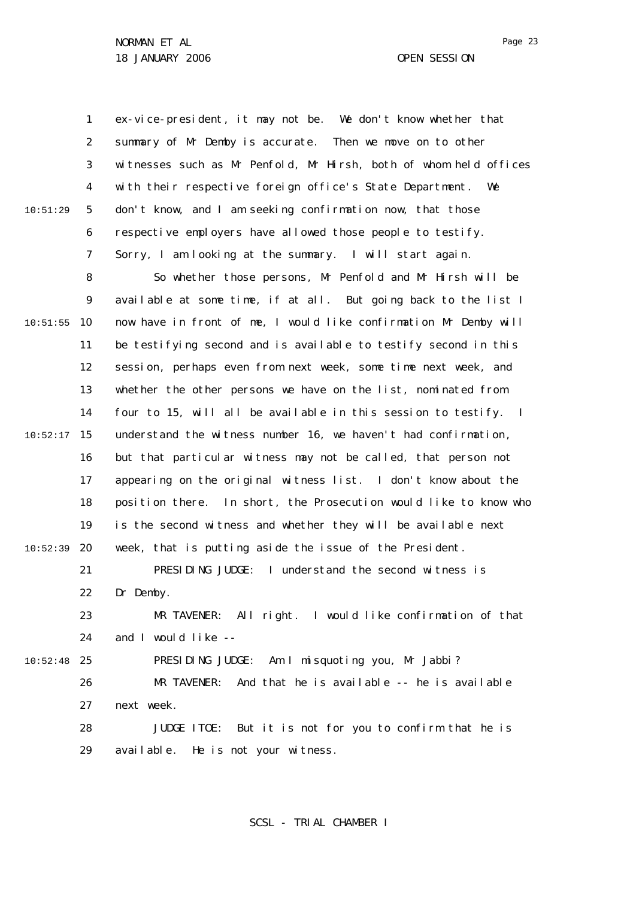ex-vice-president, it may not be. We don't know whether that summary of Mr Demby is accurate. Then we move on to other witnesses such as Mr Penfold, Mr Hirsh, both of whom held offices with their respective foreign office's State Department. We don't know, and I am seeking confirmation now, that those respective employers have allowed those people to testify. Sorry, I am looking at the summary. I will start again.

So whether those persons, Mr Penfold and Mr Hirsh will be available at some time, if at all. But going back to the list I now have in front of me, I would like confirmation Mr Demby will be testifying second and is available to testify second in this session, perhaps even from next week, some time next week, and whether the other persons we have on the list, nominated from four to 15, will all be available in this session to testify. I understand the witness number 16, we haven't had confirmation, but that particular witness may not be called, that person not appearing on the original witness list. I don't know about the position there. In short, the Prosecution would like to know who is the second witness and whether they will be available next week, that is putting aside the issue of the President.

PRESIDING JUDGE: I understand the second witness is Dr Demby.

MR TAVENER: All right. I would like confirmation of that and I would like --

PRESIDING JUDGE: Am I misquoting you, Mr Jabbi?

MR TAVENER: And that he is available -- he is available next week.

JUDGE ITOE: But it is not for you to confirm that he is available. He is not your witness.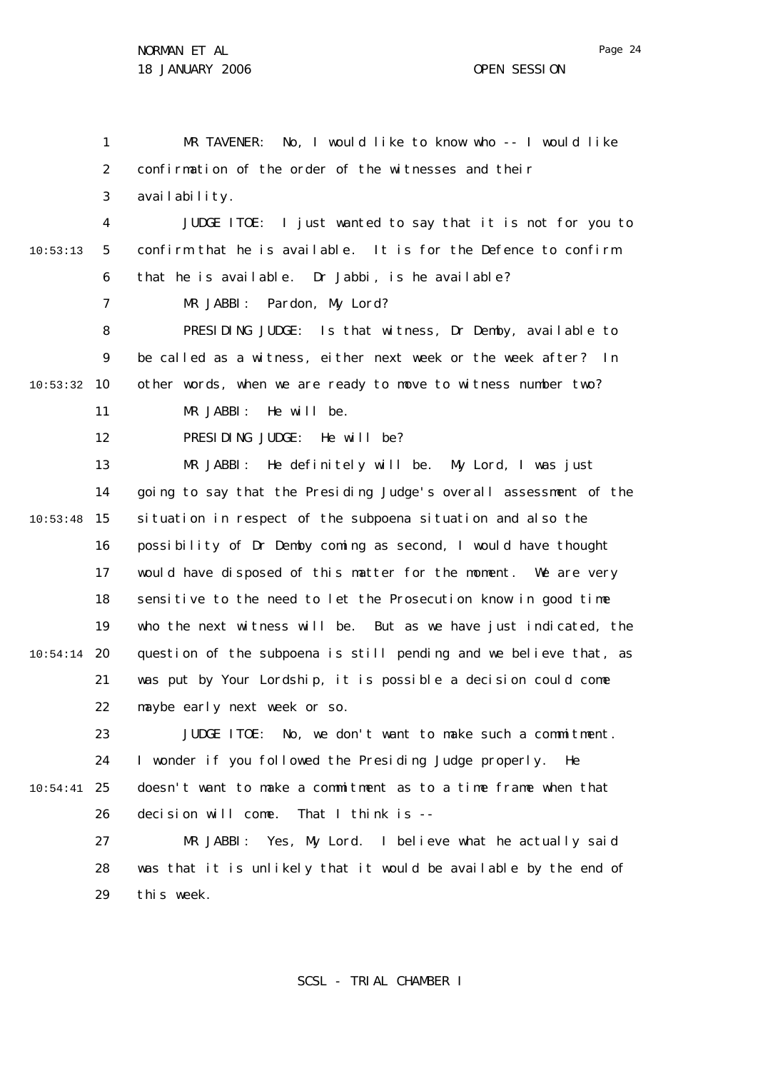MR TAVENER: No, I would like to know who -- I would like confirmation of the order of the witnesses and their availability.

JUDGE ITOE: I just wanted to say that it is not for you to confirm that he is available. It is for the Defence to confirm that he is available. Dr Jabbi, is he available?

MR JABBI: Pardon, My Lord?

PRESIDING JUDGE: Is that witness, Dr Demby, available to be called as a witness, either next week or the week after? In other words, when we are ready to move to witness number two?

MR JABBI: He will be.

PRESIDING JUDGE: He will be?

MR JABBI: He definitely will be. My Lord, I was just going to say that the Presiding Judge's overall assessment of the situation in respect of the subpoena situation and also the possibility of Dr Demby coming as second, I would have thought would have disposed of this matter for the moment. We are very sensitive to the need to let the Prosecution know in good time who the next witness will be. But as we have just indicated, the question of the subpoena is still pending and we believe that, as was put by Your Lordship, it is possible a decision could come maybe early next week or so.

JUDGE ITOE: No, we don't want to make such a commitment. I wonder if you followed the Presiding Judge properly. He doesn't want to make a commitment as to a time frame when that decision will come. That I think is --

MR JABBI: Yes, My Lord. I believe what he actually said was that it is unlikely that it would be available by the end of this week.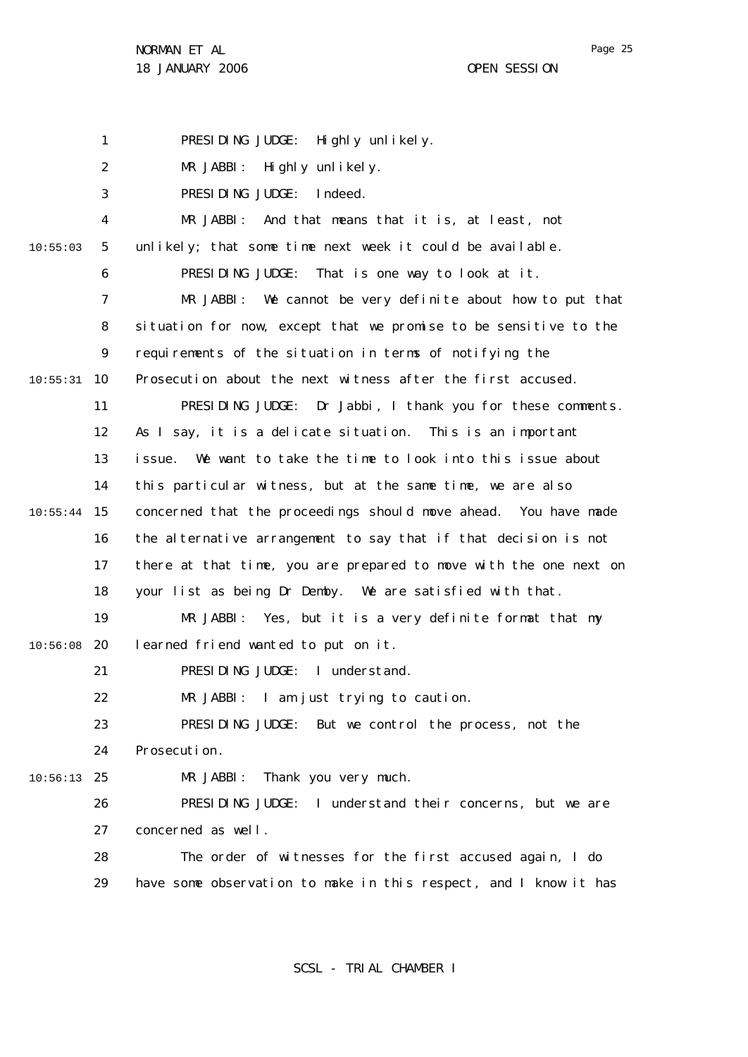PRESIDING JUDGE: Highly unlikely.

MR JABBI: Highly unlikely.

PRESIDING JUDGE: Indeed.

MR JABBI: And that means that it is, at least, not unlikely; that some time next week it could be available.

PRESIDING JUDGE: That is one way to look at it.

MR JABBI: We cannot be very definite about how to put that situation for now, except that we promise to be sensitive to the requirements of the situation in terms of notifying the Prosecution about the next witness after the first accused.

PRESIDING JUDGE: Dr Jabbi, I thank you for these comments. As I say, it is a delicate situation. This is an important issue. We want to take the time to look into this issue about this particular witness, but at the same time, we are also concerned that the proceedings should move ahead. You have made the alternative arrangement to say that if that decision is not there at that time, you are prepared to move with the one next on your list as being Dr Demby. We are satisfied with that.

MR JABBI: Yes, but it is a very definite format that my learned friend wanted to put on it.

PRESIDING JUDGE: I understand.

MR JABBI: I am just trying to caution.

PRESIDING JUDGE: But we control the process, not the Prosecution.

MR JABBI: Thank you very much.

PRESIDING JUDGE: I understand their concerns, but we are concerned as well.

The order of witnesses for the first accused again, I do have some observation to make in this respect, and I know it has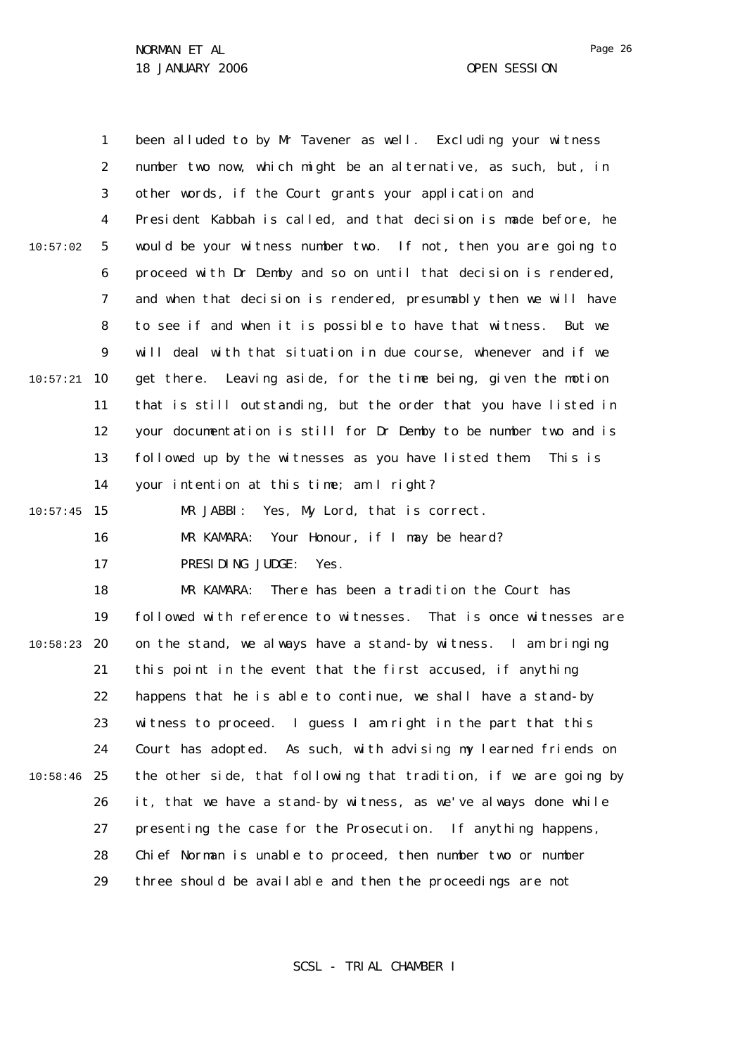been alluded to by Mr Tavener as well. Excluding your witness number two now, which might be an alternative, as such, but, in other words, if the Court grants your application and President Kabbah is called, and that decision is made before, he would be your witness number two. If not, then you are going to proceed with Dr Demby and so on until that decision is rendered, and when that decision is rendered, presumably then we will have to see if and when it is possible to have that witness. But we will deal with that situation in due course, whenever and if we get there. Leaving aside, for the time being, given the motion that is still outstanding, but the order that you have listed in your documentation is still for Dr Demby to be number two and is followed up by the witnesses as you have listed them. This is your intention at this time; am I right?

MR JABBI: Yes, My Lord, that is correct.

MR KAMARA: Your Honour, if I may be heard?

PRESIDING JUDGE: Yes.

MR KAMARA: There has been a tradition the Court has followed with reference to witnesses. That is once witnesses are on the stand, we always have a stand-by witness. I am bringing this point in the event that the first accused, if anything happens that he is able to continue, we shall have a stand-by witness to proceed. I guess I am right in the part that this Court has adopted. As such, with advising my learned friends on the other side, that following that tradition, if we are going by it, that we have a stand-by witness, as we've always done while presenting the case for the Prosecution. If anything happens, Chief Norman is unable to proceed, then number two or number three should be available and then the proceedings are not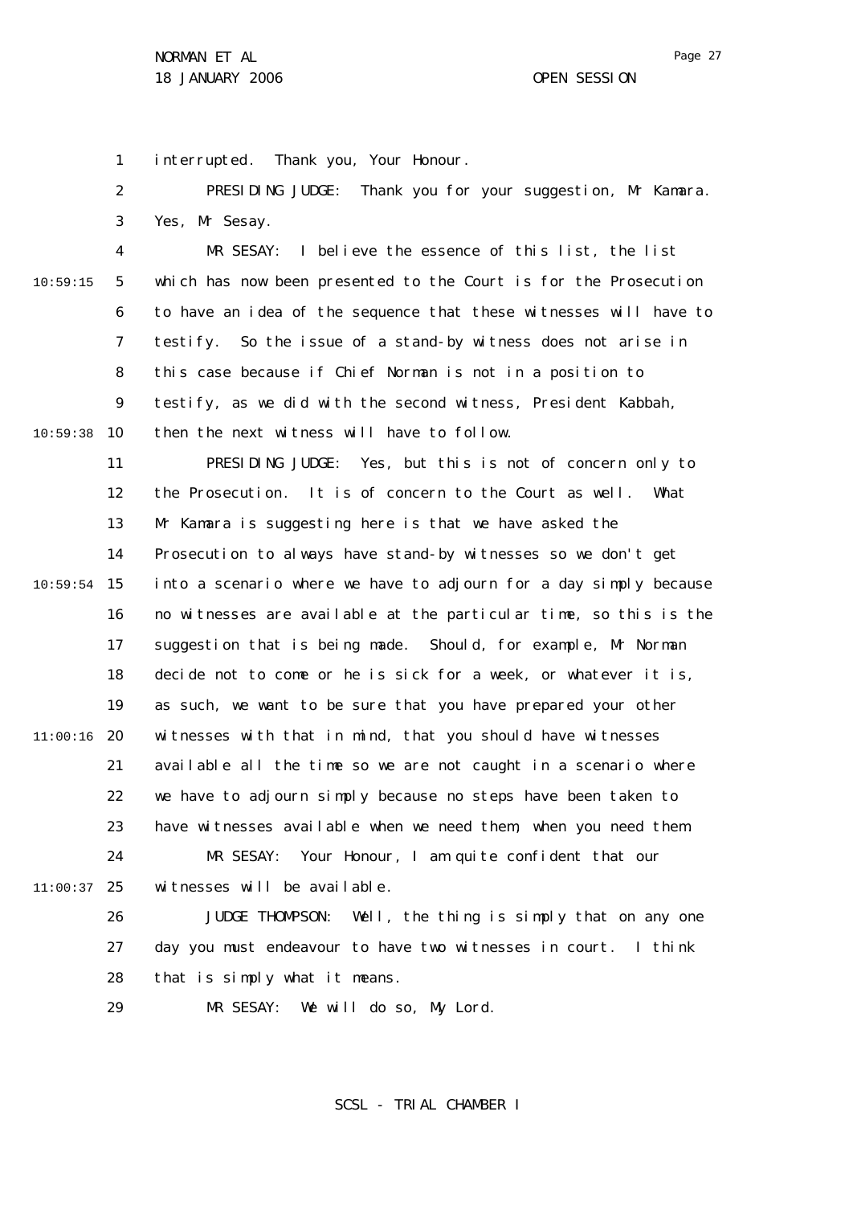interrupted. Thank you, Your Honour.

PRESIDING JUDGE: Thank you for your suggestion, Mr Kamara. Yes, Mr Sesay.

MR SESAY: I believe the essence of this list, the list which has now been presented to the Court is for the Prosecution to have an idea of the sequence that these witnesses will have to testify. So the issue of a stand-by witness does not arise in this case because if Chief Norman is not in a position to testify, as we did with the second witness, President Kabbah, then the next witness will have to follow.

PRESIDING JUDGE: Yes, but this is not of concern only to the Prosecution. It is of concern to the Court as well. What Mr Kamara is suggesting here is that we have asked the Prosecution to always have stand-by witnesses so we don't get into a scenario where we have to adjourn for a day simply because no witnesses are available at the particular time, so this is the suggestion that is being made. Should, for example, Mr Norman decide not to come or he is sick for a week, or whatever it is, as such, we want to be sure that you have prepared your other witnesses with that in mind, that you should have witnesses available all the time so we are not caught in a scenario where we have to adjourn simply because no steps have been taken to have witnesses available when we need them, when you need them.

MR SESAY: Your Honour, I am quite confident that our witnesses will be available.

JUDGE THOMPSON: Well, the thing is simply that on any one day you must endeavour to have two witnesses in court. I think that is simply what it means.

MR SESAY: We will do so, My Lord.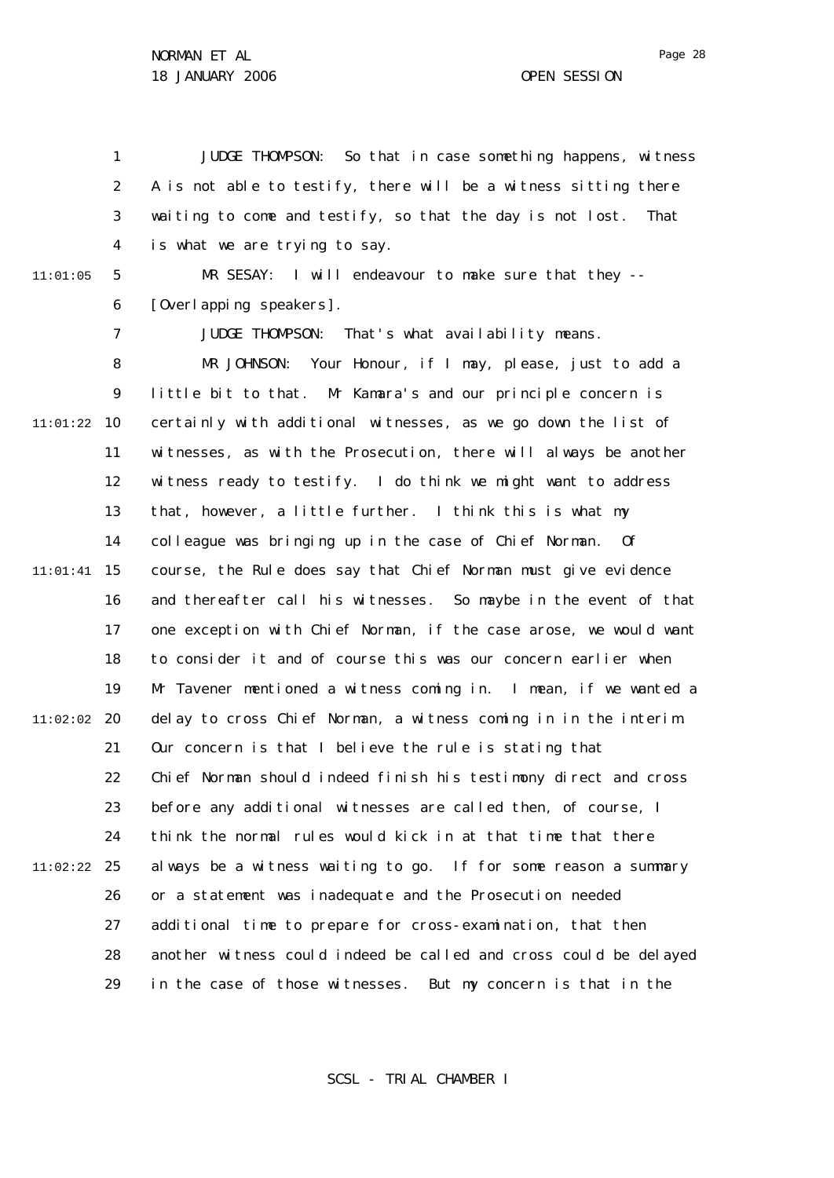JUDGE THOMPSON: So that in case something happens, witness A is not able to testify, there will be a witness sitting there waiting to come and testify, so that the day is not lost. That is what we are trying to say.

MR SESAY: I will endeavour to make sure that they -- [Overlapping speakers].

JUDGE THOMPSON: That's what availability means.

MR JOHNSON: Your Honour, if I may, please, just to add a little bit to that. Mr Kamara's and our principle concern is certainly with additional witnesses, as we go down the list of witnesses, as with the Prosecution, there will always be another witness ready to testify. I do think we might want to address that, however, a little further. I think this is what my colleague was bringing up in the case of Chief Norman. Of course, the Rule does say that Chief Norman must give evidence and thereafter call his witnesses. So maybe in the event of that one exception with Chief Norman, if the case arose, we would want to consider it and of course this was our concern earlier when Mr Tavener mentioned a witness coming in. I mean, if we wanted a delay to cross Chief Norman, a witness coming in in the interim. Our concern is that I believe the rule is stating that Chief Norman should indeed finish his testimony direct and cross before any additional witnesses are called then, of course, I think the normal rules would kick in at that time that there always be a witness waiting to go. If for some reason a summary or a statement was inadequate and the Prosecution needed additional time to prepare for cross-examination, that then another witness could indeed be called and cross could be delayed in the case of those witnesses. But my concern is that in the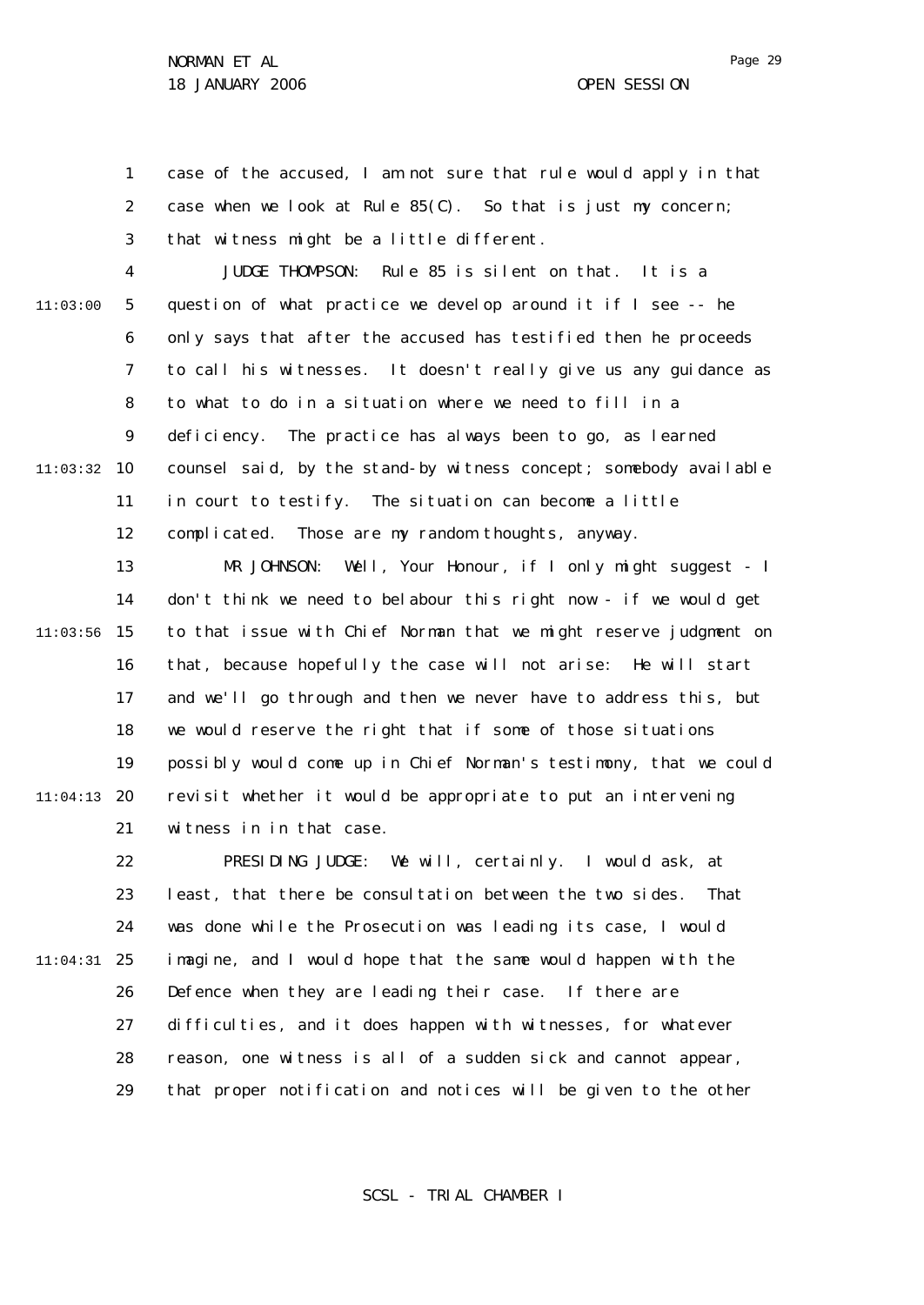case of the accused, I am not sure that rule would apply in that case when we look at Rule 85(C). So that is just my concern; that witness might be a little different.

JUDGE THOMPSON: Rule 85 is silent on that. It is a question of what practice we develop around it if I see -- he only says that after the accused has testified then he proceeds to call his witnesses. It doesn't really give us any guidance as to what to do in a situation where we need to fill in a deficiency. The practice has always been to go, as learned counsel said, by the stand-by witness concept; somebody available in court to testify. The situation can become a little complicated. Those are my random thoughts, anyway.

MR JOHNSON: Well, Your Honour, if I only might suggest - I don't think we need to belabour this right now - if we would get to that issue with Chief Norman that we might reserve judgment on that, because hopefully the case will not arise: He will start and we'll go through and then we never have to address this, but we would reserve the right that if some of those situations possibly would come up in Chief Norman's testimony, that we could revisit whether it would be appropriate to put an intervening witness in in that case.

PRESIDING JUDGE: We will, certainly. I would ask, at least, that there be consultation between the two sides. That was done while the Prosecution was leading its case, I would imagine, and I would hope that the same would happen with the Defence when they are leading their case. If there are difficulties, and it does happen with witnesses, for whatever reason, one witness is all of a sudden sick and cannot appear, that proper notification and notices will be given to the other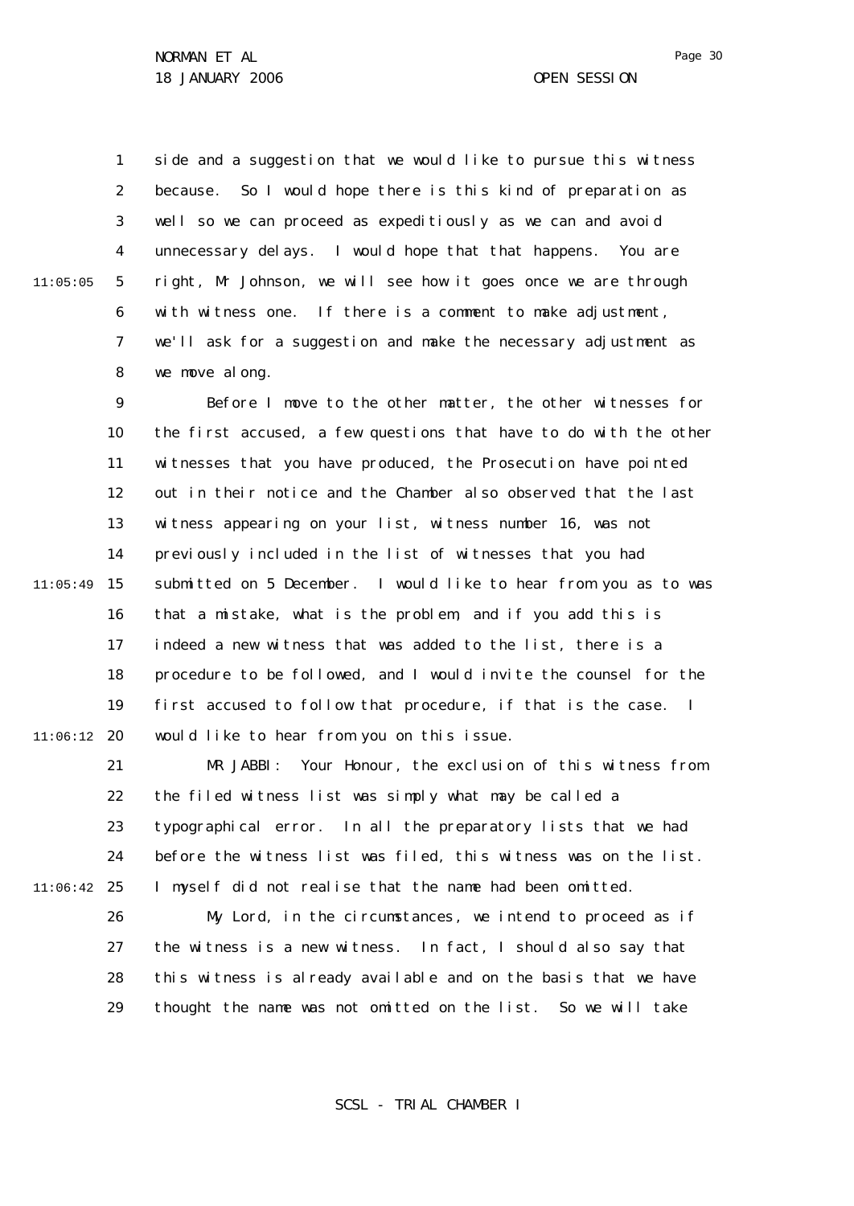side and a suggestion that we would like to pursue this witness because. So I would hope there is this kind of preparation as well so we can proceed as expeditiously as we can and avoid unnecessary delays. I would hope that that happens. You are right, Mr Johnson, we will see how it goes once we are through with witness one. If there is a comment to make adjustment, we'll ask for a suggestion and make the necessary adjustment as we move along.

Before I move to the other matter, the other witnesses for the first accused, a few questions that have to do with the other witnesses that you have produced, the Prosecution have pointed out in their notice and the Chamber also observed that the last witness appearing on your list, witness number 16, was not previously included in the list of witnesses that you had submitted on 5 December. I would like to hear from you as to was that a mistake, what is the problem, and if you add this is indeed a new witness that was added to the list, there is a procedure to be followed, and I would invite the counsel for the first accused to follow that procedure, if that is the case. I would like to hear from you on this issue.

MR JABBI: Your Honour, the exclusion of this witness from the filed witness list was simply what may be called a typographical error. In all the preparatory lists that we had before the witness list was filed, this witness was on the list. I myself did not realise that the name had been omitted.

My Lord, in the circumstances, we intend to proceed as if the witness is a new witness. In fact, I should also say that this witness is already available and on the basis that we have thought the name was not omitted on the list. So we will take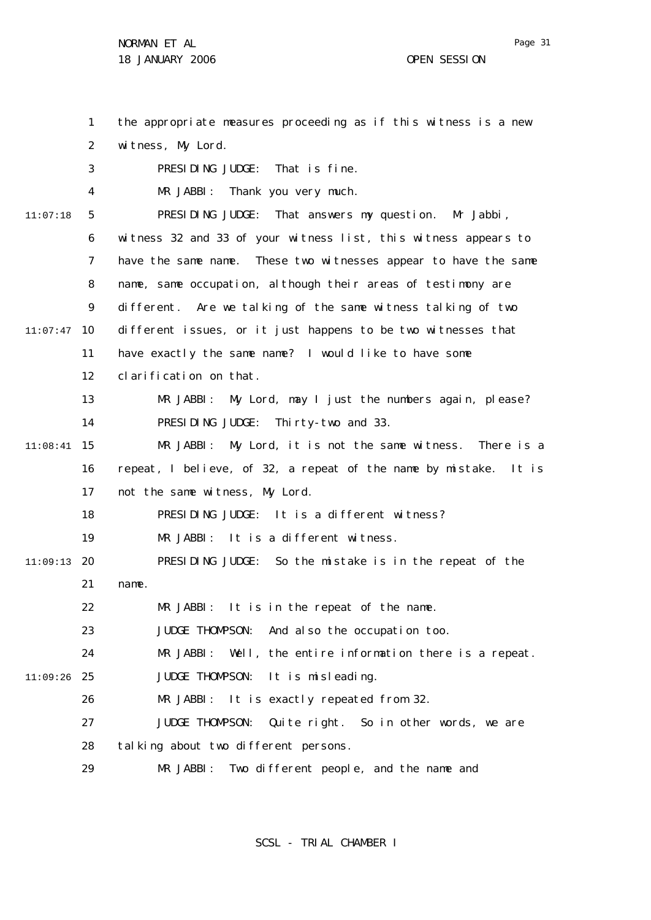the appropriate measures proceeding as if this witness is a new witness, My Lord.

PRESIDING JUDGE: That is fine.

MR JABBI: Thank you very much.

PRESIDING JUDGE: That answers my question. Mr Jabbi, witness 32 and 33 of your witness list, this witness appears to have the same name. These two witnesses appear to have the same name, same occupation, although their areas of testimony are different. Are we talking of the same witness talking of two different issues, or it just happens to be two witnesses that have exactly the same name? I would like to have some clarification on that.

MR JABBI: My Lord, may I just the numbers again, please?

PRESIDING JUDGE: Thirty-two and 33.

MR JABBI: My Lord, it is not the same witness. There is a repeat, I believe, of 32, a repeat of the name by mistake. It is not the same witness, My Lord.

PRESIDING JUDGE: It is a different witness?

MR JABBI: It is a different witness.

PRESIDING JUDGE: So the mistake is in the repeat of the name.

MR JABBI: It is in the repeat of the name.

JUDGE THOMPSON: And also the occupation too.

MR JABBI: Well, the entire information there is a repeat.

JUDGE THOMPSON: It is misleading.

MR JABBI: It is exactly repeated from 32.

JUDGE THOMPSON: Quite right. So in other words, we are talking about two different persons.

MR JABBI: Two different people, and the name and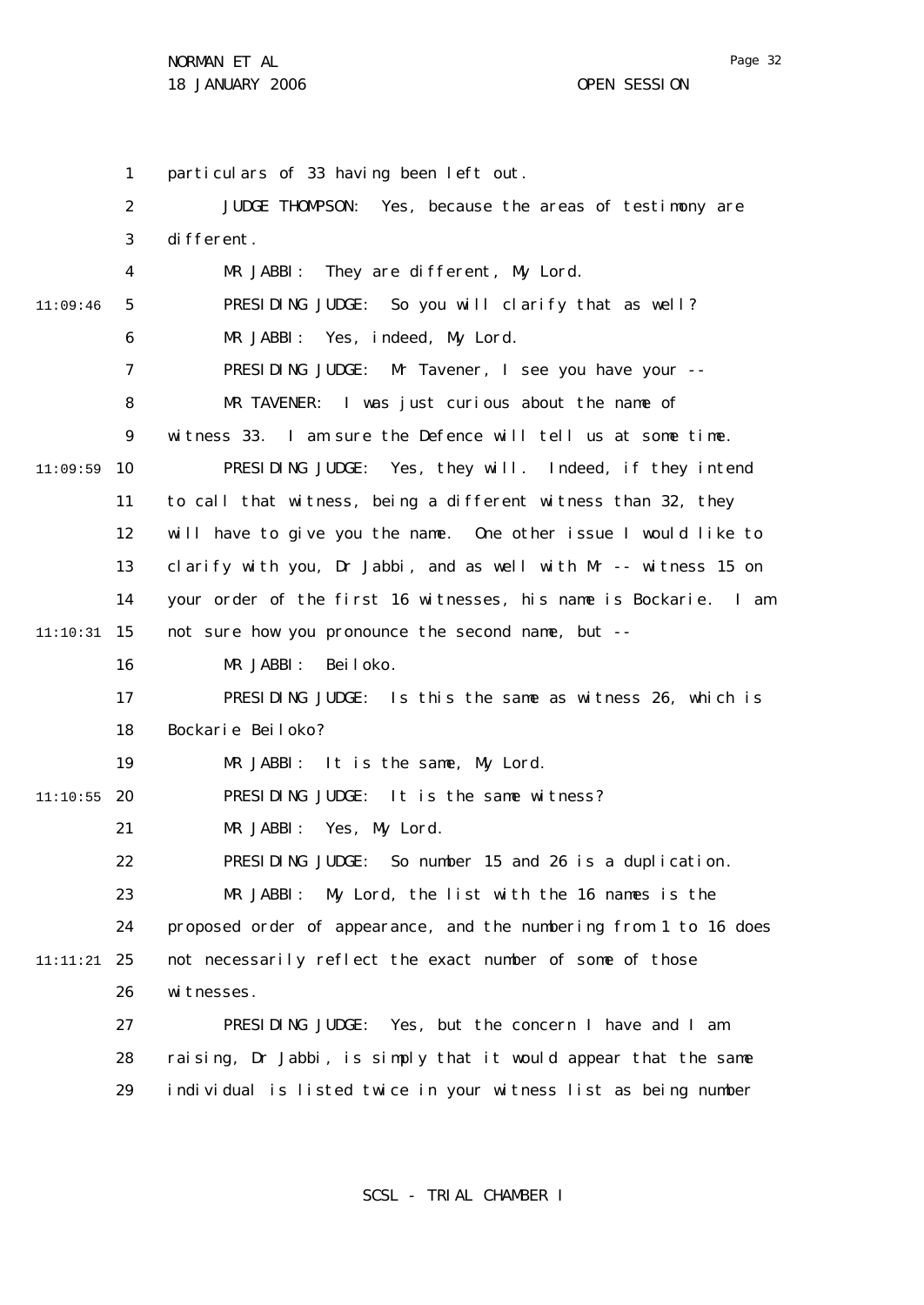particulars of 33 having been left out.

JUDGE THOMPSON: Yes, because the areas of testimony are different.

MR JABBI: They are different, My Lord.

PRESIDING JUDGE: So you will clarify that as well?

MR JABBI: Yes, indeed, My Lord.

PRESIDING JUDGE: Mr Tavener, I see you have your --

MR TAVENER: I was just curious about the name of witness 33. I am sure the Defence will tell us at some time.

PRESIDING JUDGE: Yes, they will. Indeed, if they intend to call that witness, being a different witness than 32, they will have to give you the name. One other issue I would like to clarify with you, Dr Jabbi, and as well with Mr -- witness 15 on your order of the first 16 witnesses, his name is Bockarie. I am not sure how you pronounce the second name, but --

MR JABBI: Beiloko.

PRESIDING JUDGE: Is this the same as witness 26, which is Bockarie Beiloko?

MR JABBI: It is the same, My Lord.

PRESIDING JUDGE: It is the same witness?

MR JABBI: Yes, My Lord.

PRESIDING JUDGE: So number 15 and 26 is a duplication.

MR JABBI: My Lord, the list with the 16 names is the proposed order of appearance, and the numbering from 1 to 16 does not necessarily reflect the exact number of some of those witnesses.

PRESIDING JUDGE: Yes, but the concern I have and I am raising, Dr Jabbi, is simply that it would appear that the same individual is listed twice in your witness list as being number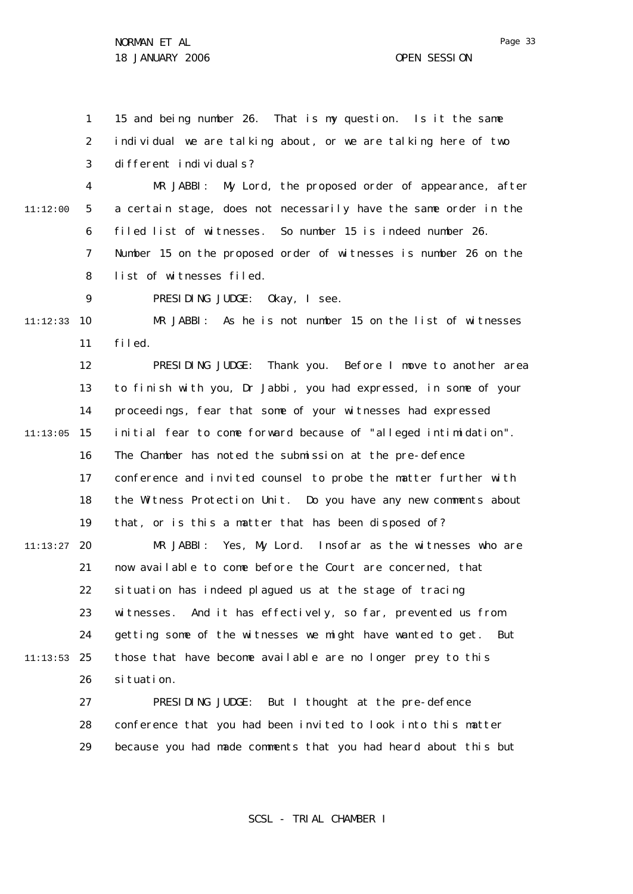15 and being number 26. That is my question. Is it the same individual we are talking about, or we are talking here of two different individuals?

MR JABBI: My Lord, the proposed order of appearance, after a certain stage, does not necessarily have the same order in the filed list of witnesses. So number 15 is indeed number 26. Number 15 on the proposed order of witnesses is number 26 on the list of witnesses filed.

PRESIDING JUDGE: Okay, I see.

MR JABBI: As he is not number 15 on the list of witnesses filed.

PRESIDING JUDGE: Thank you. Before I move to another area to finish with you, Dr Jabbi, you had expressed, in some of your proceedings, fear that some of your witnesses had expressed initial fear to come forward because of "alleged intimidation". The Chamber has noted the submission at the pre-defence conference and invited counsel to probe the matter further with the Witness Protection Unit. Do you have any new comments about that, or is this a matter that has been disposed of?

MR JABBI: Yes, My Lord. Insofar as the witnesses who are now available to come before the Court are concerned, that situation has indeed plagued us at the stage of tracing witnesses. And it has effectively, so far, prevented us from getting some of the witnesses we might have wanted to get. But those that have become available are no longer prey to this situation.

PRESIDING JUDGE: But I thought at the pre-defence conference that you had been invited to look into this matter because you had made comments that you had heard about this but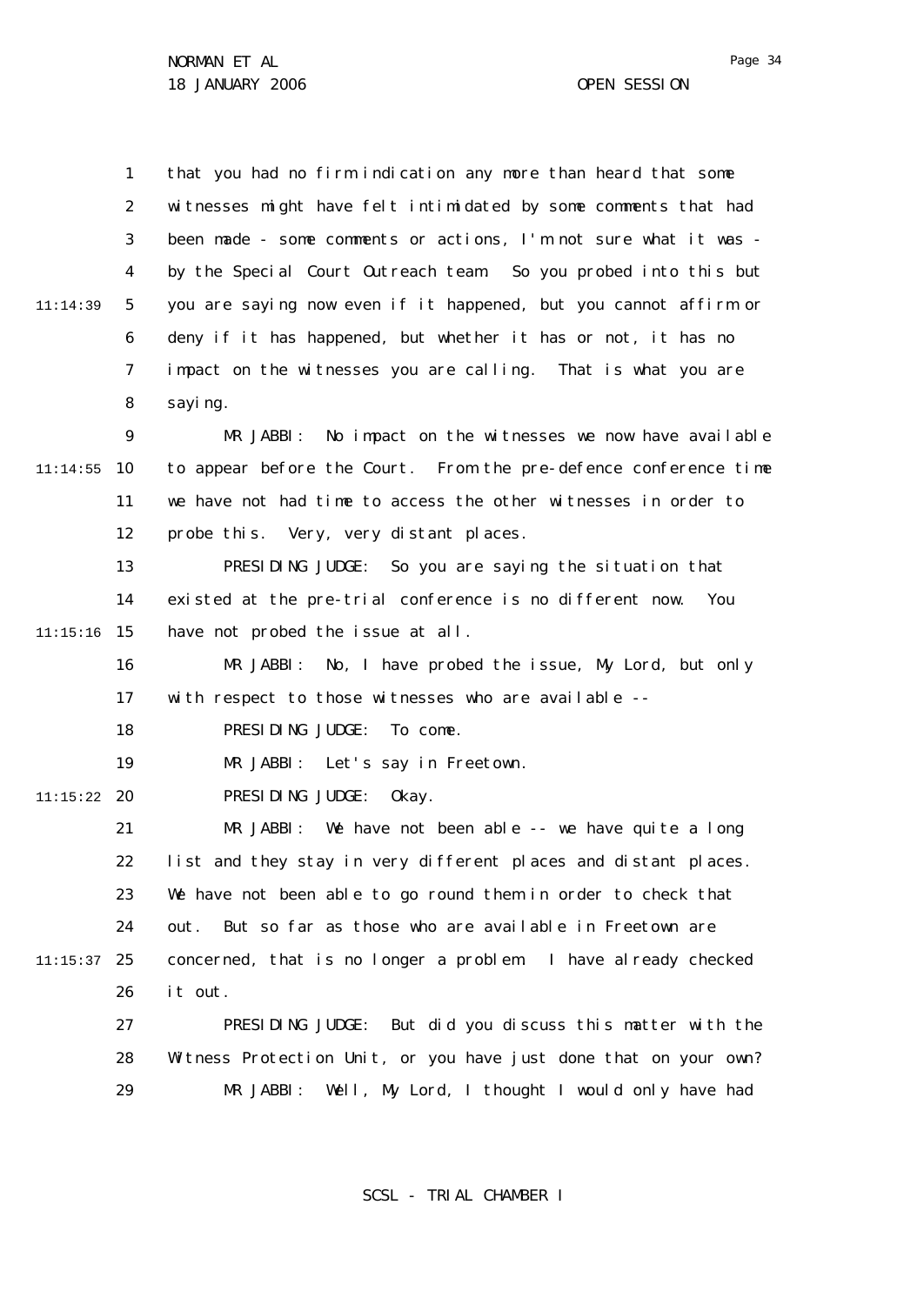that you had no firm indication any more than heard that some witnesses might have felt intimidated by some comments that had been made - some comments or actions, I'm not sure what it was - by the Special Court Outreach team. So you probed into this but you are saying now even if it happened, but you cannot affirm or deny if it has happened, but whether it has or not, it has no impact on the witnesses you are calling. That is what you are saying.

MR JABBI: No impact on the witnesses we now have available to appear before the Court. From the pre-defence conference time we have not had time to access the other witnesses in order to probe this. Very, very distant places.

PRESIDING JUDGE: So you are saying the situation that existed at the pre-trial conference is no different now. You have not probed the issue at all.

MR JABBI: No, I have probed the issue, My Lord, but only with respect to those witnesses who are available --

PRESIDING JUDGE: To come.

MR JABBI: Let's say in Freetown.

PRESIDING JUDGE: Okay.

MR JABBI: We have not been able -- we have quite a long list and they stay in very different places and distant places. We have not been able to go round them in order to check that out. But so far as those who are available in Freetown are concerned, that is no longer a problem. I have already checked it out.

PRESIDING JUDGE: But did you discuss this matter with the Witness Protection Unit, or you have just done that on your own?

MR JABBI: Well, My Lord, I thought I would only have had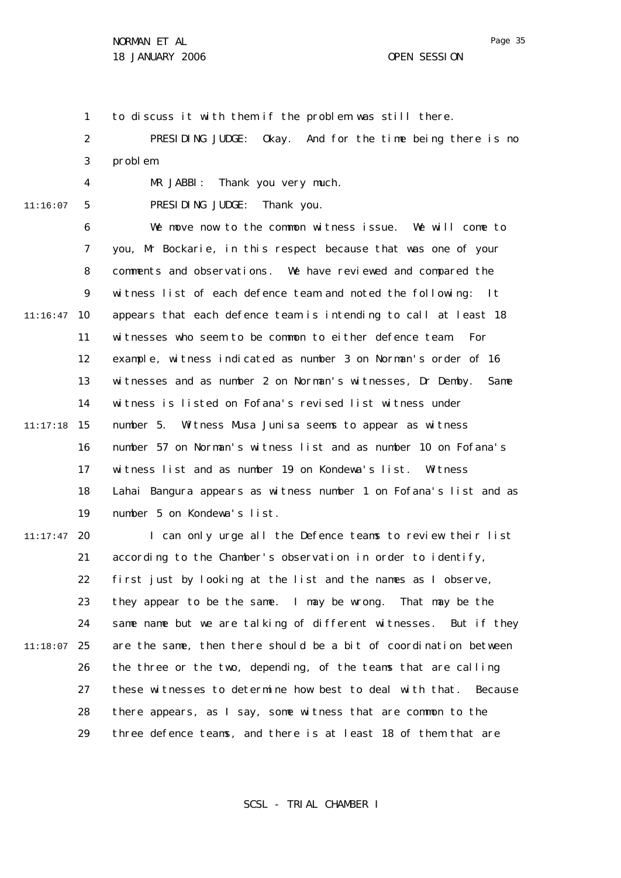to discuss it with them if the problem was still there.

PRESIDING JUDGE: Okay. And for the time being there is no problem.

MR JABBI: Thank you very much.

PRESIDING JUDGE: Thank you.

We move now to the common witness issue. We will come to you, Mr Bockarie, in this respect because that was one of your comments and observations. We have reviewed and compared the witness list of each defence team and noted the following: It appears that each defence team is intending to call at least 18 witnesses who seem to be common to either defence team. For example, witness indicated as number 3 on Norman's order of 16 witnesses and as number 2 on Norman's witnesses, Dr Demby. Same witness is listed on Fofana's revised list witness under number 5. Witness Musa Junisa seems to appear as witness number 57 on Norman's witness list and as number 10 on Fofana's witness list and as number 19 on Kondewa's list. Witness Lahai Bangura appears as witness number 1 on Fofana's list and as number 5 on Kondewa's list.

I can only urge all the Defence teams to review their list according to the Chamber's observation in order to identify, first just by looking at the list and the names as I observe, they appear to be the same. I may be wrong. That may be the same name but we are talking of different witnesses. But if they are the same, then there should be a bit of coordination between the three or the two, depending, of the teams that are calling these witnesses to determine how best to deal with that. Because there appears, as I say, some witness that are common to the three defence teams, and there is at least 18 of them that are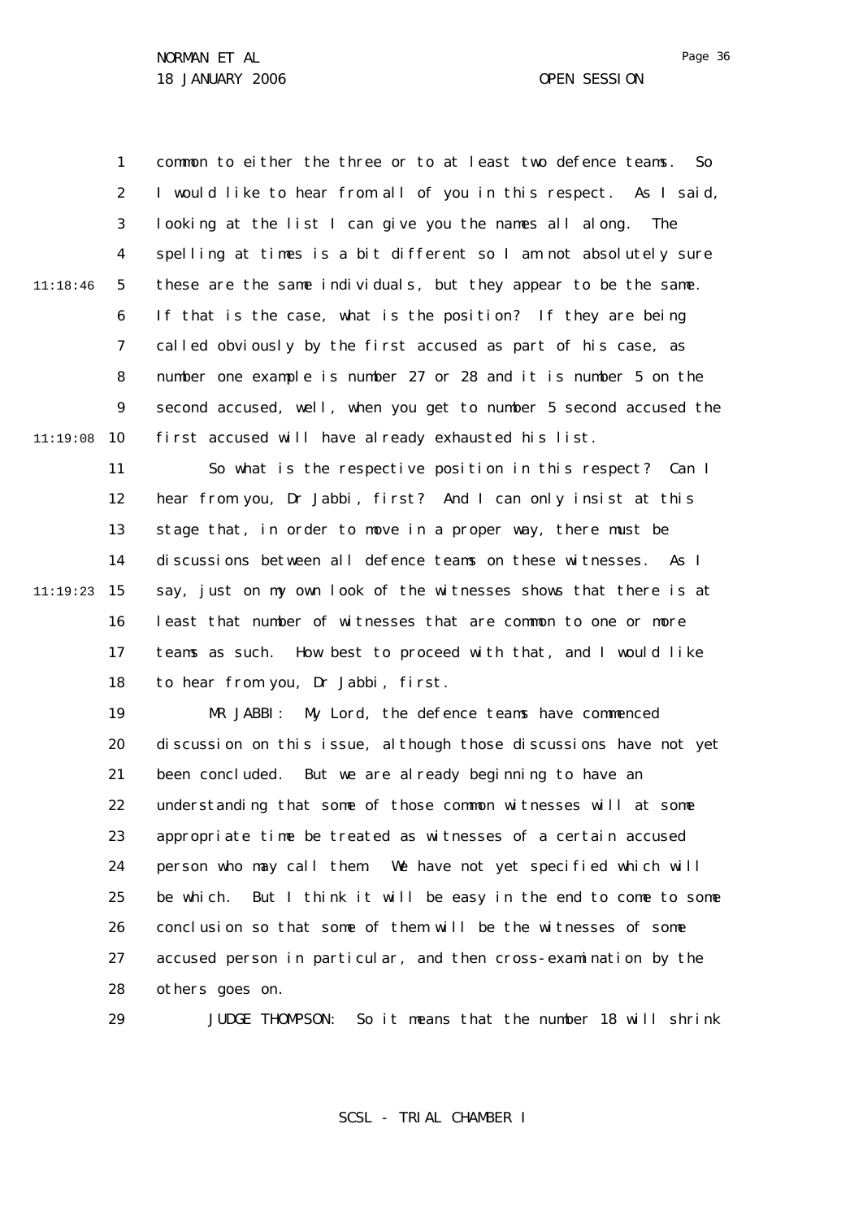common to either the three or to at least two defence teams. So I would like to hear from all of you in this respect. As I said, looking at the list I can give you the names all along. The spelling at times is a bit different so I am not absolutely sure these are the same individuals, but they appear to be the same. If that is the case, what is the position? If they are being called obviously by the first accused as part of his case, as number one example is number 27 or 28 and it is number 5 on the second accused, well, when you get to number 5 second accused the first accused will have already exhausted his list.

So what is the respective position in this respect? Can I hear from you, Dr Jabbi, first? And I can only insist at this stage that, in order to move in a proper way, there must be discussions between all defence teams on these witnesses. As I say, just on my own look of the witnesses shows that there is at least that number of witnesses that are common to one or more teams as such. How best to proceed with that, and I would like to hear from you, Dr Jabbi, first.

MR JABBI: My Lord, the defence teams have commenced discussion on this issue, although those discussions have not yet been concluded. But we are already beginning to have an understanding that some of those common witnesses will at some appropriate time be treated as witnesses of a certain accused person who may call them. We have not yet specified which will be which. But I think it will be easy in the end to come to some conclusion so that some of them will be the witnesses of some accused person in particular, and then cross-examination by the others goes on.

JUDGE THOMPSON: So it means that the number 18 will shrink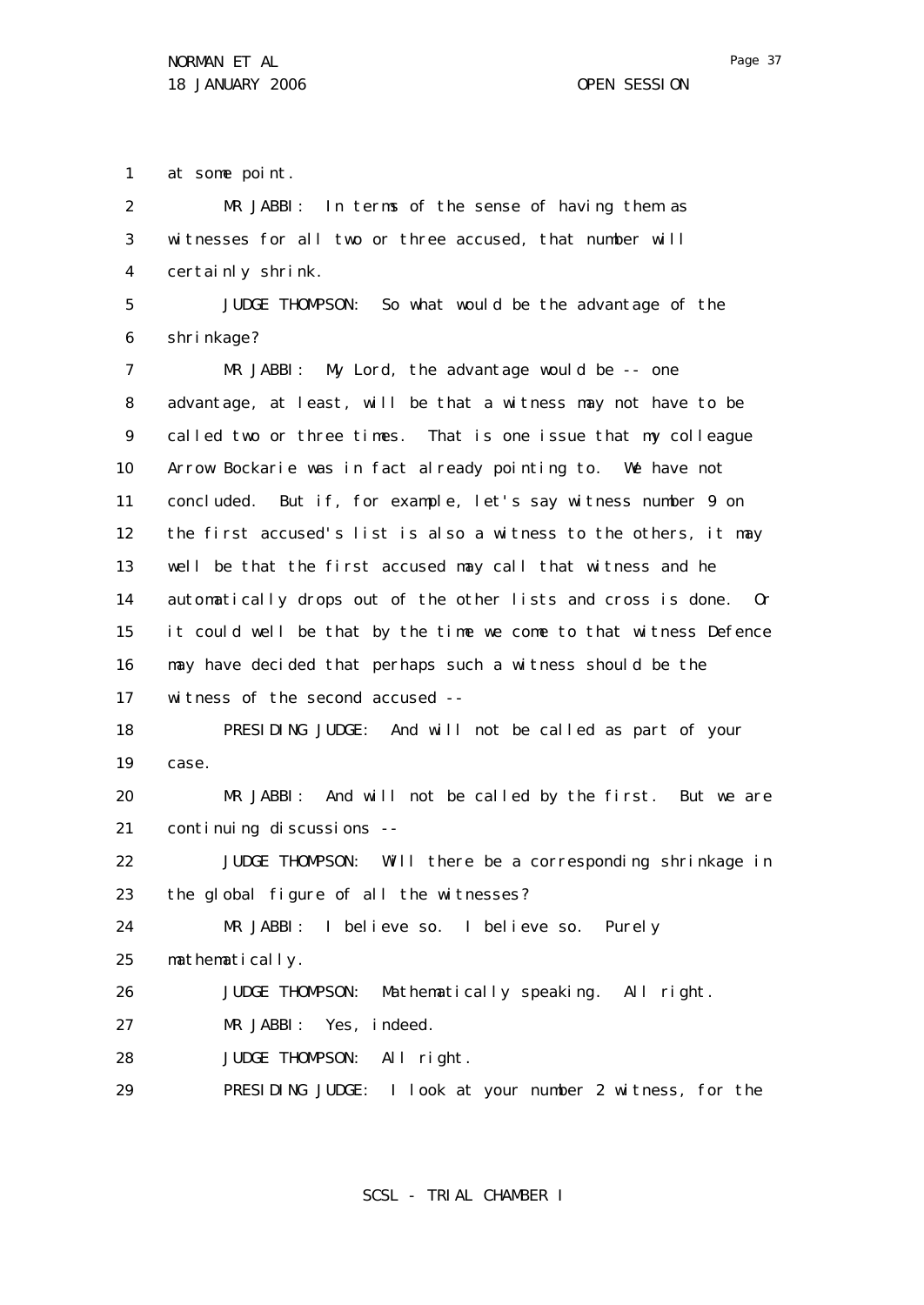at some point.

MR JABBI: In terms of the sense of having them as witnesses for all two or three accused, that number will certainly shrink.

JUDGE THOMPSON: So what would be the advantage of the shrinkage?

MR JABBI: My Lord, the advantage would be -- one advantage, at least, will be that a witness may not have to be called two or three times. That is one issue that my colleague Arrow Bockarie was in fact already pointing to. We have not concluded. But if, for example, let's say witness number 9 on the first accused's list is also a witness to the others, it may well be that the first accused may call that witness and he automatically drops out of the other lists and cross is done. Or it could well be that by the time we come to that witness Defence may have decided that perhaps such a witness should be the witness of the second accused --

PRESIDING JUDGE: And will not be called as part of your case.

MR JABBI: And will not be called by the first. But we are continuing discussions --

JUDGE THOMPSON: Will there be a corresponding shrinkage in the global figure of all the witnesses?

MR JABBI: I believe so. I believe so. Purely mathematically.

JUDGE THOMPSON: Mathematically speaking. All right.

MR JABBI: Yes, indeed.

JUDGE THOMPSON: All right.

PRESIDING JUDGE: I look at your number 2 witness, for the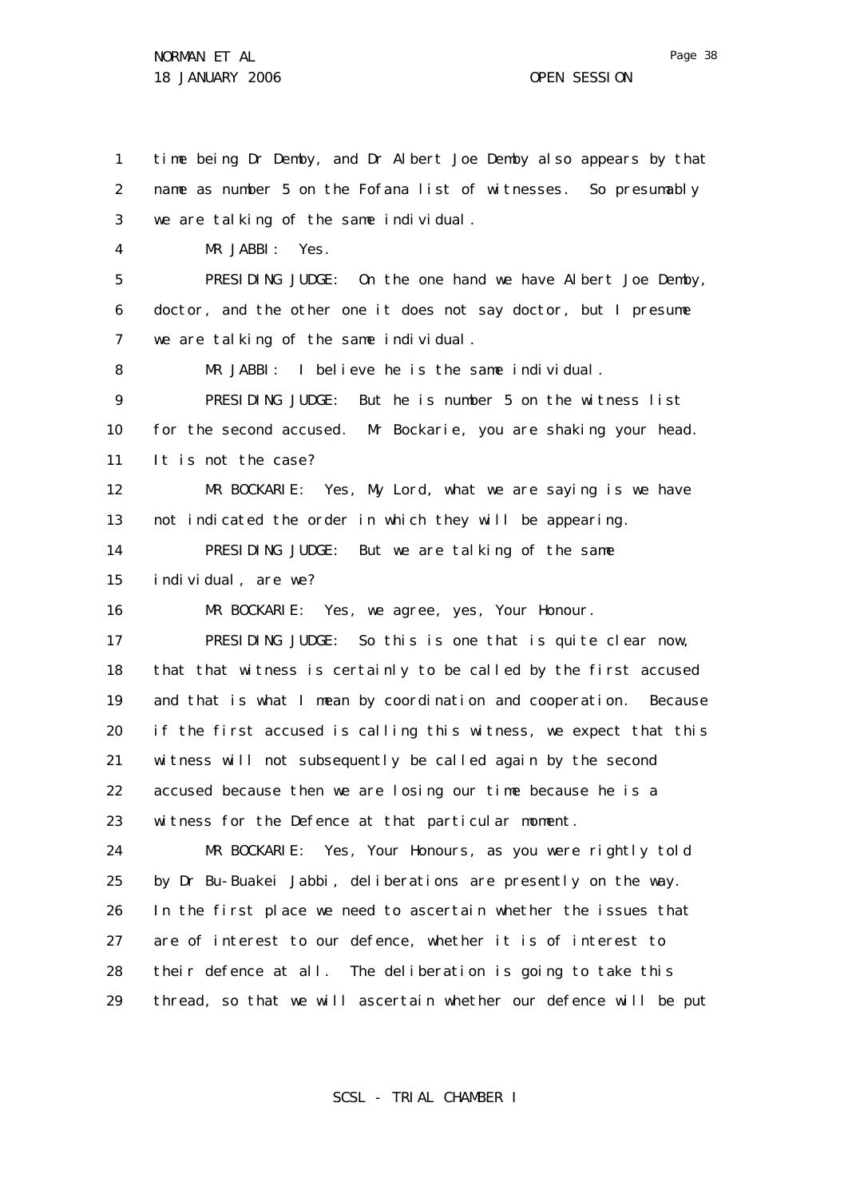1 time being Dr Demby, and Dr Albert Joe Demby also appears by that
2 name as number 5 on the Fofana list of witnesses. So presumably
3 we are talking of the same individual.

4 MR JABBI: Yes.

5 PRESIDING JUDGE: On the one hand we have Albert Joe Demby,
6 doctor, and the other one it does not say doctor, but I presume
7 we are talking of the same individual.

8 MR JABBI: I believe he is the same individual.

9 PRESIDING JUDGE: But he is number 5 on the witness list
10 for the second accused. Mr Bockarie, you are shaking your head.
11 It is not the case?

12 MR BOCKARIE: Yes, My Lord, what we are saying is we have
13 not indicated the order in which they will be appearing.

14 PRESIDING JUDGE: But we are talking of the same
15 individual, are we?

16 MR BOCKARIE: Yes, we agree, yes, Your Honour.

17 PRESIDING JUDGE: So this is one that is quite clear now,
18 that that witness is certainly to be called by the first accused
19 and that is what I mean by coordination and cooperation. Because
20 if the first accused is calling this witness, we expect that this
21 witness will not subsequently be called again by the second
22 accused because then we are losing our time because he is a
23 witness for the Defence at that particular moment.

24 MR BOCKARIE: Yes, Your Honours, as you were rightly told
25 by Dr Bu-Buakei Jabbi, deliberations are presently on the way.
26 In the first place we need to ascertain whether the issues that
27 are of interest to our defence, whether it is of interest to
28 their defence at all. The deliberation is going to take this
29 thread, so that we will ascertain whether our defence will be put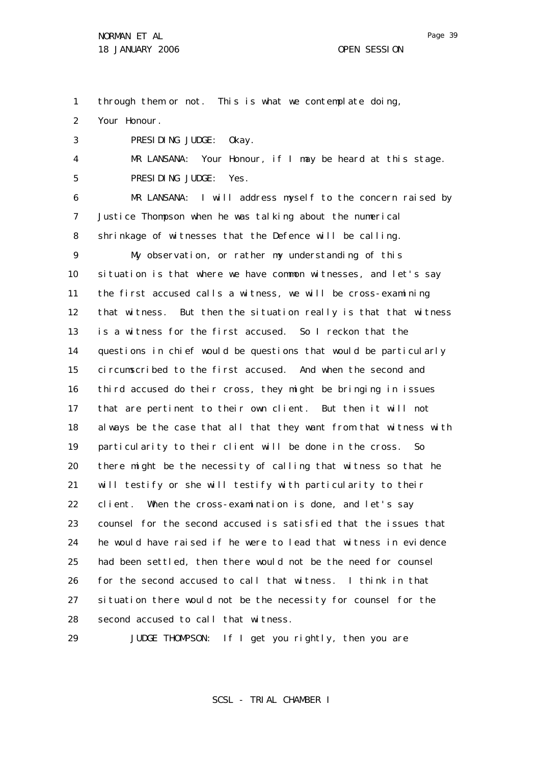through them or not. This is what we contemplate doing, Your Honour.

PRESIDING JUDGE: Okay.

MR LANSANA: Your Honour, if I may be heard at this stage.

PRESIDING JUDGE: Yes.

MR LANSANA: I will address myself to the concern raised by Justice Thompson when he was talking about the numerical shrinkage of witnesses that the Defence will be calling.

My observation, or rather my understanding of this situation is that where we have common witnesses, and let's say the first accused calls a witness, we will be cross-examining that witness. But then the situation really is that that witness is a witness for the first accused. So I reckon that the questions in chief would be questions that would be particularly circumscribed to the first accused. And when the second and third accused do their cross, they might be bringing in issues that are pertinent to their own client. But then it will not always be the case that all that they want from that witness with particularity to their client will be done in the cross. So there might be the necessity of calling that witness so that he will testify or she will testify with particularity to their client. When the cross-examination is done, and let's say counsel for the second accused is satisfied that the issues that he would have raised if he were to lead that witness in evidence had been settled, then there would not be the need for counsel for the second accused to call that witness. I think in that situation there would not be the necessity for counsel for the second accused to call that witness.

JUDGE THOMPSON: If I get you rightly, then you are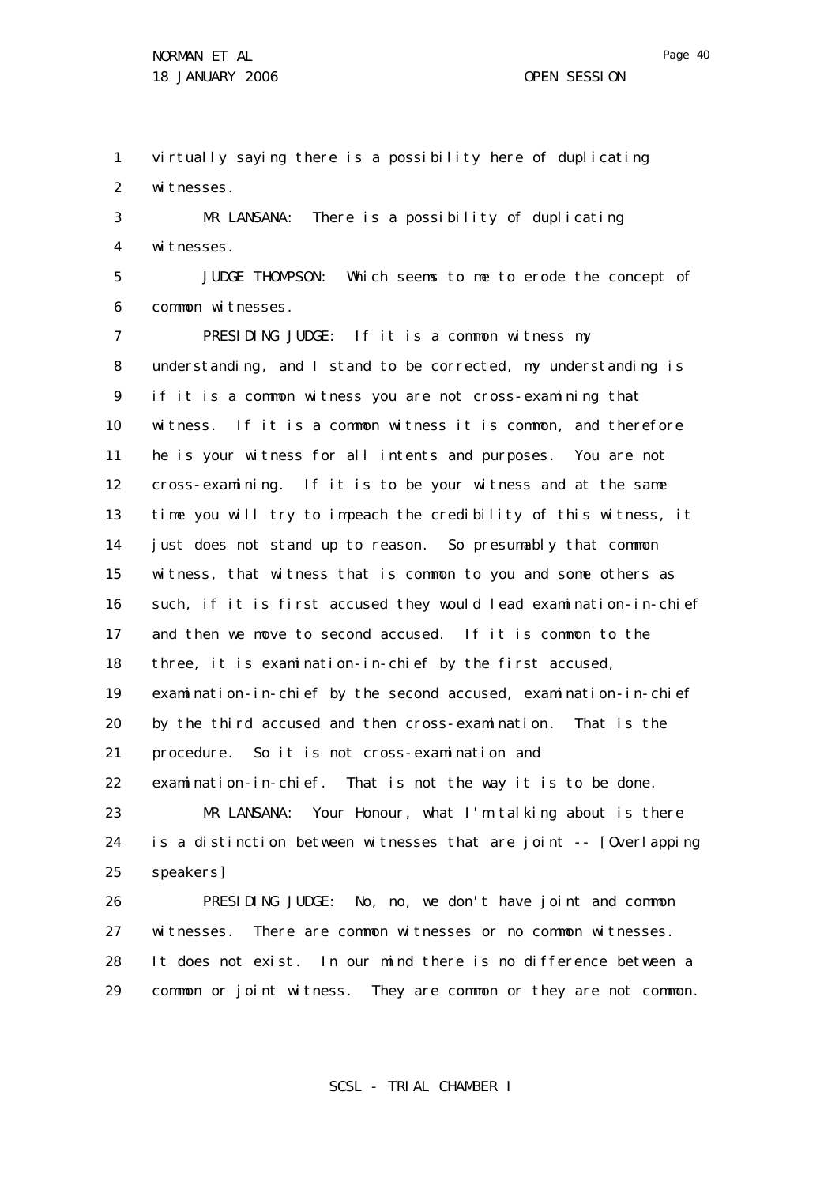virtually saying there is a possibility here of duplicating witnesses.

MR LANSANA: There is a possibility of duplicating witnesses.

JUDGE THOMPSON: Which seems to me to erode the concept of common witnesses.

PRESIDING JUDGE: If it is a common witness my understanding, and I stand to be corrected, my understanding is if it is a common witness you are not cross-examining that witness. If it is a common witness it is common, and therefore he is your witness for all intents and purposes. You are not cross-examining. If it is to be your witness and at the same time you will try to impeach the credibility of this witness, it just does not stand up to reason. So presumably that common witness, that witness that is common to you and some others as such, if it is first accused they would lead examination-in-chief and then we move to second accused. If it is common to the three, it is examination-in-chief by the first accused, examination-in-chief by the second accused, examination-in-chief by the third accused and then cross-examination. That is the procedure. So it is not cross-examination and examination-in-chief. That is not the way it is to be done.

MR LANSANA: Your Honour, what I'm talking about is there is a distinction between witnesses that are joint -- [Overlapping speakers]

PRESIDING JUDGE: No, no, we don't have joint and common witnesses. There are common witnesses or no common witnesses. It does not exist. In our mind there is no difference between a common or joint witness. They are common or they are not common.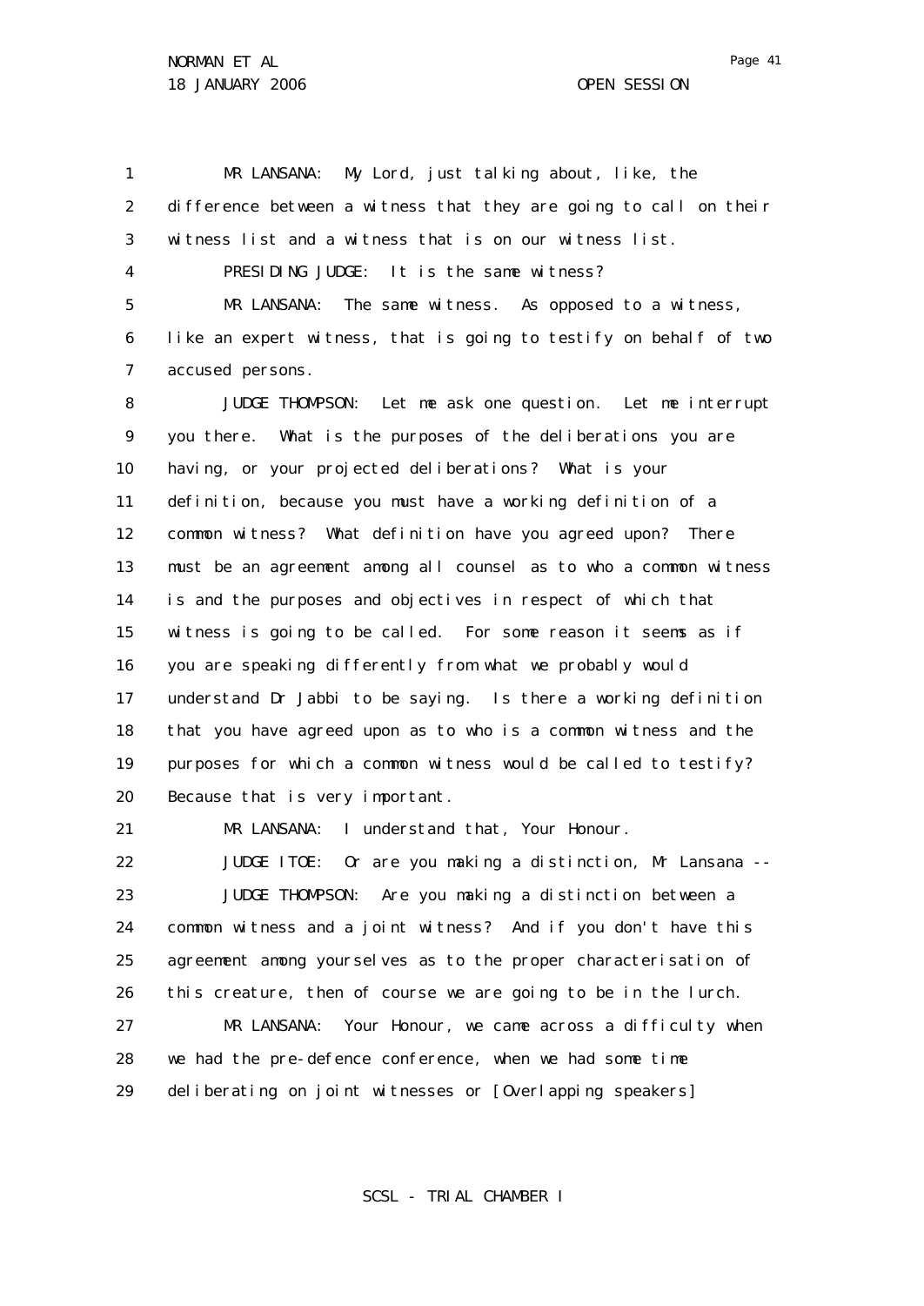MR LANSANA: My Lord, just talking about, like, the difference between a witness that they are going to call on their witness list and a witness that is on our witness list.

PRESIDING JUDGE: It is the same witness?

MR LANSANA: The same witness. As opposed to a witness, like an expert witness, that is going to testify on behalf of two accused persons.

JUDGE THOMPSON: Let me ask one question. Let me interrupt you there. What is the purposes of the deliberations you are having, or your projected deliberations? What is your definition, because you must have a working definition of a common witness? What definition have you agreed upon? There must be an agreement among all counsel as to who a common witness is and the purposes and objectives in respect of which that witness is going to be called. For some reason it seems as if you are speaking differently from what we probably would understand Dr Jabbi to be saying. Is there a working definition that you have agreed upon as to who is a common witness and the purposes for which a common witness would be called to testify? Because that is very important.

MR LANSANA: I understand that, Your Honour.

JUDGE ITOE: Or are you making a distinction, Mr Lansana --

JUDGE THOMPSON: Are you making a distinction between a common witness and a joint witness? And if you don't have this agreement among yourselves as to the proper characterisation of this creature, then of course we are going to be in the lurch.

MR LANSANA: Your Honour, we came across a difficulty when we had the pre-defence conference, when we had some time deliberating on joint witnesses or [Overlapping speakers]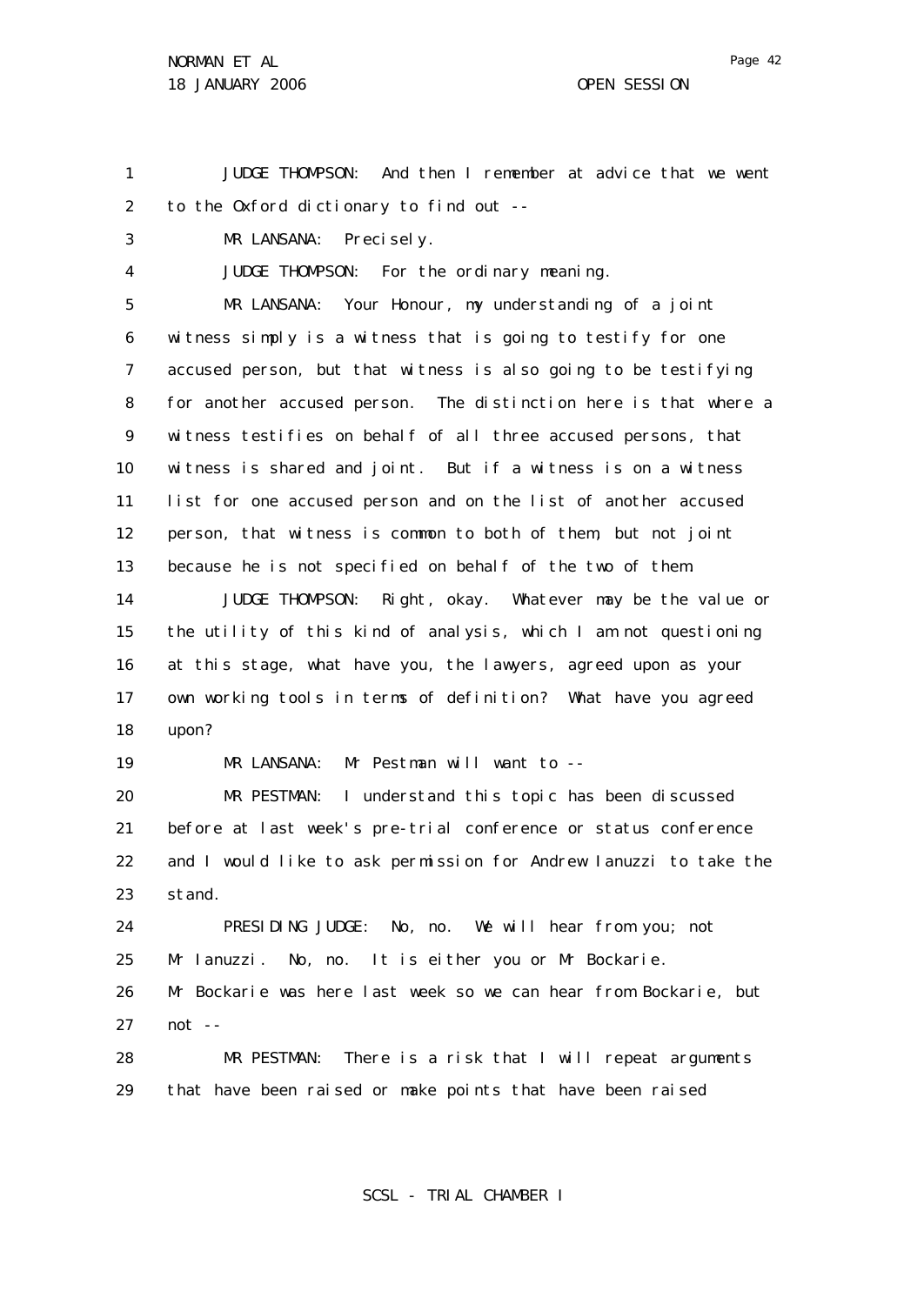JUDGE THOMPSON: And then I remember at advice that we went to the Oxford dictionary to find out --

MR LANSANA: Precisely.

JUDGE THOMPSON: For the ordinary meaning.

MR LANSANA: Your Honour, my understanding of a joint witness simply is a witness that is going to testify for one accused person, but that witness is also going to be testifying for another accused person. The distinction here is that where a witness testifies on behalf of all three accused persons, that witness is shared and joint. But if a witness is on a witness list for one accused person and on the list of another accused person, that witness is common to both of them, but not joint because he is not specified on behalf of the two of them.

JUDGE THOMPSON: Right, okay. Whatever may be the value or the utility of this kind of analysis, which I am not questioning at this stage, what have you, the lawyers, agreed upon as your own working tools in terms of definition? What have you agreed upon?

MR LANSANA: Mr Pestman will want to --

MR PESTMAN: I understand this topic has been discussed before at last week's pre-trial conference or status conference and I would like to ask permission for Andrew Ianuzzi to take the stand.

PRESIDING JUDGE: No, no. We will hear from you; not Mr Ianuzzi. No, no. It is either you or Mr Bockarie. Mr Bockarie was here last week so we can hear from Bockarie, but not --

MR PESTMAN: There is a risk that I will repeat arguments that have been raised or make points that have been raised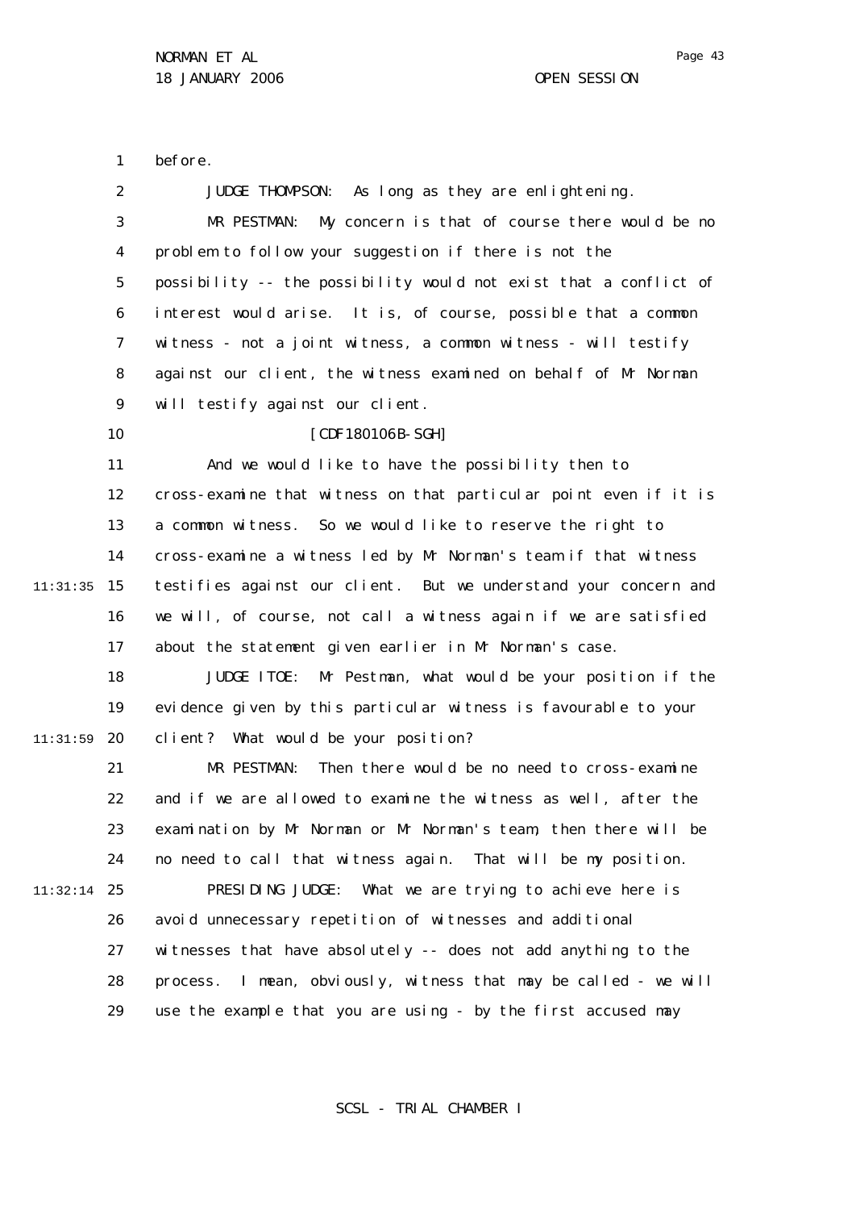before.

JUDGE THOMPSON: As long as they are enlightening.

MR PESTMAN: My concern is that of course there would be no problem to follow your suggestion if there is not the possibility -- the possibility would not exist that a conflict of interest would arise. It is, of course, possible that a common witness - not a joint witness, a common witness - will testify against our client, the witness examined on behalf of Mr Norman will testify against our client.

[CDF180106B-SGH]

And we would like to have the possibility then to cross-examine that witness on that particular point even if it is a common witness. So we would like to reserve the right to cross-examine a witness led by Mr Norman's team if that witness testifies against our client. But we understand your concern and we will, of course, not call a witness again if we are satisfied about the statement given earlier in Mr Norman's case.

JUDGE ITOE: Mr Pestman, what would be your position if the evidence given by this particular witness is favourable to your client? What would be your position?

MR PESTMAN: Then there would be no need to cross-examine and if we are allowed to examine the witness as well, after the examination by Mr Norman or Mr Norman's team, then there will be no need to call that witness again. That will be my position.

PRESIDING JUDGE: What we are trying to achieve here is avoid unnecessary repetition of witnesses and additional witnesses that have absolutely -- does not add anything to the process. I mean, obviously, witness that may be called - we will use the example that you are using - by the first accused may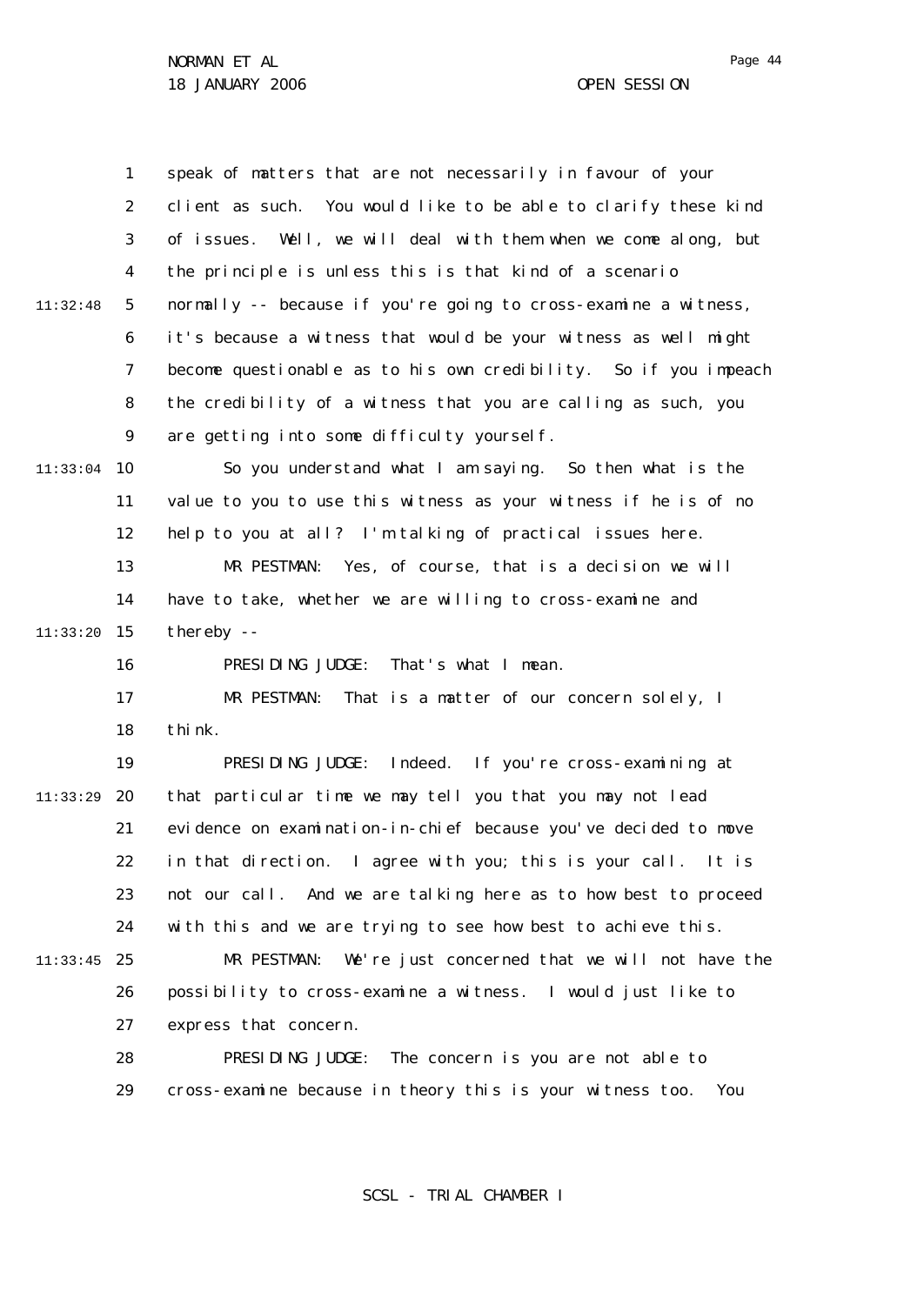speak of matters that are not necessarily in favour of your client as such. You would like to be able to clarify these kind of issues. Well, we will deal with them when we come along, but the principle is unless this is that kind of a scenario normally -- because if you're going to cross-examine a witness, it's because a witness that would be your witness as well might become questionable as to his own credibility. So if you impeach the credibility of a witness that you are calling as such, you are getting into some difficulty yourself.

So you understand what I am saying. So then what is the value to you to use this witness as your witness if he is of no help to you at all? I'm talking of practical issues here.

MR PESTMAN: Yes, of course, that is a decision we will have to take, whether we are willing to cross-examine and thereby --

PRESIDING JUDGE: That's what I mean.

MR PESTMAN: That is a matter of our concern solely, I think.

PRESIDING JUDGE: Indeed. If you're cross-examining at that particular time we may tell you that you may not lead evidence on examination-in-chief because you've decided to move in that direction. I agree with you; this is your call. It is not our call. And we are talking here as to how best to proceed with this and we are trying to see how best to achieve this.

MR PESTMAN: We're just concerned that we will not have the possibility to cross-examine a witness. I would just like to express that concern.

PRESIDING JUDGE: The concern is you are not able to cross-examine because in theory this is your witness too. You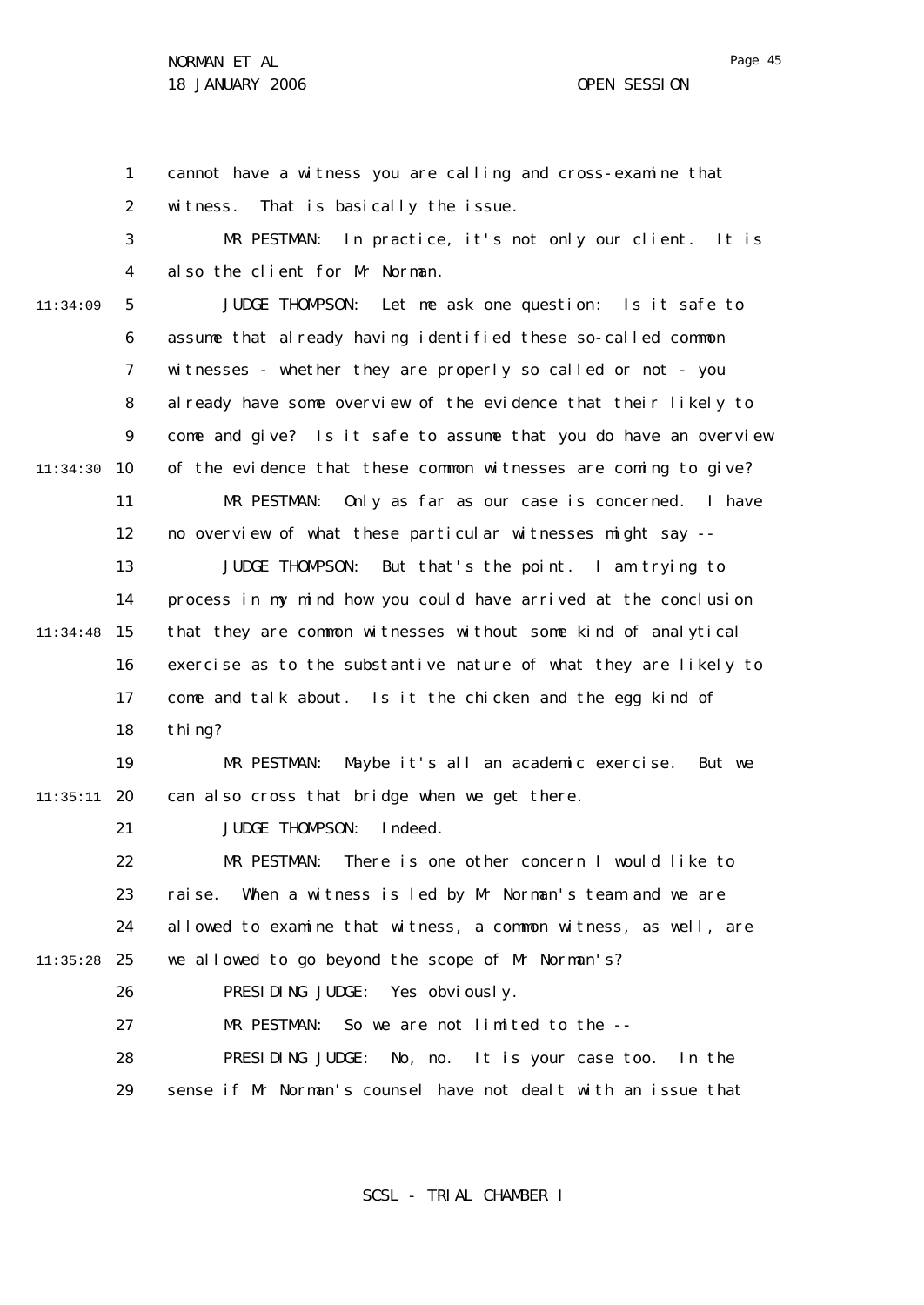cannot have a witness you are calling and cross-examine that witness. That is basically the issue.

MR PESTMAN: In practice, it's not only our client. It is also the client for Mr Norman.

JUDGE THOMPSON: Let me ask one question: Is it safe to assume that already having identified these so-called common witnesses - whether they are properly so called or not - you already have some overview of the evidence that their likely to come and give? Is it safe to assume that you do have an overview of the evidence that these common witnesses are coming to give?

MR PESTMAN: Only as far as our case is concerned. I have no overview of what these particular witnesses might say --

JUDGE THOMPSON: But that's the point. I am trying to process in my mind how you could have arrived at the conclusion that they are common witnesses without some kind of analytical exercise as to the substantive nature of what they are likely to come and talk about. Is it the chicken and the egg kind of thing?

MR PESTMAN: Maybe it's all an academic exercise. But we can also cross that bridge when we get there.

JUDGE THOMPSON: Indeed.

MR PESTMAN: There is one other concern I would like to raise. When a witness is led by Mr Norman's team and we are allowed to examine that witness, a common witness, as well, are we allowed to go beyond the scope of Mr Norman's?

PRESIDING JUDGE: Yes obviously.

MR PESTMAN: So we are not limited to the --

PRESIDING JUDGE: No, no. It is your case too. In the sense if Mr Norman's counsel have not dealt with an issue that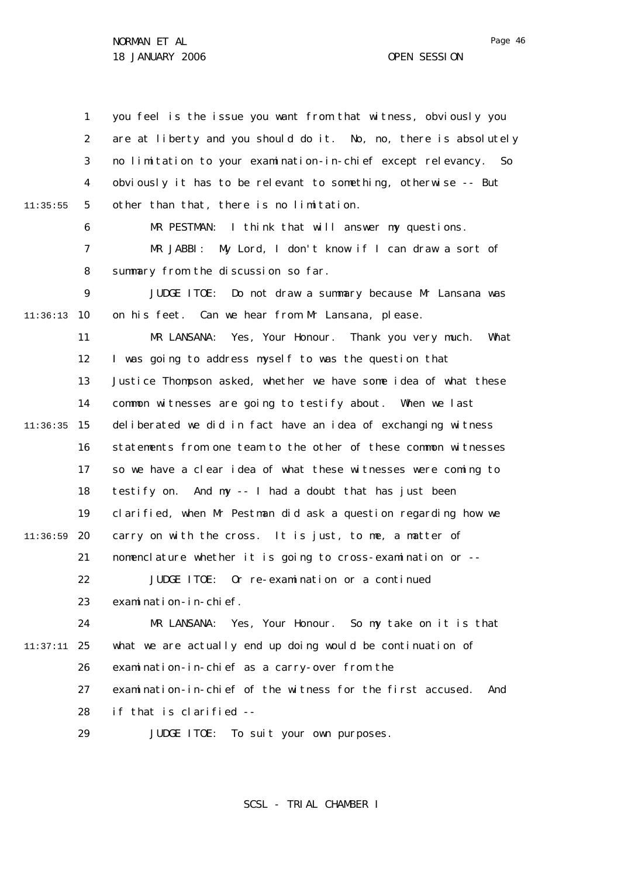you feel is the issue you want from that witness, obviously you are at liberty and you should do it. No, no, there is absolutely no limitation to your examination-in-chief except relevancy. So obviously it has to be relevant to something, otherwise -- But other than that, there is no limitation.

MR PESTMAN: I think that will answer my questions.

MR JABBI: My Lord, I don't know if I can draw a sort of summary from the discussion so far.

JUDGE ITOE: Do not draw a summary because Mr Lansana was on his feet. Can we hear from Mr Lansana, please.

MR LANSANA: Yes, Your Honour. Thank you very much. What I was going to address myself to was the question that Justice Thompson asked, whether we have some idea of what these common witnesses are going to testify about. When we last deliberated we did in fact have an idea of exchanging witness statements from one team to the other of these common witnesses so we have a clear idea of what these witnesses were coming to testify on. And my -- I had a doubt that has just been clarified, when Mr Pestman did ask a question regarding how we carry on with the cross. It is just, to me, a matter of nomenclature whether it is going to cross-examination or --

JUDGE ITOE: Or re-examination or a continued examination-in-chief.

MR LANSANA: Yes, Your Honour. So my take on it is that what we are actually end up doing would be continuation of examination-in-chief as a carry-over from the examination-in-chief of the witness for the first accused. And if that is clarified --

JUDGE ITOE: To suit your own purposes.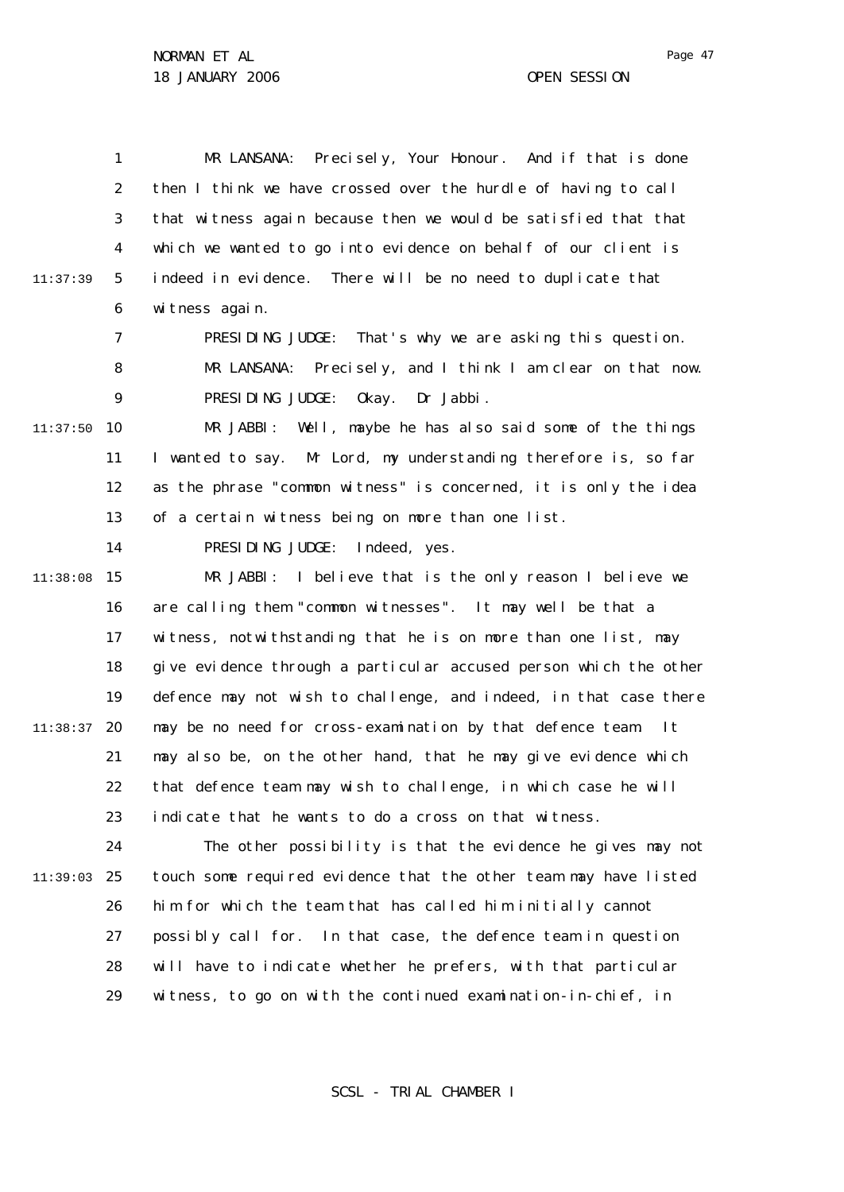MR LANSANA: Precisely, Your Honour. And if that is done then I think we have crossed over the hurdle of having to call that witness again because then we would be satisfied that that which we wanted to go into evidence on behalf of our client is indeed in evidence. There will be no need to duplicate that witness again.

PRESIDING JUDGE: That's why we are asking this question.

MR LANSANA: Precisely, and I think I am clear on that now.

PRESIDING JUDGE: Okay. Dr Jabbi.

MR JABBI: Well, maybe he has also said some of the things I wanted to say. Mr Lord, my understanding therefore is, so far as the phrase "common witness" is concerned, it is only the idea of a certain witness being on more than one list.

PRESIDING JUDGE: Indeed, yes.

MR JABBI: I believe that is the only reason I believe we are calling them "common witnesses". It may well be that a witness, notwithstanding that he is on more than one list, may give evidence through a particular accused person which the other defence may not wish to challenge, and indeed, in that case there may be no need for cross-examination by that defence team. It may also be, on the other hand, that he may give evidence which that defence team may wish to challenge, in which case he will indicate that he wants to do a cross on that witness.

The other possibility is that the evidence he gives may not touch some required evidence that the other team may have listed him for which the team that has called him initially cannot possibly call for. In that case, the defence team in question will have to indicate whether he prefers, with that particular witness, to go on with the continued examination-in-chief, in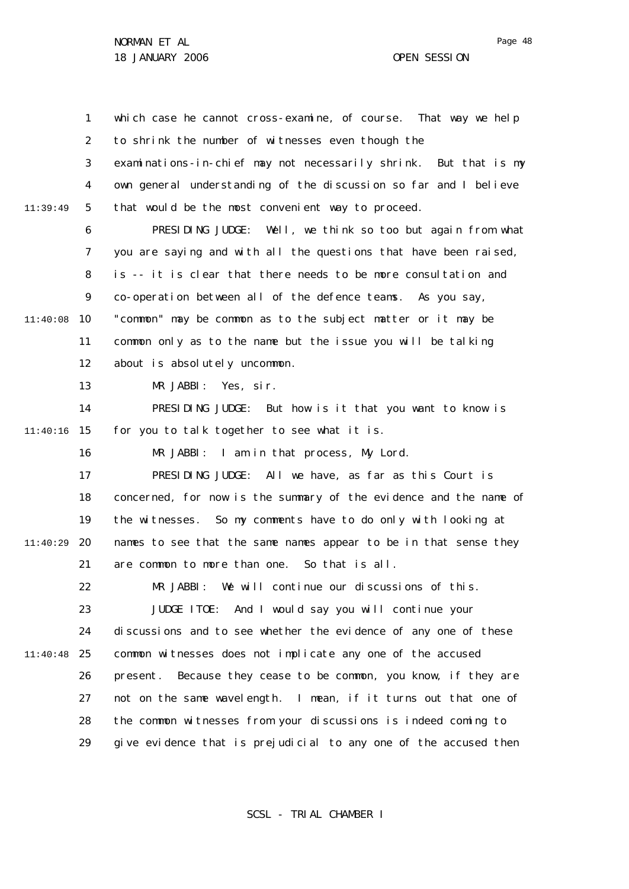which case he cannot cross-examine, of course. That way we help to shrink the number of witnesses even though the examinations-in-chief may not necessarily shrink. But that is my own general understanding of the discussion so far and I believe that would be the most convenient way to proceed.

PRESIDING JUDGE: Well, we think so too but again from what you are saying and with all the questions that have been raised, is -- it is clear that there needs to be more consultation and co-operation between all of the defence teams. As you say, "common" may be common as to the subject matter or it may be common only as to the name but the issue you will be talking about is absolutely uncommon.

MR JABBI: Yes, sir.

PRESIDING JUDGE: But how is it that you want to know is for you to talk together to see what it is.

MR JABBI: I am in that process, My Lord.

PRESIDING JUDGE: All we have, as far as this Court is concerned, for now is the summary of the evidence and the name of the witnesses. So my comments have to do only with looking at names to see that the same names appear to be in that sense they are common to more than one. So that is all.

MR JABBI: We will continue our discussions of this.

JUDGE ITOE: And I would say you will continue your discussions and to see whether the evidence of any one of these common witnesses does not implicate any one of the accused present. Because they cease to be common, you know, if they are not on the same wavelength. I mean, if it turns out that one of the common witnesses from your discussions is indeed coming to give evidence that is prejudicial to any one of the accused then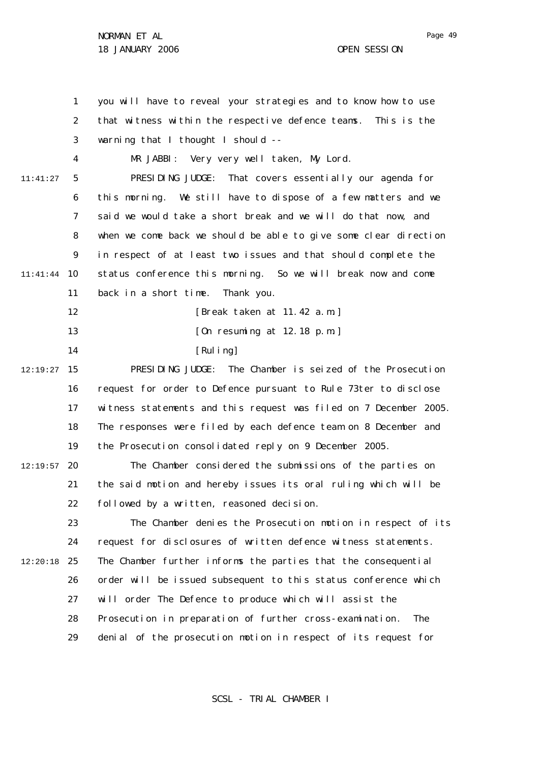you will have to reveal your strategies and to know how to use that witness within the respective defence teams. This is the warning that I thought I should --

MR JABBI: Very very well taken, My Lord.

PRESIDING JUDGE: That covers essentially our agenda for this morning. We still have to dispose of a few matters and we said we would take a short break and we will do that now, and when we come back we should be able to give some clear direction in respect of at least two issues and that should complete the status conference this morning. So we will break now and come back in a short time. Thank you.

[Break taken at 11.42 a.m.]

[On resuming at 12.18 p.m.]

[Ruling]

PRESIDING JUDGE: The Chamber is seized of the Prosecution request for order to Defence pursuant to Rule 73ter to disclose witness statements and this request was filed on 7 December 2005. The responses were filed by each defence team on 8 December and the Prosecution consolidated reply on 9 December 2005.

The Chamber considered the submissions of the parties on the said motion and hereby issues its oral ruling which will be followed by a written, reasoned decision.

The Chamber denies the Prosecution motion in respect of its request for disclosures of written defence witness statements. The Chamber further informs the parties that the consequential order will be issued subsequent to this status conference which will order The Defence to produce which will assist the Prosecution in preparation of further cross-examination. The denial of the prosecution motion in respect of its request for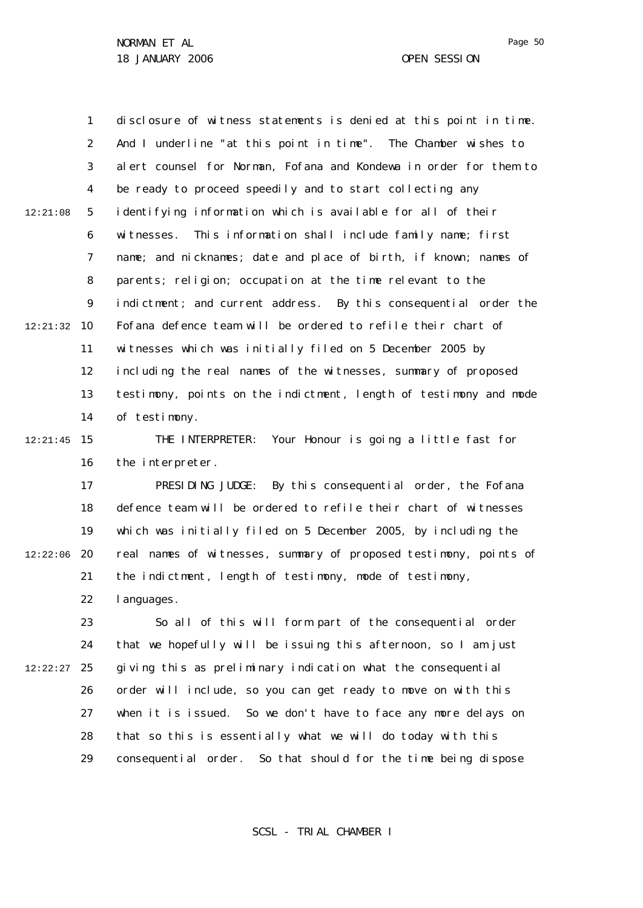disclosure of witness statements is denied at this point in time. And I underline "at this point in time". The Chamber wishes to alert counsel for Norman, Fofana and Kondewa in order for them to be ready to proceed speedily and to start collecting any identifying information which is available for all of their witnesses. This information shall include family name; first name; and nicknames; date and place of birth, if known; names of parents; religion; occupation at the time relevant to the indictment; and current address. By this consequential order the Fofana defence team will be ordered to refile their chart of witnesses which was initially filed on 5 December 2005 by including the real names of the witnesses, summary of proposed testimony, points on the indictment, length of testimony and mode of testimony.

THE INTERPRETER: Your Honour is going a little fast for the interpreter.

PRESIDING JUDGE: By this consequential order, the Fofana defence team will be ordered to refile their chart of witnesses which was initially filed on 5 December 2005, by including the real names of witnesses, summary of proposed testimony, points of the indictment, length of testimony, mode of testimony, languages.

So all of this will form part of the consequential order that we hopefully will be issuing this afternoon, so I am just giving this as preliminary indication what the consequential order will include, so you can get ready to move on with this when it is issued. So we don't have to face any more delays on that so this is essentially what we will do today with this consequential order. So that should for the time being dispose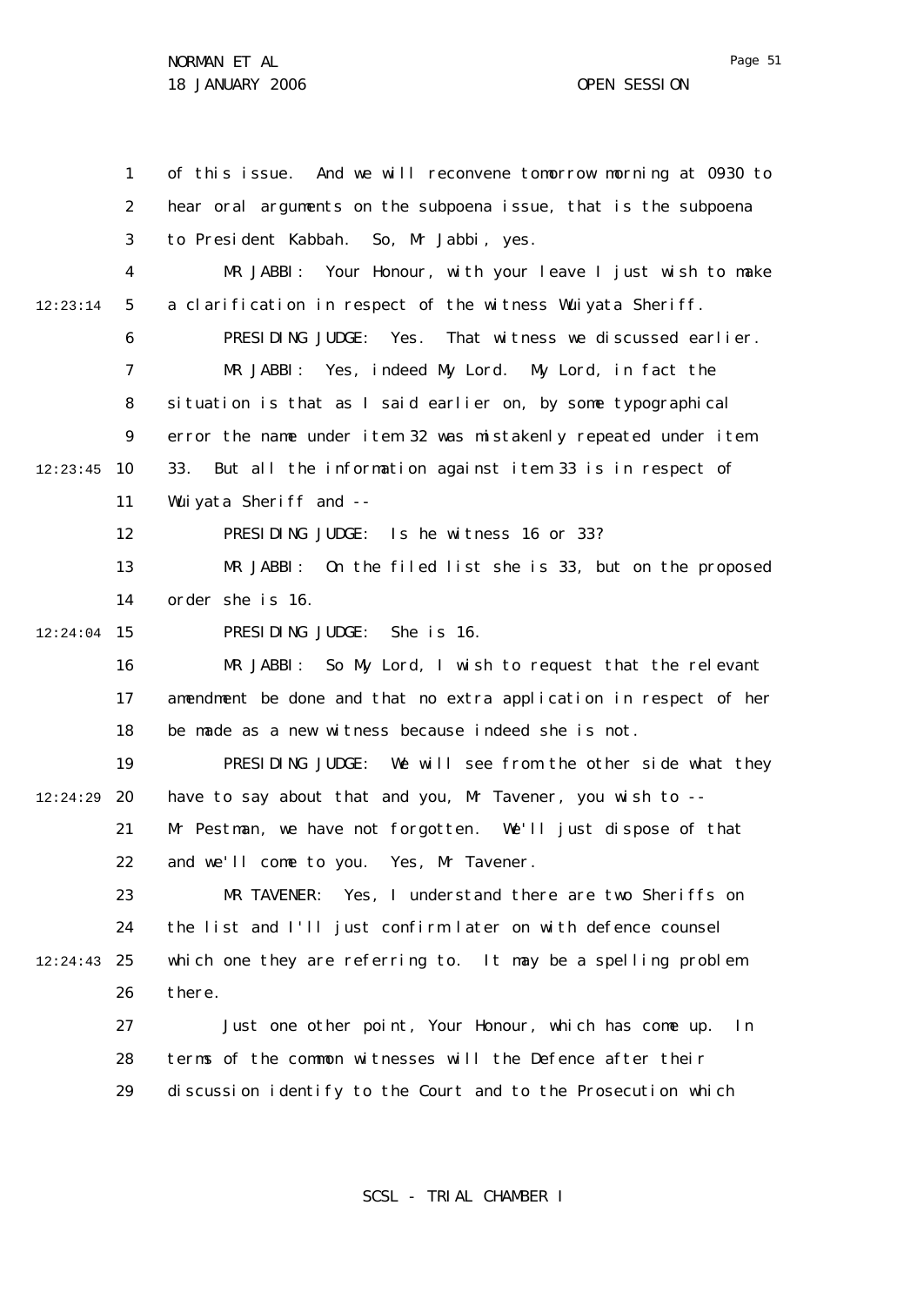of this issue. And we will reconvene tomorrow morning at 0930 to hear oral arguments on the subpoena issue, that is the subpoena to President Kabbah. So, Mr Jabbi, yes.

MR JABBI: Your Honour, with your leave I just wish to make a clarification in respect of the witness Wuiyata Sheriff.

PRESIDING JUDGE: Yes. That witness we discussed earlier.

MR JABBI: Yes, indeed My Lord. My Lord, in fact the situation is that as I said earlier on, by some typographical error the name under item 32 was mistakenly repeated under item 33. But all the information against item 33 is in respect of Wuiyata Sheriff and --

PRESIDING JUDGE: Is he witness 16 or 33?

MR JABBI: On the filed list she is 33, but on the proposed order she is 16.

PRESIDING JUDGE: She is 16.

MR JABBI: So My Lord, I wish to request that the relevant amendment be done and that no extra application in respect of her be made as a new witness because indeed she is not.

PRESIDING JUDGE: We will see from the other side what they have to say about that and you, Mr Tavener, you wish to -- Mr Pestman, we have not forgotten. We'll just dispose of that and we'll come to you. Yes, Mr Tavener.

MR TAVENER: Yes, I understand there are two Sheriffs on the list and I'll just confirm later on with defence counsel which one they are referring to. It may be a spelling problem there.

Just one other point, Your Honour, which has come up. In terms of the common witnesses will the Defence after their discussion identify to the Court and to the Prosecution which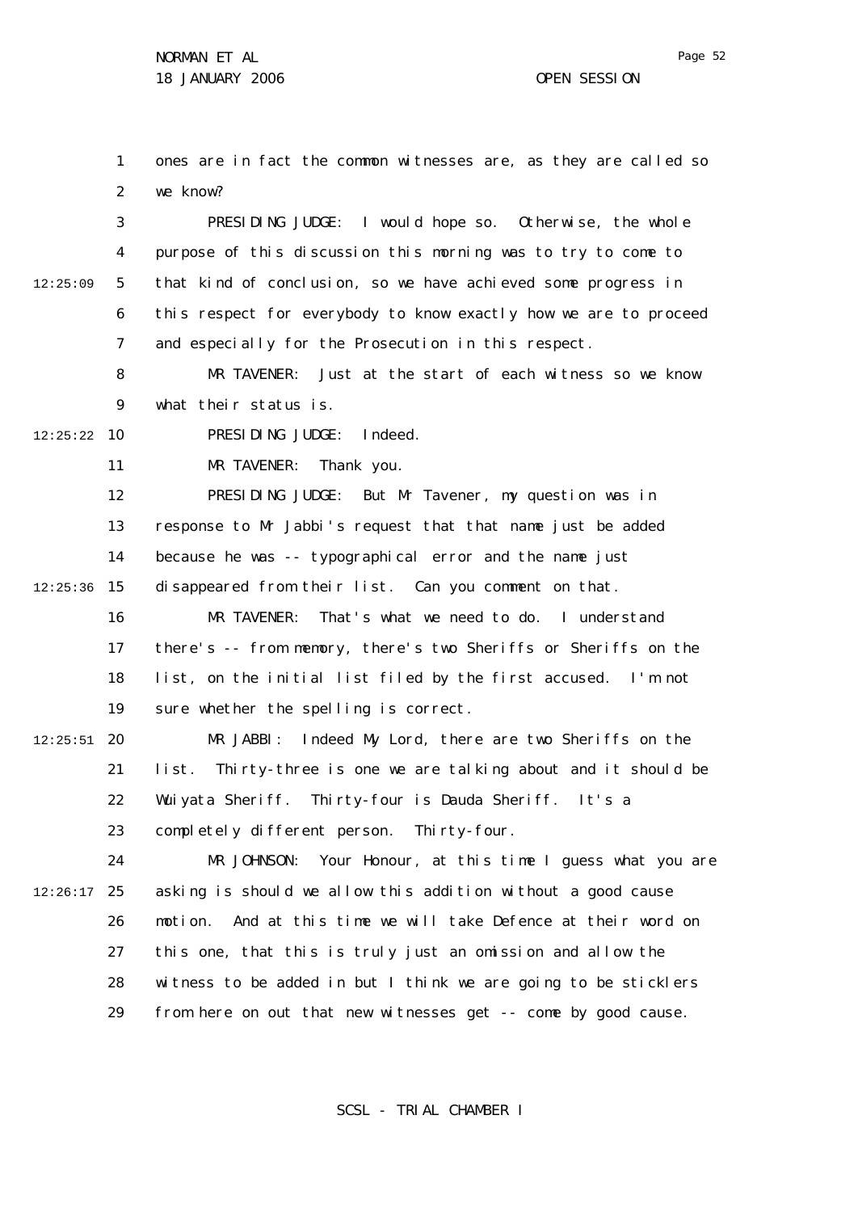ones are in fact the common witnesses are, as they are called so we know?

PRESIDING JUDGE: I would hope so. Otherwise, the whole purpose of this discussion this morning was to try to come to that kind of conclusion, so we have achieved some progress in this respect for everybody to know exactly how we are to proceed and especially for the Prosecution in this respect.

MR TAVENER: Just at the start of each witness so we know what their status is.

PRESIDING JUDGE: Indeed.

MR TAVENER: Thank you.

PRESIDING JUDGE: But Mr Tavener, my question was in response to Mr Jabbi's request that that name just be added because he was -- typographical error and the name just disappeared from their list. Can you comment on that.

MR TAVENER: That's what we need to do. I understand there's -- from memory, there's two Sheriffs or Sheriffs on the list, on the initial list filed by the first accused. I'm not sure whether the spelling is correct.

MR JABBI: Indeed My Lord, there are two Sheriffs on the list. Thirty-three is one we are talking about and it should be Wuiyata Sheriff. Thirty-four is Dauda Sheriff. It's a completely different person. Thirty-four.

MR JOHNSON: Your Honour, at this time I guess what you are asking is should we allow this addition without a good cause motion. And at this time we will take Defence at their word on this one, that this is truly just an omission and allow the witness to be added in but I think we are going to be sticklers from here on out that new witnesses get -- come by good cause.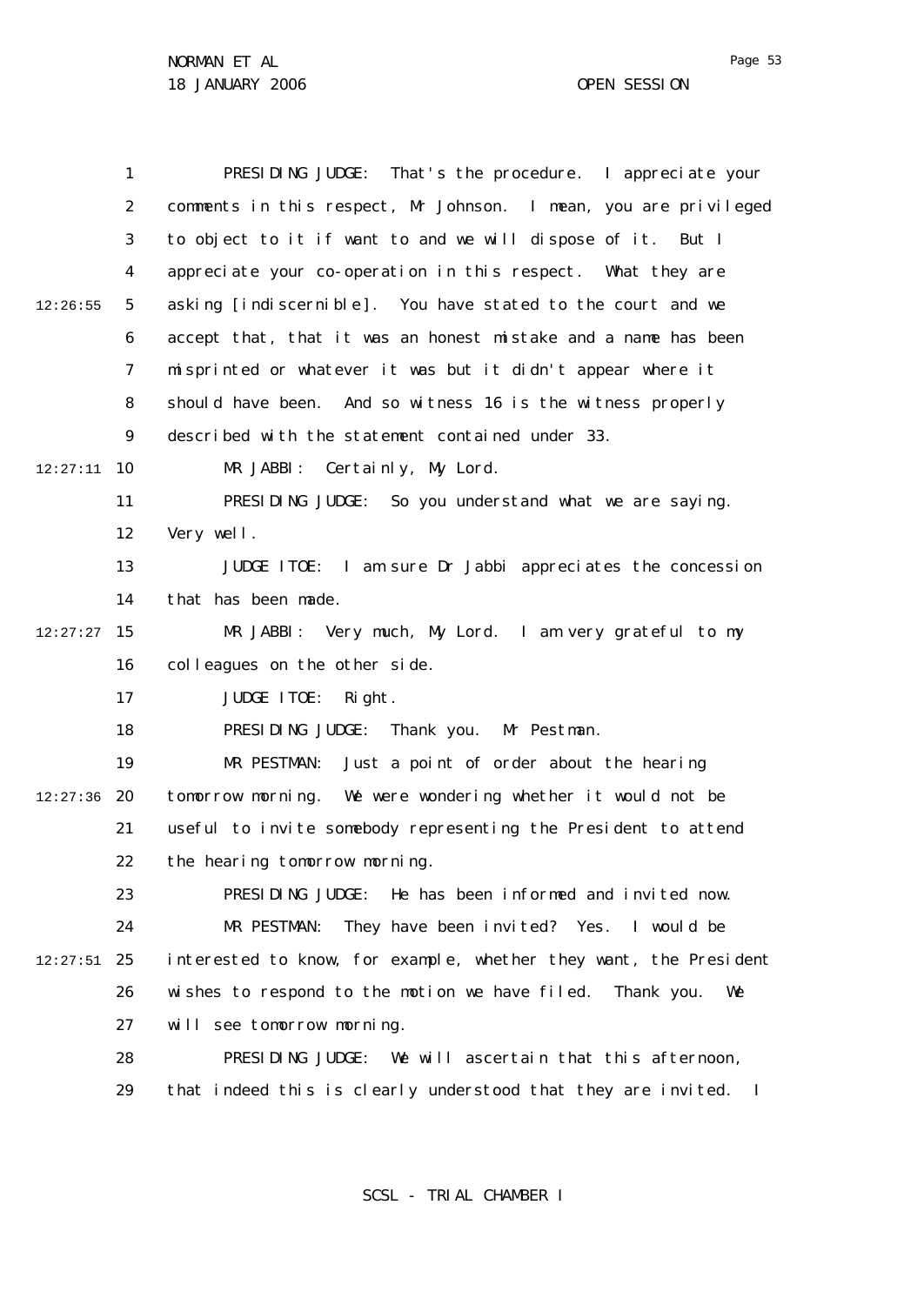PRESIDING JUDGE: That's the procedure. I appreciate your comments in this respect, Mr Johnson. I mean, you are privileged to object to it if want to and we will dispose of it. But I appreciate your co-operation in this respect. What they are asking [indiscernible]. You have stated to the court and we accept that, that it was an honest mistake and a name has been misprinted or whatever it was but it didn't appear where it should have been. And so witness 16 is the witness properly described with the statement contained under 33.

MR JABBI: Certainly, My Lord.

PRESIDING JUDGE: So you understand what we are saying. Very well.

JUDGE ITOE: I am sure Dr Jabbi appreciates the concession that has been made.

MR JABBI: Very much, My Lord. I am very grateful to my colleagues on the other side.

JUDGE ITOE: Right.

PRESIDING JUDGE: Thank you. Mr Pestman.

MR PESTMAN: Just a point of order about the hearing tomorrow morning. We were wondering whether it would not be useful to invite somebody representing the President to attend the hearing tomorrow morning.

PRESIDING JUDGE: He has been informed and invited now.

MR PESTMAN: They have been invited? Yes. I would be interested to know, for example, whether they want, the President wishes to respond to the motion we have filed. Thank you. We will see tomorrow morning.

PRESIDING JUDGE: We will ascertain that this afternoon, that indeed this is clearly understood that they are invited. I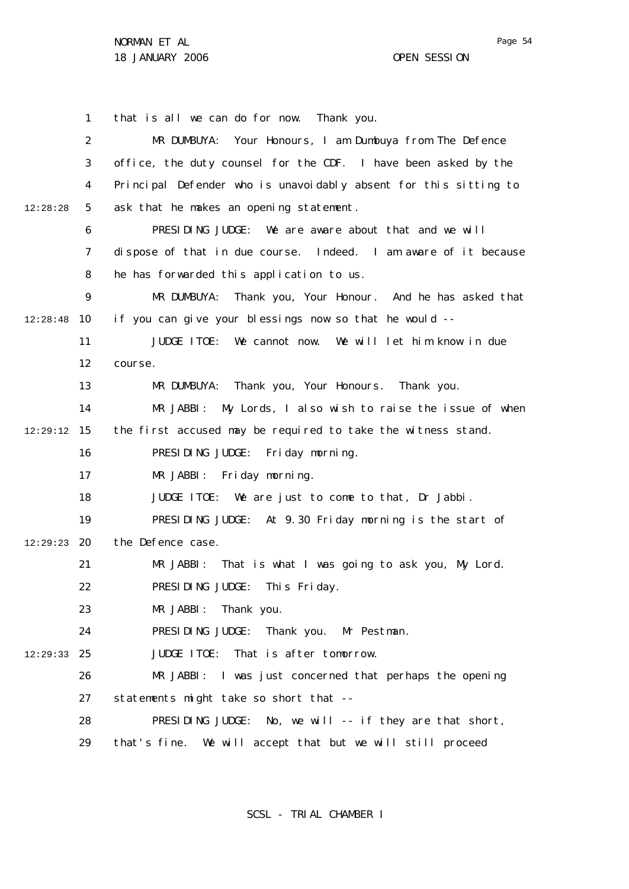that is all we can do for now. Thank you.

MR DUMBUYA: Your Honours, I am Dumbuya from The Defence office, the duty counsel for the CDF. I have been asked by the Principal Defender who is unavoidably absent for this sitting to ask that he makes an opening statement.

PRESIDING JUDGE: We are aware about that and we will dispose of that in due course. Indeed. I am aware of it because he has forwarded this application to us.

MR DUMBUYA: Thank you, Your Honour. And he has asked that if you can give your blessings now so that he would --

JUDGE ITOE: We cannot now. We will let him know in due course.

MR DUMBUYA: Thank you, Your Honours. Thank you.

MR JABBI: My Lords, I also wish to raise the issue of when the first accused may be required to take the witness stand.

PRESIDING JUDGE: Friday morning.

MR JABBI: Friday morning.

JUDGE ITOE: We are just to come to that, Dr Jabbi.

PRESIDING JUDGE: At 9.30 Friday morning is the start of the Defence case.

MR JABBI: That is what I was going to ask you, My Lord.

PRESIDING JUDGE: This Friday.

MR JABBI: Thank you.

PRESIDING JUDGE: Thank you. Mr Pestman.

JUDGE ITOE: That is after tomorrow.

MR JABBI: I was just concerned that perhaps the opening statements might take so short that --

PRESIDING JUDGE: No, we will -- if they are that short, that's fine. We will accept that but we will still proceed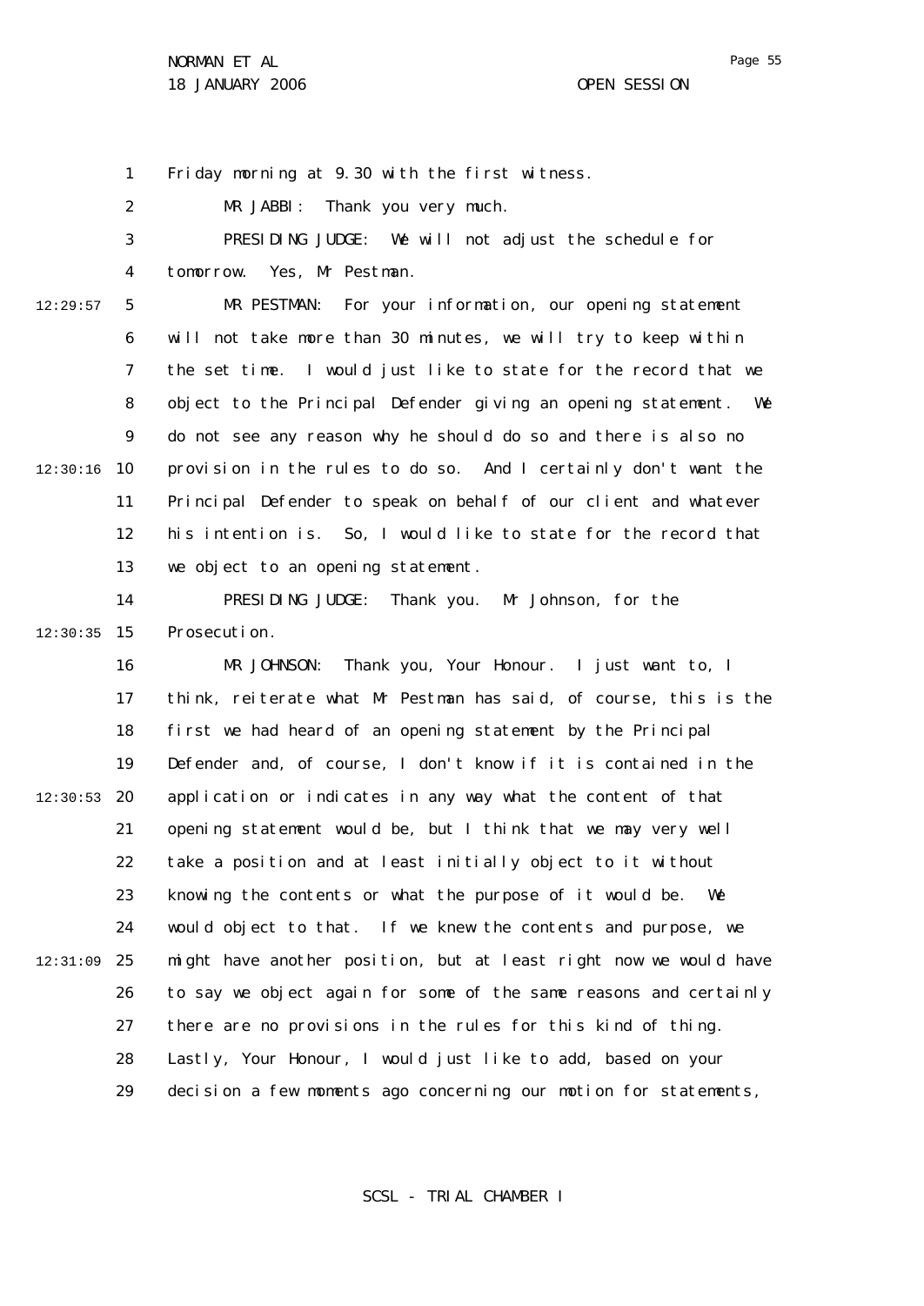Friday morning at 9.30 with the first witness.

MR JABBI: Thank you very much.

PRESIDING JUDGE: We will not adjust the schedule for tomorrow. Yes, Mr Pestman.

MR PESTMAN: For your information, our opening statement will not take more than 30 minutes, we will try to keep within the set time. I would just like to state for the record that we object to the Principal Defender giving an opening statement. We do not see any reason why he should do so and there is also no provision in the rules to do so. And I certainly don't want the Principal Defender to speak on behalf of our client and whatever his intention is. So, I would like to state for the record that we object to an opening statement.

PRESIDING JUDGE: Thank you. Mr Johnson, for the Prosecution.

MR JOHNSON: Thank you, Your Honour. I just want to, I think, reiterate what Mr Pestman has said, of course, this is the first we had heard of an opening statement by the Principal Defender and, of course, I don't know if it is contained in the application or indicates in any way what the content of that opening statement would be, but I think that we may very well take a position and at least initially object to it without knowing the contents or what the purpose of it would be. We would object to that. If we knew the contents and purpose, we might have another position, but at least right now we would have to say we object again for some of the same reasons and certainly there are no provisions in the rules for this kind of thing. Lastly, Your Honour, I would just like to add, based on your decision a few moments ago concerning our motion for statements,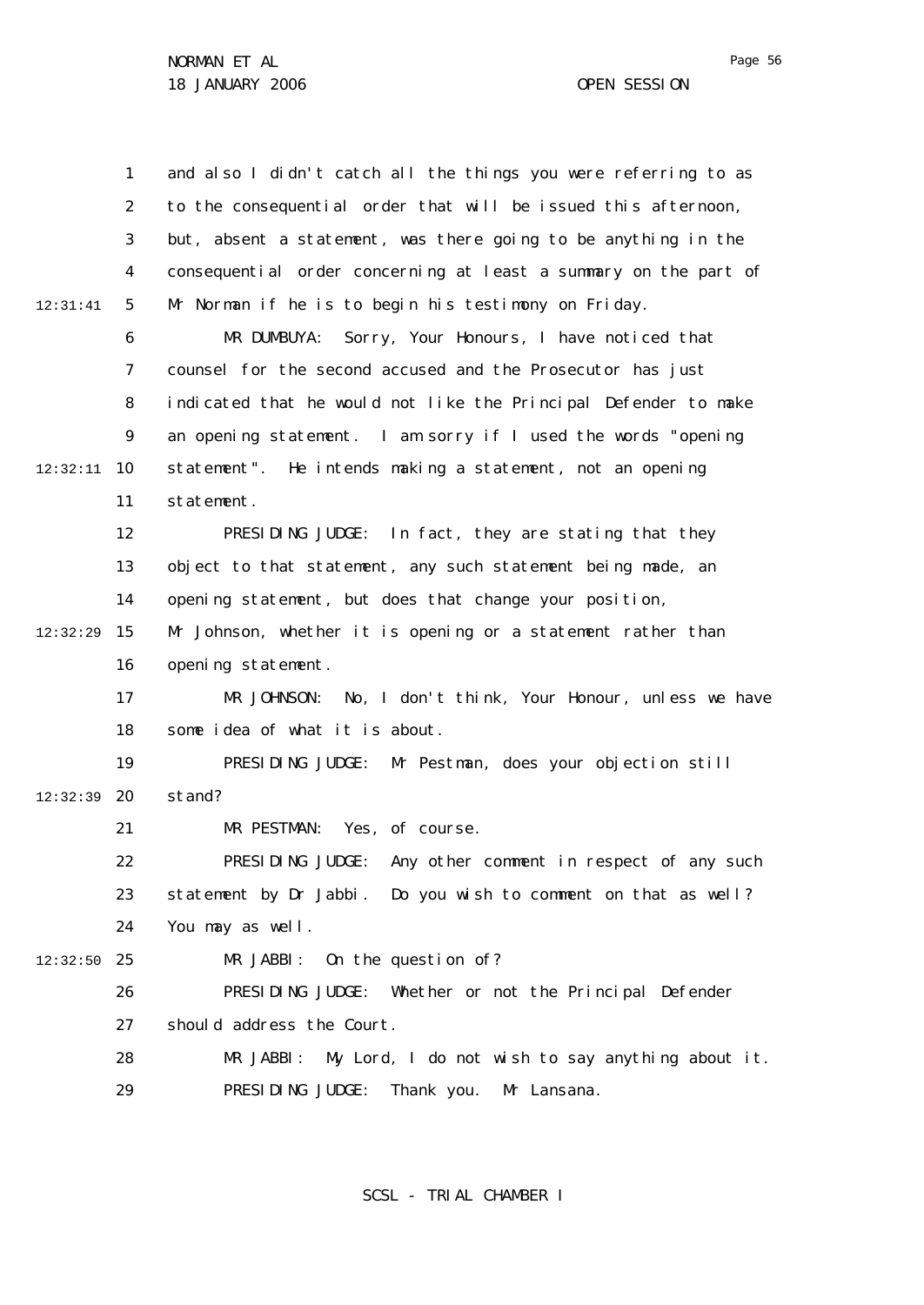and also I didn't catch all the things you were referring to as to the consequential order that will be issued this afternoon, but, absent a statement, was there going to be anything in the consequential order concerning at least a summary on the part of Mr Norman if he is to begin his testimony on Friday.

MR DUMBUYA: Sorry, Your Honours, I have noticed that counsel for the second accused and the Prosecutor has just indicated that he would not like the Principal Defender to make an opening statement. I am sorry if I used the words "opening statement". He intends making a statement, not an opening statement.

PRESIDING JUDGE: In fact, they are stating that they object to that statement, any such statement being made, an opening statement, but does that change your position, Mr Johnson, whether it is opening or a statement rather than opening statement.

MR JOHNSON: No, I don't think, Your Honour, unless we have some idea of what it is about.

PRESIDING JUDGE: Mr Pestman, does your objection still stand?

MR PESTMAN: Yes, of course.

PRESIDING JUDGE: Any other comment in respect of any such statement by Dr Jabbi. Do you wish to comment on that as well? You may as well.

MR JABBI: On the question of?

PRESIDING JUDGE: Whether or not the Principal Defender should address the Court.

MR JABBI: My Lord, I do not wish to say anything about it.

PRESIDING JUDGE: Thank you. Mr Lansana.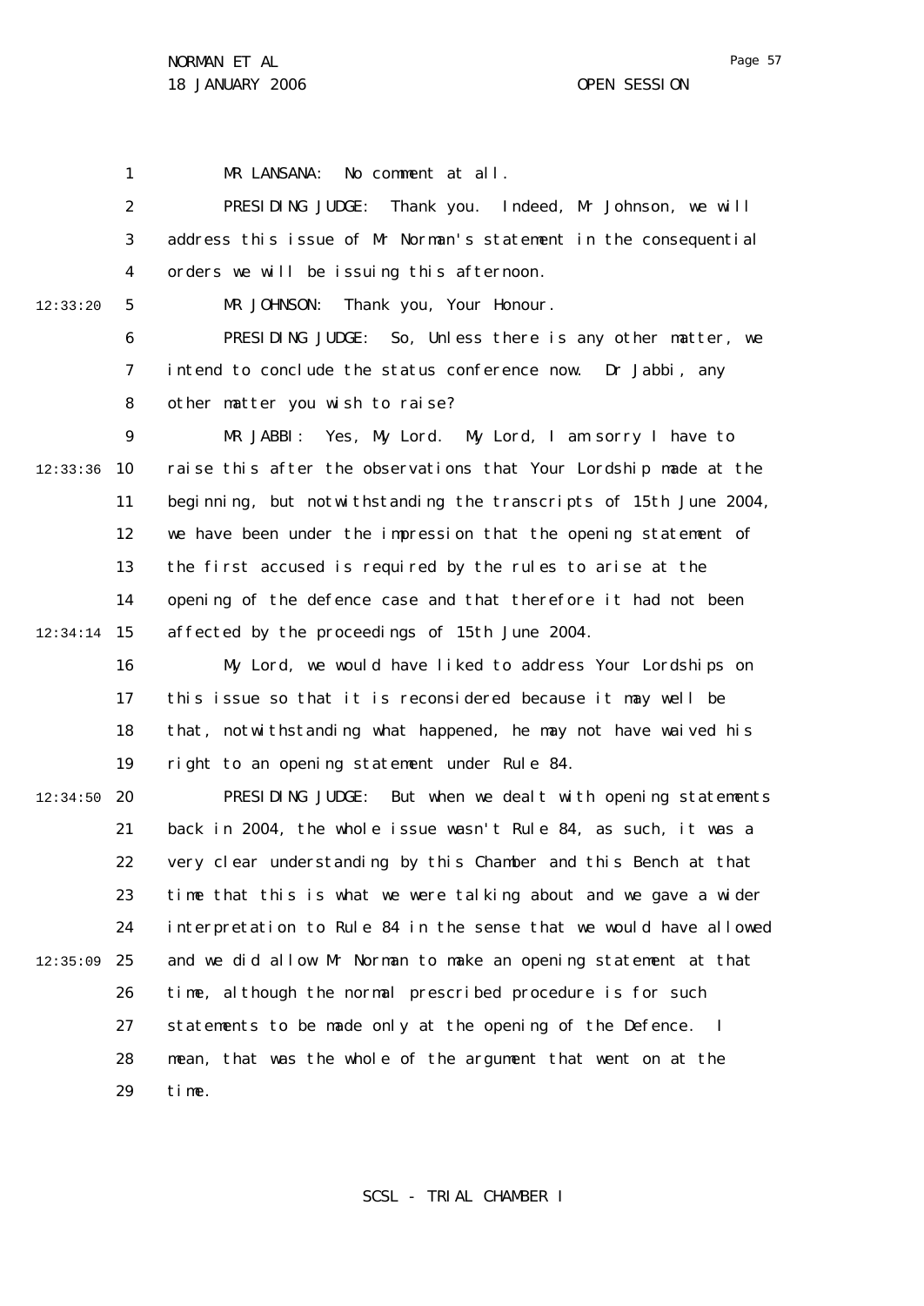MR LANSANA: No comment at all.

PRESIDING JUDGE: Thank you. Indeed, Mr Johnson, we will address this issue of Mr Norman's statement in the consequential orders we will be issuing this afternoon.

MR JOHNSON: Thank you, Your Honour.

PRESIDING JUDGE: So, Unless there is any other matter, we intend to conclude the status conference now. Dr Jabbi, any other matter you wish to raise?

MR JABBI: Yes, My Lord. My Lord, I am sorry I have to raise this after the observations that Your Lordship made at the beginning, but notwithstanding the transcripts of 15th June 2004, we have been under the impression that the opening statement of the first accused is required by the rules to arise at the opening of the defence case and that therefore it had not been affected by the proceedings of 15th June 2004.

My Lord, we would have liked to address Your Lordships on this issue so that it is reconsidered because it may well be that, notwithstanding what happened, he may not have waived his right to an opening statement under Rule 84.

PRESIDING JUDGE: But when we dealt with opening statements back in 2004, the whole issue wasn't Rule 84, as such, it was a very clear understanding by this Chamber and this Bench at that time that this is what we were talking about and we gave a wider interpretation to Rule 84 in the sense that we would have allowed and we did allow Mr Norman to make an opening statement at that time, although the normal prescribed procedure is for such statements to be made only at the opening of the Defence. I mean, that was the whole of the argument that went on at the time.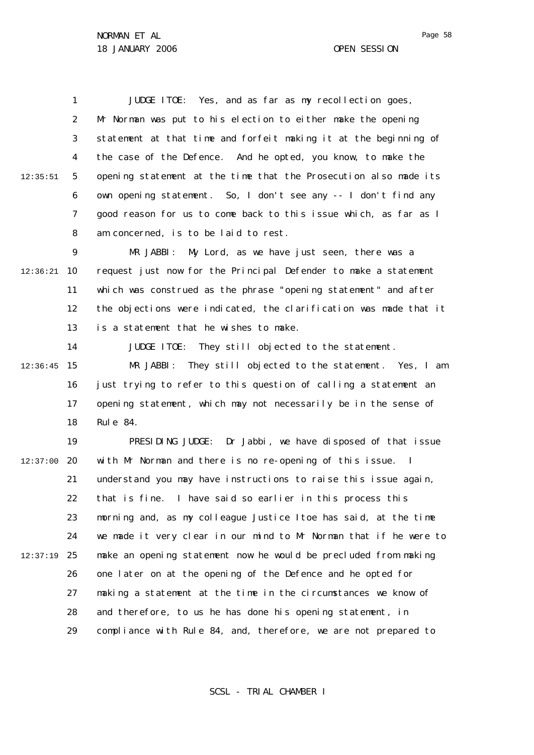JUDGE ITOE: Yes, and as far as my recollection goes, Mr Norman was put to his election to either make the opening statement at that time and forfeit making it at the beginning of the case of the Defence. And he opted, you know, to make the opening statement at the time that the Prosecution also made its own opening statement. So, I don't see any -- I don't find any good reason for us to come back to this issue which, as far as I am concerned, is to be laid to rest.

MR JABBI: My Lord, as we have just seen, there was a request just now for the Principal Defender to make a statement which was construed as the phrase "opening statement" and after the objections were indicated, the clarification was made that it is a statement that he wishes to make.

JUDGE ITOE: They still objected to the statement.

MR JABBI: They still objected to the statement. Yes, I am just trying to refer to this question of calling a statement an opening statement, which may not necessarily be in the sense of Rule 84.

PRESIDING JUDGE: Dr Jabbi, we have disposed of that issue with Mr Norman and there is no re-opening of this issue. I understand you may have instructions to raise this issue again, that is fine. I have said so earlier in this process this morning and, as my colleague Justice Itoe has said, at the time we made it very clear in our mind to Mr Norman that if he were to make an opening statement now he would be precluded from making one later on at the opening of the Defence and he opted for making a statement at the time in the circumstances we know of and therefore, to us he has done his opening statement, in compliance with Rule 84, and, therefore, we are not prepared to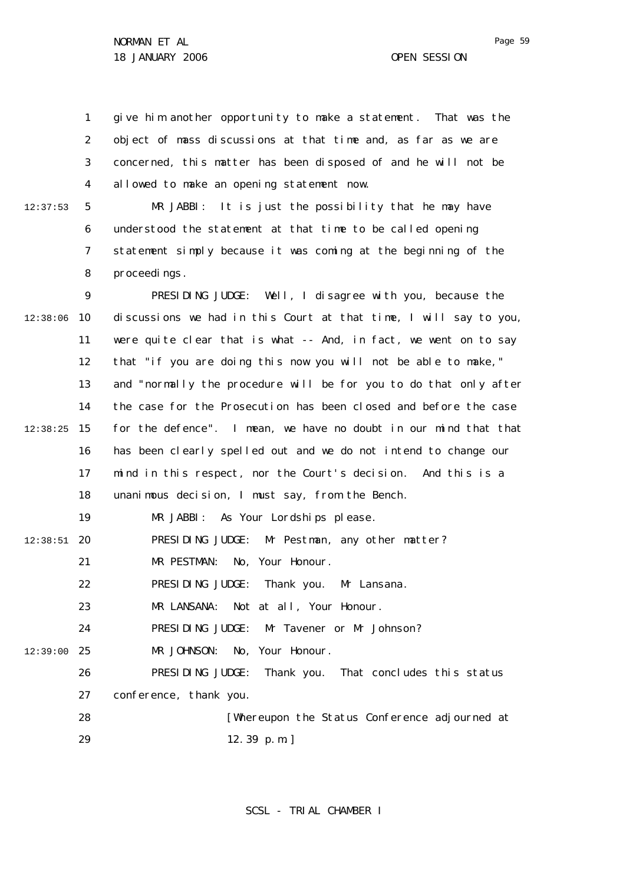give him another opportunity to make a statement. That was the object of mass discussions at that time and, as far as we are concerned, this matter has been disposed of and he will not be allowed to make an opening statement now.

MR JABBI: It is just the possibility that he may have understood the statement at that time to be called opening statement simply because it was coming at the beginning of the proceedings.

PRESIDING JUDGE: Well, I disagree with you, because the discussions we had in this Court at that time, I will say to you, were quite clear that is what -- And, in fact, we went on to say that "if you are doing this now you will not be able to make," and "normally the procedure will be for you to do that only after the case for the Prosecution has been closed and before the case for the defence". I mean, we have no doubt in our mind that that has been clearly spelled out and we do not intend to change our mind in this respect, nor the Court's decision. And this is a unanimous decision, I must say, from the Bench.

MR JABBI: As Your Lordships please.

PRESIDING JUDGE: Mr Pestman, any other matter?

MR PESTMAN: No, Your Honour.

PRESIDING JUDGE: Thank you. Mr Lansana.

MR LANSANA: Not at all, Your Honour.

PRESIDING JUDGE: Mr Tavener or Mr Johnson?

MR JOHNSON: No, Your Honour.

PRESIDING JUDGE: Thank you. That concludes this status conference, thank you.

[Whereupon the Status Conference adjourned at 12.39 p.m.]